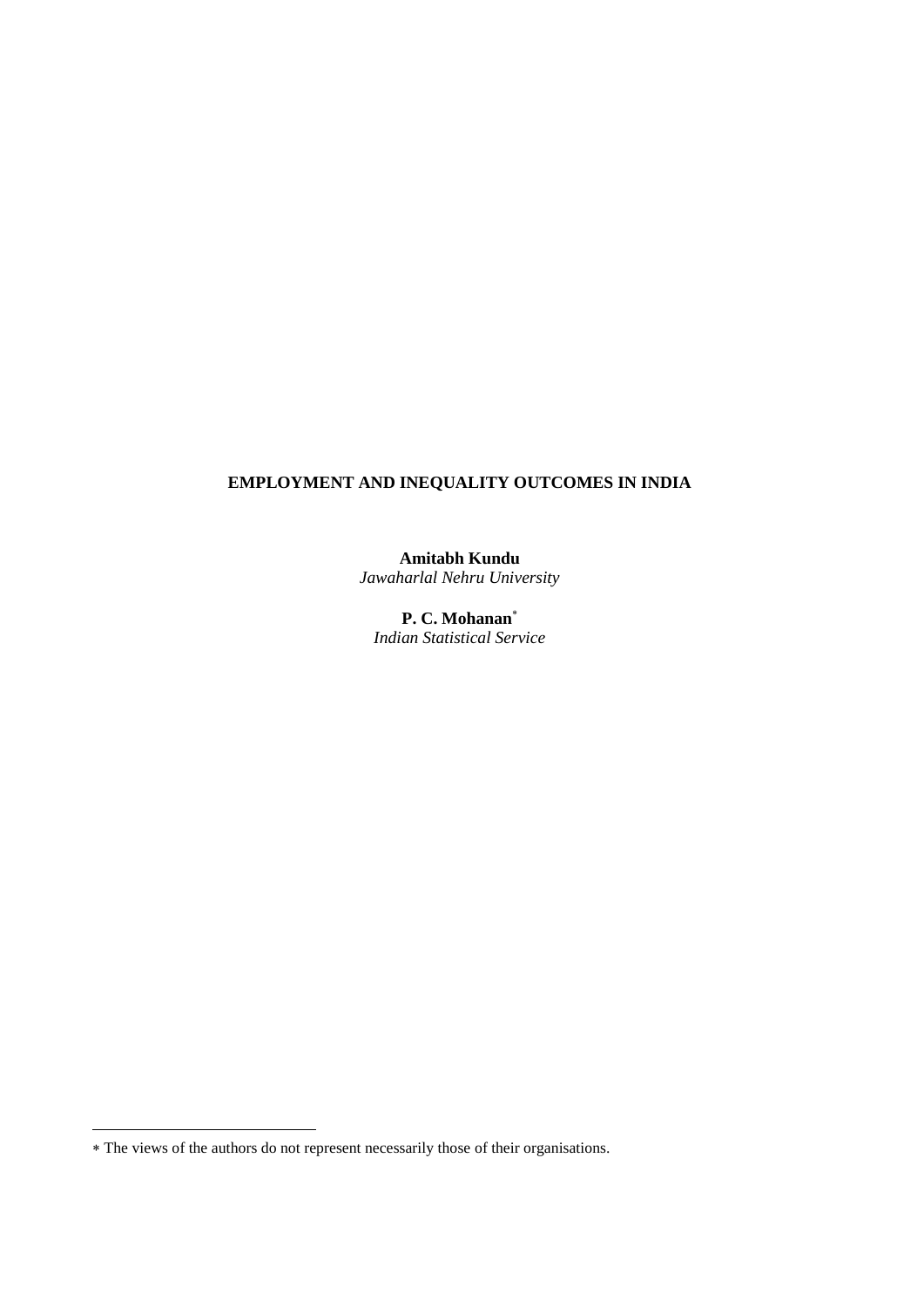# EMPLOYMENT AND INEQUALITY OUTCOMES IN INDIA

**Amitabh Kundu**
*Jawaharlal Nehru University*

**P. C. Mohanan***
*Indian Statistical Service*

---

* The views of the authors do not represent necessarily those of their organisations.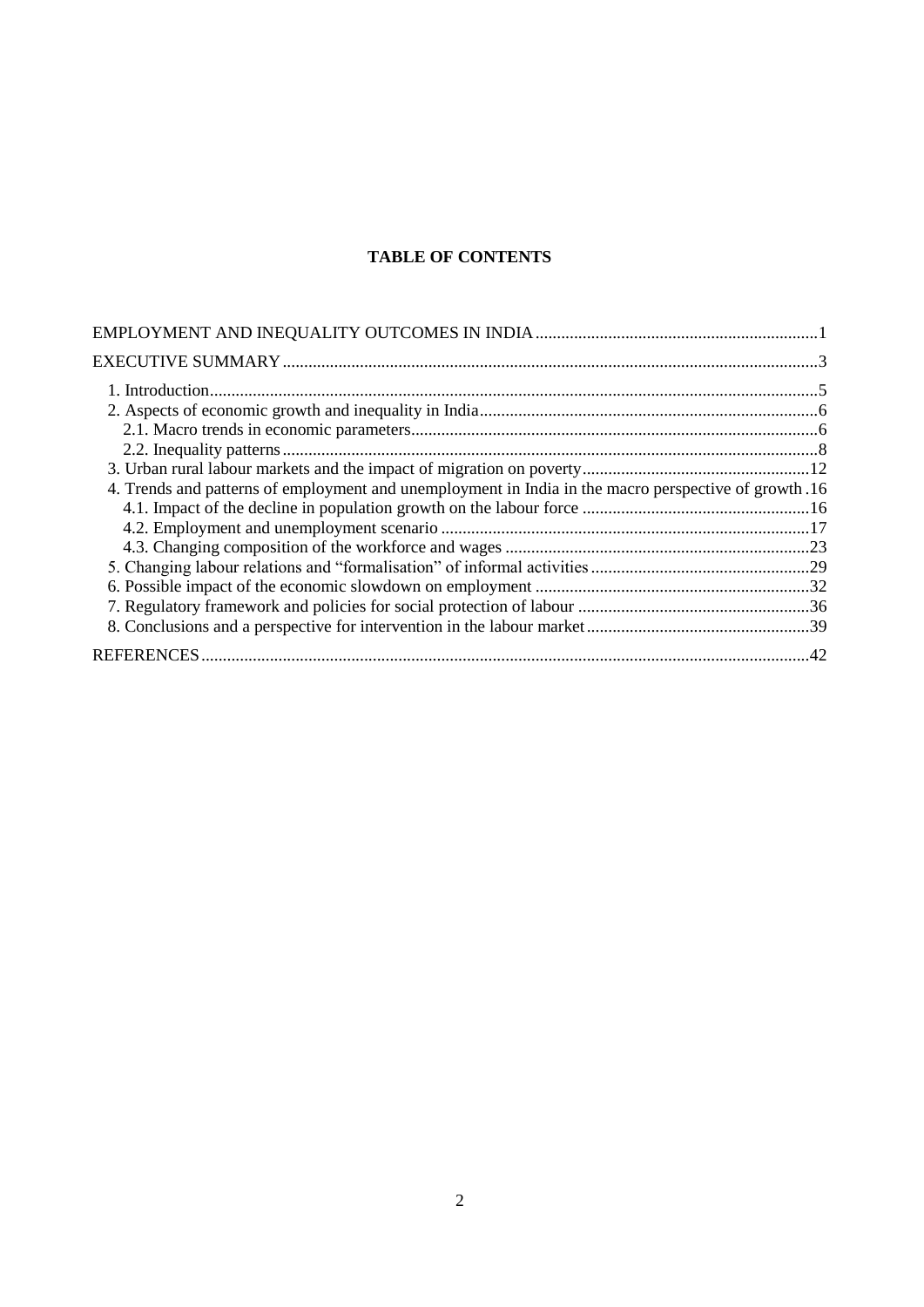**TABLE OF CONTENTS**

EMPLOYMENT AND INEQUALITY OUTCOMES IN INDIA ........................................................... 1

EXECUTIVE SUMMARY ........................................................................................................... 3

- 1. Introduction ........................................................................................................................ 5
- 2. Aspects of economic growth and inequality in India ............................................................. 6
  - 2.1. Macro trends in economic parameters .............................................................................. 6
  - 2.2. Inequality patterns ........................................................................................................... 8
- 3. Urban rural labour markets and the impact of migration on poverty ................................... 12
- 4. Trends and patterns of employment and unemployment in India in the macro perspective of growth . 16
  - 4.1. Impact of the decline in population growth on the labour force ....................................... 16
  - 4.2. Employment and unemployment scenario ....................................................................... 17
  - 4.3. Changing composition of the workforce and wages ......................................................... 23
- 5. Changing labour relations and "formalisation" of informal activities ................................... 29
- 6. Possible impact of the economic slowdown on employment ................................................ 32
- 7. Regulatory framework and policies for social protection of labour ...................................... 36
- 8. Conclusions and a perspective for intervention in the labour market .................................... 39

REFERENCES .......................................................................................................................... 42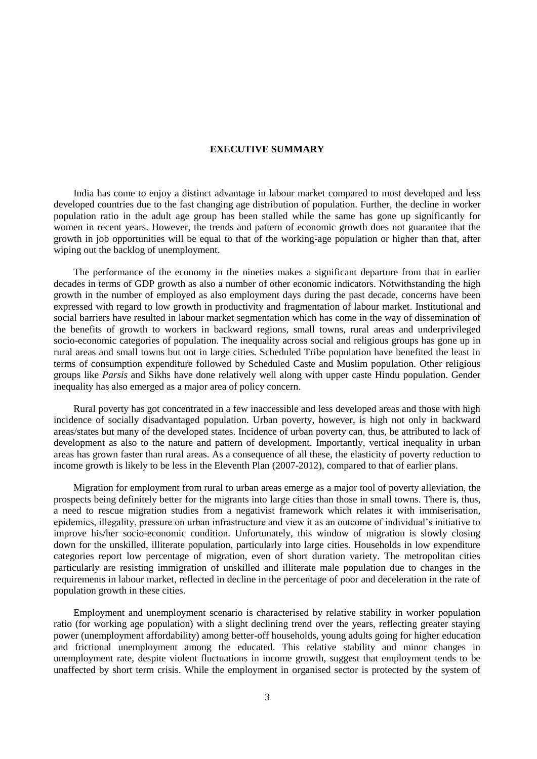## EXECUTIVE SUMMARY

India has come to enjoy a distinct advantage in labour market compared to most developed and less developed countries due to the fast changing age distribution of population. Further, the decline in worker population ratio in the adult age group has been stalled while the same has gone up significantly for women in recent years. However, the trends and pattern of economic growth does not guarantee that the growth in job opportunities will be equal to that of the working-age population or higher than that, after wiping out the backlog of unemployment.

The performance of the economy in the nineties makes a significant departure from that in earlier decades in terms of GDP growth as also a number of other economic indicators. Notwithstanding the high growth in the number of employed as also employment days during the past decade, concerns have been expressed with regard to low growth in productivity and fragmentation of labour market. Institutional and social barriers have resulted in labour market segmentation which has come in the way of dissemination of the benefits of growth to workers in backward regions, small towns, rural areas and underprivileged socio-economic categories of population. The inequality across social and religious groups has gone up in rural areas and small towns but not in large cities. Scheduled Tribe population have benefited the least in terms of consumption expenditure followed by Scheduled Caste and Muslim population. Other religious groups like *Parsis* and Sikhs have done relatively well along with upper caste Hindu population. Gender inequality has also emerged as a major area of policy concern.

Rural poverty has got concentrated in a few inaccessible and less developed areas and those with high incidence of socially disadvantaged population. Urban poverty, however, is high not only in backward areas/states but many of the developed states. Incidence of urban poverty can, thus, be attributed to lack of development as also to the nature and pattern of development. Importantly, vertical inequality in urban areas has grown faster than rural areas. As a consequence of all these, the elasticity of poverty reduction to income growth is likely to be less in the Eleventh Plan (2007-2012), compared to that of earlier plans.

Migration for employment from rural to urban areas emerge as a major tool of poverty alleviation, the prospects being definitely better for the migrants into large cities than those in small towns. There is, thus, a need to rescue migration studies from a negativist framework which relates it with immiserisation, epidemics, illegality, pressure on urban infrastructure and view it as an outcome of individual's initiative to improve his/her socio-economic condition. Unfortunately, this window of migration is slowly closing down for the unskilled, illiterate population, particularly into large cities. Households in low expenditure categories report low percentage of migration, even of short duration variety. The metropolitan cities particularly are resisting immigration of unskilled and illiterate male population due to changes in the requirements in labour market, reflected in decline in the percentage of poor and deceleration in the rate of population growth in these cities.

Employment and unemployment scenario is characterised by relative stability in worker population ratio (for working age population) with a slight declining trend over the years, reflecting greater staying power (unemployment affordability) among better-off households, young adults going for higher education and frictional unemployment among the educated. This relative stability and minor changes in unemployment rate, despite violent fluctuations in income growth, suggest that employment tends to be unaffected by short term crisis. While the employment in organised sector is protected by the system of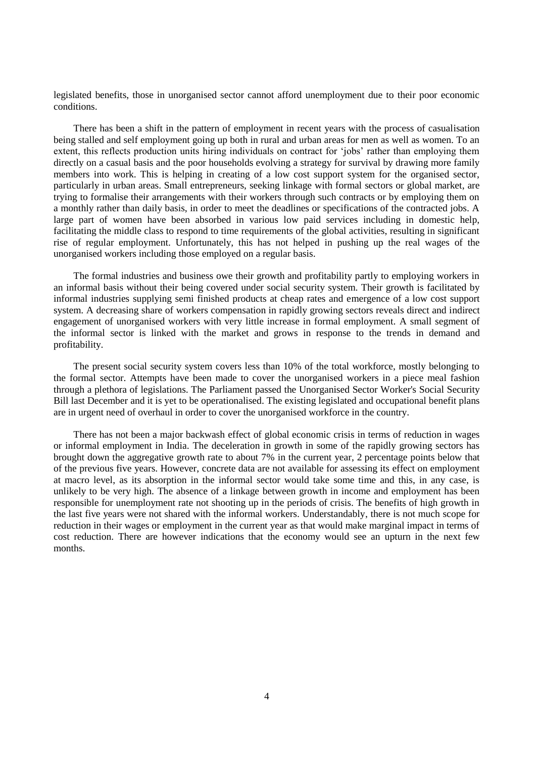legislated benefits, those in unorganised sector cannot afford unemployment due to their poor economic conditions.

There has been a shift in the pattern of employment in recent years with the process of casualisation being stalled and self employment going up both in rural and urban areas for men as well as women. To an extent, this reflects production units hiring individuals on contract for 'jobs' rather than employing them directly on a casual basis and the poor households evolving a strategy for survival by drawing more family members into work. This is helping in creating of a low cost support system for the organised sector, particularly in urban areas. Small entrepreneurs, seeking linkage with formal sectors or global market, are trying to formalise their arrangements with their workers through such contracts or by employing them on a monthly rather than daily basis, in order to meet the deadlines or specifications of the contracted jobs. A large part of women have been absorbed in various low paid services including in domestic help, facilitating the middle class to respond to time requirements of the global activities, resulting in significant rise of regular employment. Unfortunately, this has not helped in pushing up the real wages of the unorganised workers including those employed on a regular basis.

The formal industries and business owe their growth and profitability partly to employing workers in an informal basis without their being covered under social security system. Their growth is facilitated by informal industries supplying semi finished products at cheap rates and emergence of a low cost support system. A decreasing share of workers compensation in rapidly growing sectors reveals direct and indirect engagement of unorganised workers with very little increase in formal employment. A small segment of the informal sector is linked with the market and grows in response to the trends in demand and profitability.

The present social security system covers less than 10% of the total workforce, mostly belonging to the formal sector. Attempts have been made to cover the unorganised workers in a piece meal fashion through a plethora of legislations. The Parliament passed the Unorganised Sector Worker's Social Security Bill last December and it is yet to be operationalised. The existing legislated and occupational benefit plans are in urgent need of overhaul in order to cover the unorganised workforce in the country.

There has not been a major backwash effect of global economic crisis in terms of reduction in wages or informal employment in India. The deceleration in growth in some of the rapidly growing sectors has brought down the aggregative growth rate to about 7% in the current year, 2 percentage points below that of the previous five years. However, concrete data are not available for assessing its effect on employment at macro level, as its absorption in the informal sector would take some time and this, in any case, is unlikely to be very high. The absence of a linkage between growth in income and employment has been responsible for unemployment rate not shooting up in the periods of crisis. The benefits of high growth in the last five years were not shared with the informal workers. Understandably, there is not much scope for reduction in their wages or employment in the current year as that would make marginal impact in terms of cost reduction. There are however indications that the economy would see an upturn in the next few months.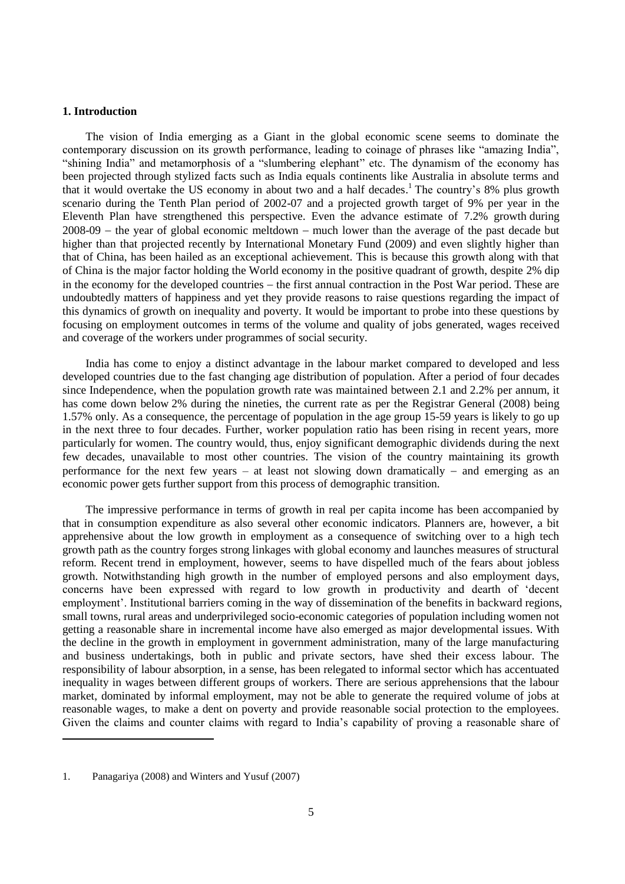## 1. Introduction

The vision of India emerging as a Giant in the global economic scene seems to dominate the contemporary discussion on its growth performance, leading to coinage of phrases like "amazing India", "shining India" and metamorphosis of a "slumbering elephant" etc. The dynamism of the economy has been projected through stylized facts such as India equals continents like Australia in absolute terms and that it would overtake the US economy in about two and a half decades.[1] The country's 8% plus growth scenario during the Tenth Plan period of 2002-07 and a projected growth target of 9% per year in the Eleventh Plan have strengthened this perspective. Even the advance estimate of 7.2% growth during 2008-09 – the year of global economic meltdown – much lower than the average of the past decade but higher than that projected recently by International Monetary Fund (2009) and even slightly higher than that of China, has been hailed as an exceptional achievement. This is because this growth along with that of China is the major factor holding the World economy in the positive quadrant of growth, despite 2% dip in the economy for the developed countries – the first annual contraction in the Post War period. These are undoubtedly matters of happiness and yet they provide reasons to raise questions regarding the impact of this dynamics of growth on inequality and poverty. It would be important to probe into these questions by focusing on employment outcomes in terms of the volume and quality of jobs generated, wages received and coverage of the workers under programmes of social security.

India has come to enjoy a distinct advantage in the labour market compared to developed and less developed countries due to the fast changing age distribution of population. After a period of four decades since Independence, when the population growth rate was maintained between 2.1 and 2.2% per annum, it has come down below 2% during the nineties, the current rate as per the Registrar General (2008) being 1.57% only. As a consequence, the percentage of population in the age group 15-59 years is likely to go up in the next three to four decades. Further, worker population ratio has been rising in recent years, more particularly for women. The country would, thus, enjoy significant demographic dividends during the next few decades, unavailable to most other countries. The vision of the country maintaining its growth performance for the next few years – at least not slowing down dramatically – and emerging as an economic power gets further support from this process of demographic transition.

The impressive performance in terms of growth in real per capita income has been accompanied by that in consumption expenditure as also several other economic indicators. Planners are, however, a bit apprehensive about the low growth in employment as a consequence of switching over to a high tech growth path as the country forges strong linkages with global economy and launches measures of structural reform. Recent trend in employment, however, seems to have dispelled much of the fears about jobless growth. Notwithstanding high growth in the number of employed persons and also employment days, concerns have been expressed with regard to low growth in productivity and dearth of 'decent employment'. Institutional barriers coming in the way of dissemination of the benefits in backward regions, small towns, rural areas and underprivileged socio-economic categories of population including women not getting a reasonable share in incremental income have also emerged as major developmental issues. With the decline in the growth in employment in government administration, many of the large manufacturing and business undertakings, both in public and private sectors, have shed their excess labour. The responsibility of labour absorption, in a sense, has been relegated to informal sector which has accentuated inequality in wages between different groups of workers. There are serious apprehensions that the labour market, dominated by informal employment, may not be able to generate the required volume of jobs at reasonable wages, to make a dent on poverty and provide reasonable social protection to the employees. Given the claims and counter claims with regard to India's capability of proving a reasonable share of

1. Panagariya (2008) and Winters and Yusuf (2007)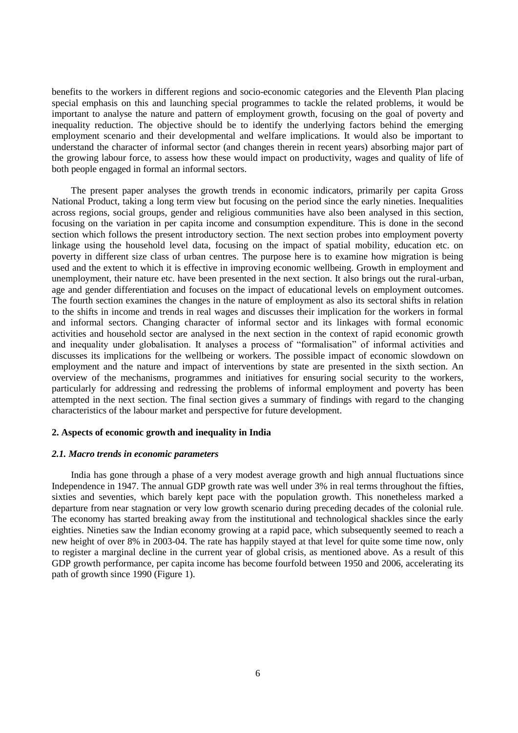benefits to the workers in different regions and socio-economic categories and the Eleventh Plan placing special emphasis on this and launching special programmes to tackle the related problems, it would be important to analyse the nature and pattern of employment growth, focusing on the goal of poverty and inequality reduction. The objective should be to identify the underlying factors behind the emerging employment scenario and their developmental and welfare implications. It would also be important to understand the character of informal sector (and changes therein in recent years) absorbing major part of the growing labour force, to assess how these would impact on productivity, wages and quality of life of both people engaged in formal an informal sectors.

The present paper analyses the growth trends in economic indicators, primarily per capita Gross National Product, taking a long term view but focusing on the period since the early nineties. Inequalities across regions, social groups, gender and religious communities have also been analysed in this section, focusing on the variation in per capita income and consumption expenditure. This is done in the second section which follows the present introductory section. The next section probes into employment poverty linkage using the household level data, focusing on the impact of spatial mobility, education etc. on poverty in different size class of urban centres. The purpose here is to examine how migration is being used and the extent to which it is effective in improving economic wellbeing. Growth in employment and unemployment, their nature etc. have been presented in the next section. It also brings out the rural-urban, age and gender differentiation and focuses on the impact of educational levels on employment outcomes. The fourth section examines the changes in the nature of employment as also its sectoral shifts in relation to the shifts in income and trends in real wages and discusses their implication for the workers in formal and informal sectors. Changing character of informal sector and its linkages with formal economic activities and household sector are analysed in the next section in the context of rapid economic growth and inequality under globalisation. It analyses a process of "formalisation" of informal activities and discusses its implications for the wellbeing or workers. The possible impact of economic slowdown on employment and the nature and impact of interventions by state are presented in the sixth section. An overview of the mechanisms, programmes and initiatives for ensuring social security to the workers, particularly for addressing and redressing the problems of informal employment and poverty has been attempted in the next section. The final section gives a summary of findings with regard to the changing characteristics of the labour market and perspective for future development.

## 2. Aspects of economic growth and inequality in India

### *2.1. Macro trends in economic parameters*

India has gone through a phase of a very modest average growth and high annual fluctuations since Independence in 1947. The annual GDP growth rate was well under 3% in real terms throughout the fifties, sixties and seventies, which barely kept pace with the population growth. This nonetheless marked a departure from near stagnation or very low growth scenario during preceding decades of the colonial rule. The economy has started breaking away from the institutional and technological shackles since the early eighties. Nineties saw the Indian economy growing at a rapid pace, which subsequently seemed to reach a new height of over 8% in 2003-04. The rate has happily stayed at that level for quite some time now, only to register a marginal decline in the current year of global crisis, as mentioned above. As a result of this GDP growth performance, per capita income has become fourfold between 1950 and 2006, accelerating its path of growth since 1990 (Figure 1).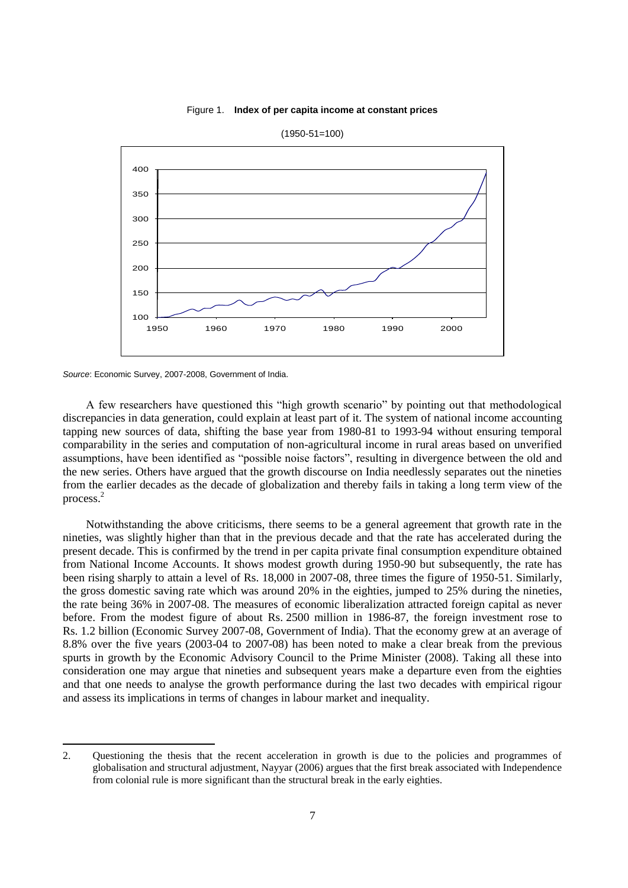Figure 1. **Index of per capita income at constant prices**

(1950-51=100)

*Source*: Economic Survey, 2007-2008, Government of India.

A few researchers have questioned this "high growth scenario" by pointing out that methodological discrepancies in data generation, could explain at least part of it. The system of national income accounting tapping new sources of data, shifting the base year from 1980-81 to 1993-94 without ensuring temporal comparability in the series and computation of non-agricultural income in rural areas based on unverified assumptions, have been identified as "possible noise factors", resulting in divergence between the old and the new series. Others have argued that the growth discourse on India needlessly separates out the nineties from the earlier decades as the decade of globalization and thereby fails in taking a long term view of the process.[2]

Notwithstanding the above criticisms, there seems to be a general agreement that growth rate in the nineties, was slightly higher than that in the previous decade and that the rate has accelerated during the present decade. This is confirmed by the trend in per capita private final consumption expenditure obtained from National Income Accounts. It shows modest growth during 1950-90 but subsequently, the rate has been rising sharply to attain a level of Rs. 18,000 in 2007-08, three times the figure of 1950-51. Similarly, the gross domestic saving rate which was around 20% in the eighties, jumped to 25% during the nineties, the rate being 36% in 2007-08. The measures of economic liberalization attracted foreign capital as never before. From the modest figure of about Rs. 2500 million in 1986-87, the foreign investment rose to Rs. 1.2 billion (Economic Survey 2007-08, Government of India). That the economy grew at an average of 8.8% over the five years (2003-04 to 2007-08) has been noted to make a clear break from the previous spurts in growth by the Economic Advisory Council to the Prime Minister (2008). Taking all these into consideration one may argue that nineties and subsequent years make a departure even from the eighties and that one needs to analyse the growth performance during the last two decades with empirical rigour and assess its implications in terms of changes in labour market and inequality.

2. Questioning the thesis that the recent acceleration in growth is due to the policies and programmes of globalisation and structural adjustment, Nayyar (2006) argues that the first break associated with Independence from colonial rule is more significant than the structural break in the early eighties.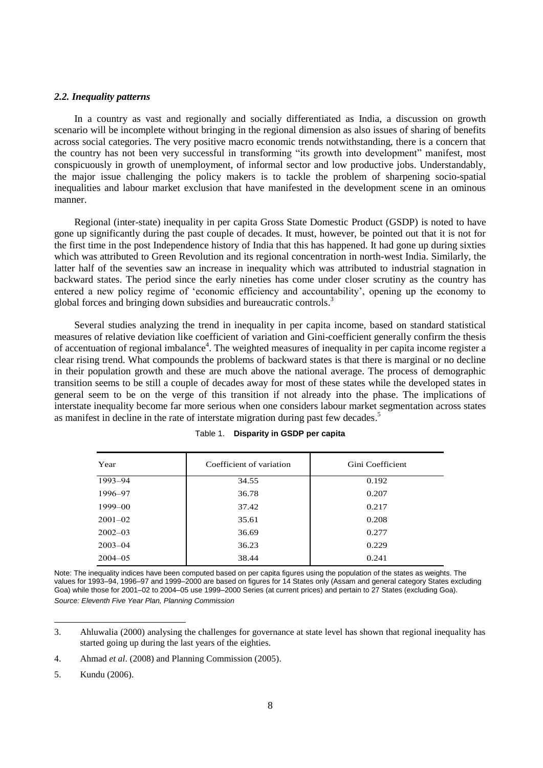### *2.2. Inequality patterns*

In a country as vast and regionally and socially differentiated as India, a discussion on growth scenario will be incomplete without bringing in the regional dimension as also issues of sharing of benefits across social categories. The very positive macro economic trends notwithstanding, there is a concern that the country has not been very successful in transforming "its growth into development" manifest, most conspicuously in growth of unemployment, of informal sector and low productive jobs. Understandably, the major issue challenging the policy makers is to tackle the problem of sharpening socio-spatial inequalities and labour market exclusion that have manifested in the development scene in an ominous manner.

Regional (inter-state) inequality in per capita Gross State Domestic Product (GSDP) is noted to have gone up significantly during the past couple of decades. It must, however, be pointed out that it is not for the first time in the post Independence history of India that this has happened. It had gone up during sixties which was attributed to Green Revolution and its regional concentration in north-west India. Similarly, the latter half of the seventies saw an increase in inequality which was attributed to industrial stagnation in backward states. The period since the early nineties has come under closer scrutiny as the country has entered a new policy regime of 'economic efficiency and accountability', opening up the economy to global forces and bringing down subsidies and bureaucratic controls.[3]

Several studies analyzing the trend in inequality in per capita income, based on standard statistical measures of relative deviation like coefficient of variation and Gini-coefficient generally confirm the thesis of accentuation of regional imbalance[4]. The weighted measures of inequality in per capita income register a clear rising trend. What compounds the problems of backward states is that there is marginal or no decline in their population growth and these are much above the national average. The process of demographic transition seems to be still a couple of decades away for most of these states while the developed states in general seem to be on the verge of this transition if not already into the phase. The implications of interstate inequality become far more serious when one considers labour market segmentation across states as manifest in decline in the rate of interstate migration during past few decades.[5]

Table 1. **Disparity in GSDP per capita**

| Year | Coefficient of variation | Gini Coefficient |
|---|---|---|
| 1993–94 | 34.55 | 0.192 |
| 1996–97 | 36.78 | 0.207 |
| 1999–00 | 37.42 | 0.217 |
| 2001–02 | 35.61 | 0.208 |
| 2002–03 | 36.69 | 0.277 |
| 2003–04 | 36.23 | 0.229 |
| 2004–05 | 38.44 | 0.241 |

Note: The inequality indices have been computed based on per capita figures using the population of the states as weights. The values for 1993–94, 1996–97 and 1999–2000 are based on figures for 14 States only (Assam and general category States excluding Goa) while those for 2001–02 to 2004–05 use 1999–2000 Series (at current prices) and pertain to 27 States (excluding Goa).

*Source: Eleventh Five Year Plan, Planning Commission*

3. Ahluwalia (2000) analysing the challenges for governance at state level has shown that regional inequality has started going up during the last years of the eighties.
4. Ahmad *et al*. (2008) and Planning Commission (2005).
5. Kundu (2006).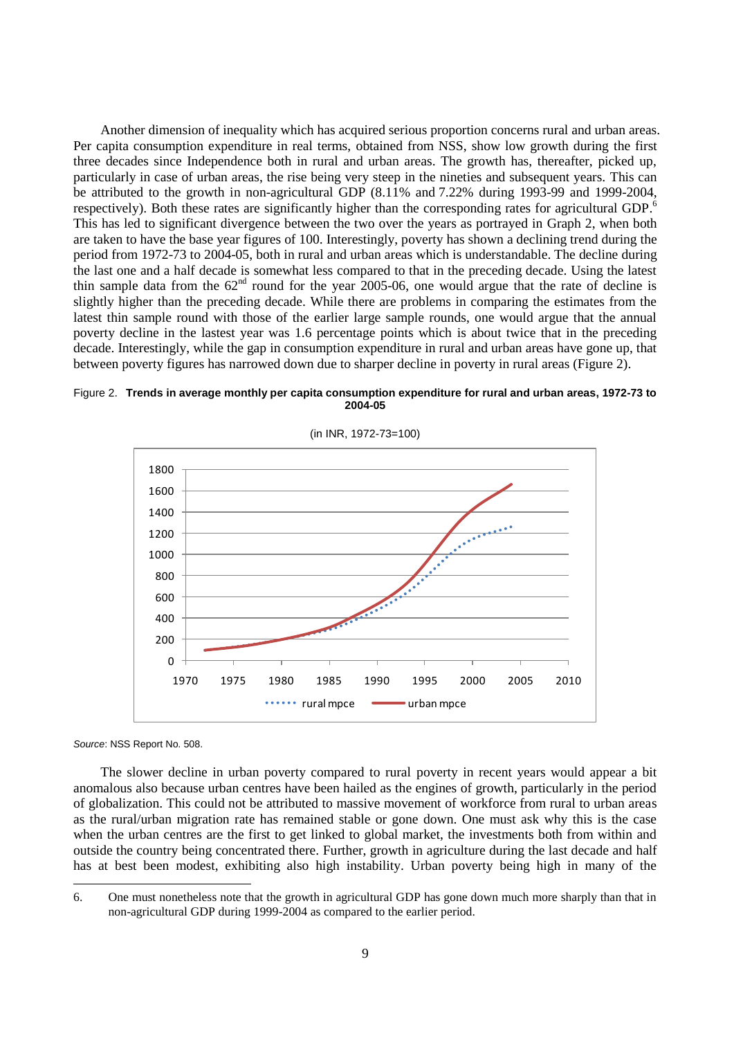Another dimension of inequality which has acquired serious proportion concerns rural and urban areas. Per capita consumption expenditure in real terms, obtained from NSS, show low growth during the first three decades since Independence both in rural and urban areas. The growth has, thereafter, picked up, particularly in case of urban areas, the rise being very steep in the nineties and subsequent years. This can be attributed to the growth in non-agricultural GDP (8.11% and 7.22% during 1993-99 and 1999-2004, respectively). Both these rates are significantly higher than the corresponding rates for agricultural GDP.[6] This has led to significant divergence between the two over the years as portrayed in Graph 2, when both are taken to have the base year figures of 100. Interestingly, poverty has shown a declining trend during the period from 1972-73 to 2004-05, both in rural and urban areas which is understandable. The decline during the last one and a half decade is somewhat less compared to that in the preceding decade. Using the latest thin sample data from the 62[nd] round for the year 2005-06, one would argue that the rate of decline is slightly higher than the preceding decade. While there are problems in comparing the estimates from the latest thin sample round with those of the earlier large sample rounds, one would argue that the annual poverty decline in the lastest year was 1.6 percentage points which is about twice that in the preceding decade. Interestingly, while the gap in consumption expenditure in rural and urban areas have gone up, that between poverty figures has narrowed down due to sharper decline in poverty in rural areas (Figure 2).

Figure 2. **Trends in average monthly per capita consumption expenditure for rural and urban areas, 1972-73 to 2004-05**

(in INR, 1972-73=100)

*Source*: NSS Report No. 508.

The slower decline in urban poverty compared to rural poverty in recent years would appear a bit anomalous also because urban centres have been hailed as the engines of growth, particularly in the period of globalization. This could not be attributed to massive movement of workforce from rural to urban areas as the rural/urban migration rate has remained stable or gone down. One must ask why this is the case when the urban centres are the first to get linked to global market, the investments both from within and outside the country being concentrated there. Further, growth in agriculture during the last decade and half has at best been modest, exhibiting also high instability. Urban poverty being high in many of the

6. One must nonetheless note that the growth in agricultural GDP has gone down much more sharply than that in non-agricultural GDP during 1999-2004 as compared to the earlier period.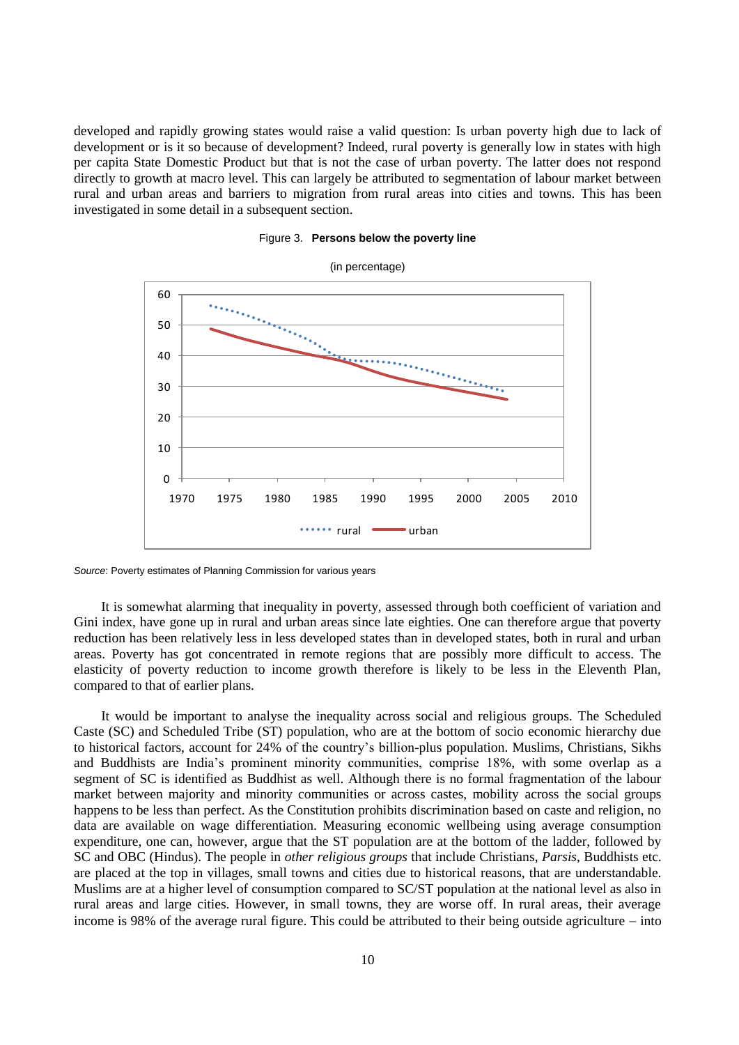developed and rapidly growing states would raise a valid question: Is urban poverty high due to lack of development or is it so because of development? Indeed, rural poverty is generally low in states with high per capita State Domestic Product but that is not the case of urban poverty. The latter does not respond directly to growth at macro level. This can largely be attributed to segmentation of labour market between rural and urban areas and barriers to migration from rural areas into cities and towns. This has been investigated in some detail in a subsequent section.

Figure 3. **Persons below the poverty line**

(in percentage)

*Source*: Poverty estimates of Planning Commission for various years

It is somewhat alarming that inequality in poverty, assessed through both coefficient of variation and Gini index, have gone up in rural and urban areas since late eighties. One can therefore argue that poverty reduction has been relatively less in less developed states than in developed states, both in rural and urban areas. Poverty has got concentrated in remote regions that are possibly more difficult to access. The elasticity of poverty reduction to income growth therefore is likely to be less in the Eleventh Plan, compared to that of earlier plans.

It would be important to analyse the inequality across social and religious groups. The Scheduled Caste (SC) and Scheduled Tribe (ST) population, who are at the bottom of socio economic hierarchy due to historical factors, account for 24% of the country's billion-plus population. Muslims, Christians, Sikhs and Buddhists are India's prominent minority communities, comprise 18%, with some overlap as a segment of SC is identified as Buddhist as well. Although there is no formal fragmentation of the labour market between majority and minority communities or across castes, mobility across the social groups happens to be less than perfect. As the Constitution prohibits discrimination based on caste and religion, no data are available on wage differentiation. Measuring economic wellbeing using average consumption expenditure, one can, however, argue that the ST population are at the bottom of the ladder, followed by SC and OBC (Hindus). The people in *other religious groups* that include Christians, *Parsis*, Buddhists etc. are placed at the top in villages, small towns and cities due to historical reasons, that are understandable. Muslims are at a higher level of consumption compared to SC/ST population at the national level as also in rural areas and large cities. However, in small towns, they are worse off. In rural areas, their average income is 98% of the average rural figure. This could be attributed to their being outside agriculture – into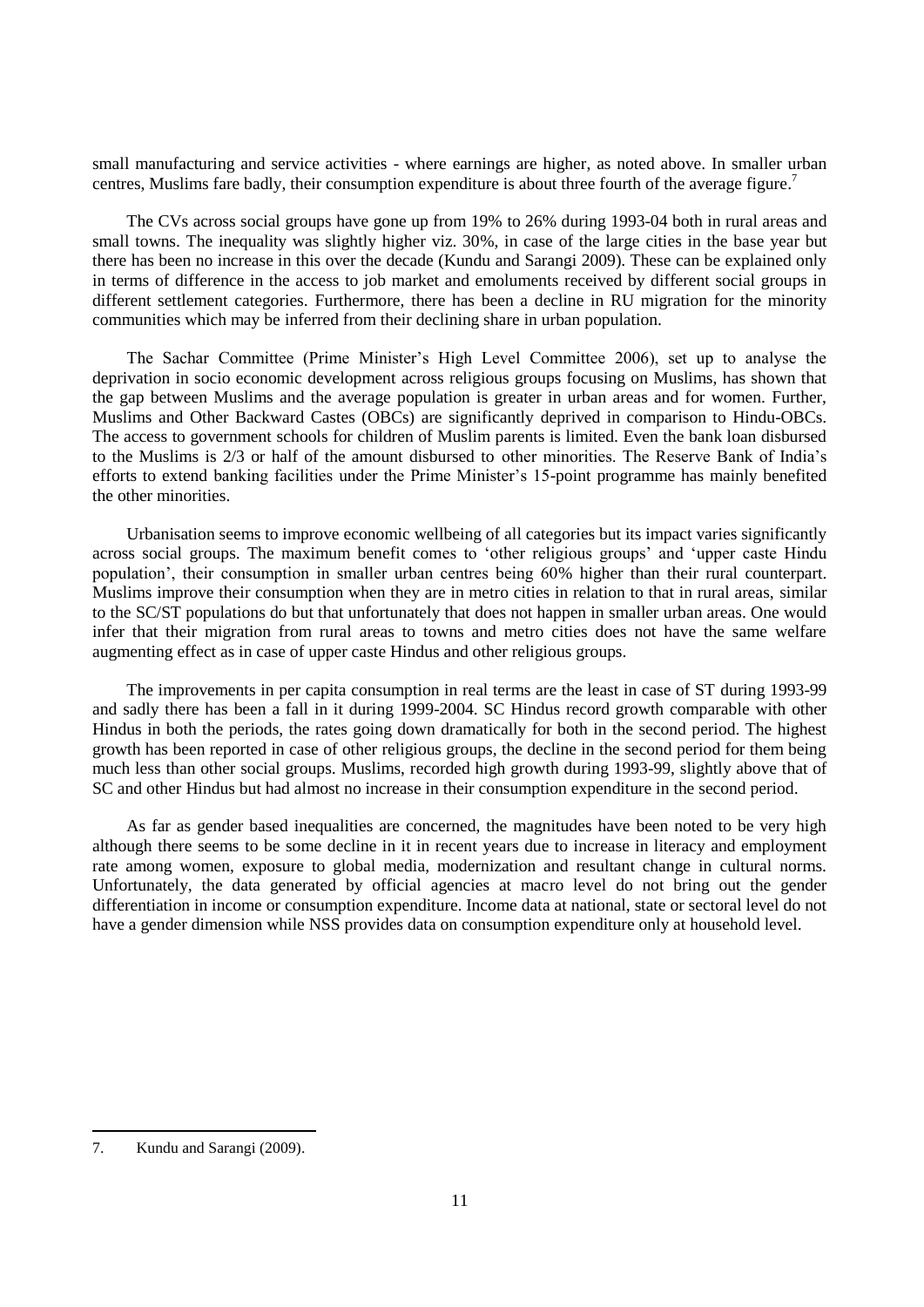small manufacturing and service activities - where earnings are higher, as noted above. In smaller urban centres, Muslims fare badly, their consumption expenditure is about three fourth of the average figure.[7]

The CVs across social groups have gone up from 19% to 26% during 1993-04 both in rural areas and small towns. The inequality was slightly higher viz. 30%, in case of the large cities in the base year but there has been no increase in this over the decade (Kundu and Sarangi 2009). These can be explained only in terms of difference in the access to job market and emoluments received by different social groups in different settlement categories. Furthermore, there has been a decline in RU migration for the minority communities which may be inferred from their declining share in urban population.

The Sachar Committee (Prime Minister's High Level Committee 2006), set up to analyse the deprivation in socio economic development across religious groups focusing on Muslims, has shown that the gap between Muslims and the average population is greater in urban areas and for women. Further, Muslims and Other Backward Castes (OBCs) are significantly deprived in comparison to Hindu-OBCs. The access to government schools for children of Muslim parents is limited. Even the bank loan disbursed to the Muslims is 2/3 or half of the amount disbursed to other minorities. The Reserve Bank of India's efforts to extend banking facilities under the Prime Minister's 15-point programme has mainly benefited the other minorities.

Urbanisation seems to improve economic wellbeing of all categories but its impact varies significantly across social groups. The maximum benefit comes to 'other religious groups' and 'upper caste Hindu population', their consumption in smaller urban centres being 60% higher than their rural counterpart. Muslims improve their consumption when they are in metro cities in relation to that in rural areas, similar to the SC/ST populations do but that unfortunately that does not happen in smaller urban areas. One would infer that their migration from rural areas to towns and metro cities does not have the same welfare augmenting effect as in case of upper caste Hindus and other religious groups.

The improvements in per capita consumption in real terms are the least in case of ST during 1993-99 and sadly there has been a fall in it during 1999-2004. SC Hindus record growth comparable with other Hindus in both the periods, the rates going down dramatically for both in the second period. The highest growth has been reported in case of other religious groups, the decline in the second period for them being much less than other social groups. Muslims, recorded high growth during 1993-99, slightly above that of SC and other Hindus but had almost no increase in their consumption expenditure in the second period.

As far as gender based inequalities are concerned, the magnitudes have been noted to be very high although there seems to be some decline in it in recent years due to increase in literacy and employment rate among women, exposure to global media, modernization and resultant change in cultural norms. Unfortunately, the data generated by official agencies at macro level do not bring out the gender differentiation in income or consumption expenditure. Income data at national, state or sectoral level do not have a gender dimension while NSS provides data on consumption expenditure only at household level.

7. Kundu and Sarangi (2009).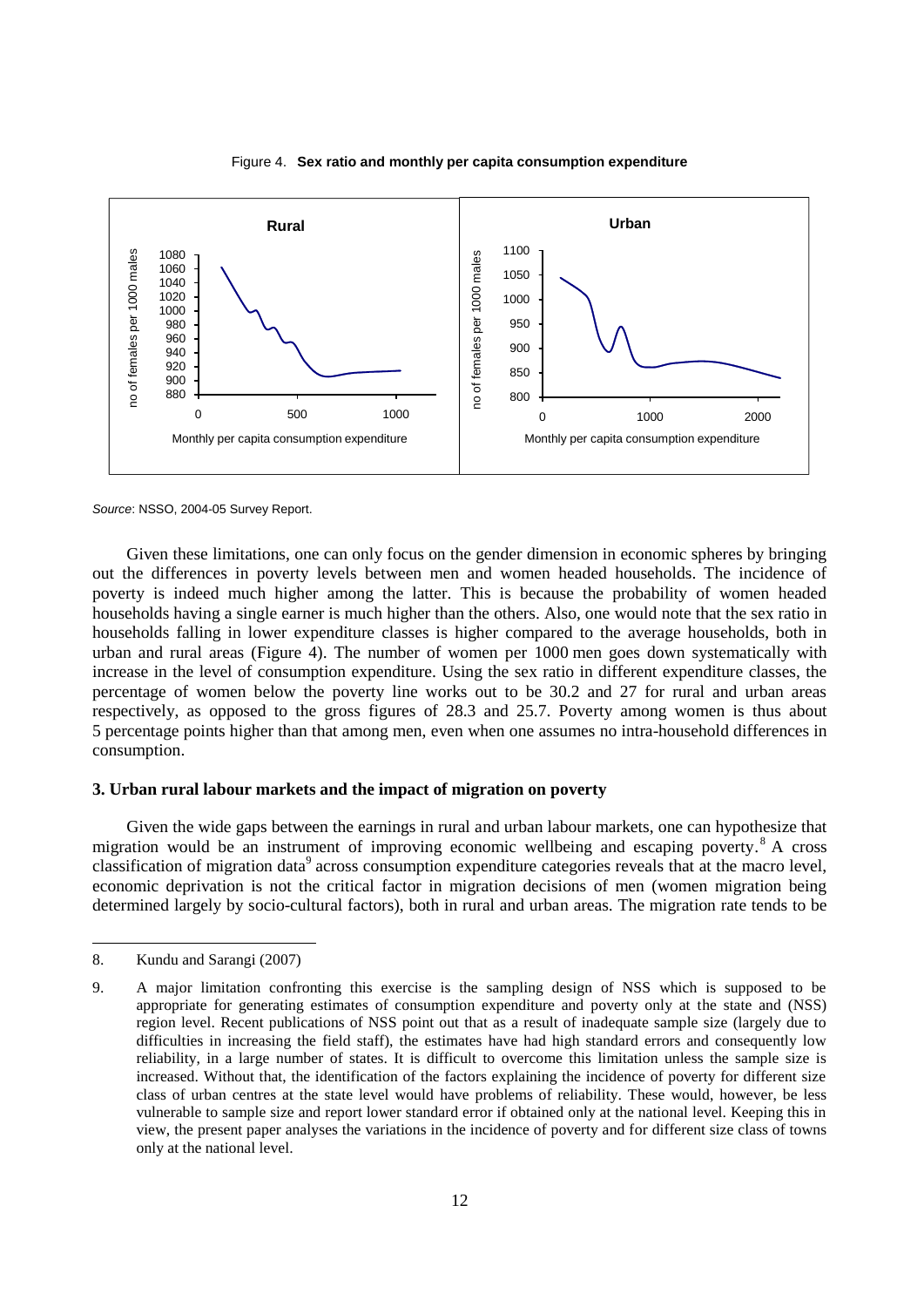Figure 4. **Sex ratio and monthly per capita consumption expenditure**

*Source*: NSSO, 2004-05 Survey Report.

Given these limitations, one can only focus on the gender dimension in economic spheres by bringing out the differences in poverty levels between men and women headed households. The incidence of poverty is indeed much higher among the latter. This is because the probability of women headed households having a single earner is much higher than the others. Also, one would note that the sex ratio in households falling in lower expenditure classes is higher compared to the average households, both in urban and rural areas (Figure 4). The number of women per 1000 men goes down systematically with increase in the level of consumption expenditure. Using the sex ratio in different expenditure classes, the percentage of women below the poverty line works out to be 30.2 and 27 for rural and urban areas respectively, as opposed to the gross figures of 28.3 and 25.7. Poverty among women is thus about 5 percentage points higher than that among men, even when one assumes no intra-household differences in consumption.

### 3. Urban rural labour markets and the impact of migration on poverty

Given the wide gaps between the earnings in rural and urban labour markets, one can hypothesize that migration would be an instrument of improving economic wellbeing and escaping poverty.[8] A cross classification of migration data[9] across consumption expenditure categories reveals that at the macro level, economic deprivation is not the critical factor in migration decisions of men (women migration being determined largely by socio-cultural factors), both in rural and urban areas. The migration rate tends to be

---

8. Kundu and Sarangi (2007)

9. A major limitation confronting this exercise is the sampling design of NSS which is supposed to be appropriate for generating estimates of consumption expenditure and poverty only at the state and (NSS) region level. Recent publications of NSS point out that as a result of inadequate sample size (largely due to difficulties in increasing the field staff), the estimates have had high standard errors and consequently low reliability, in a large number of states. It is difficult to overcome this limitation unless the sample size is increased. Without that, the identification of the factors explaining the incidence of poverty for different size class of urban centres at the state level would have problems of reliability. These would, however, be less vulnerable to sample size and report lower standard error if obtained only at the national level. Keeping this in view, the present paper analyses the variations in the incidence of poverty and for different size class of towns only at the national level.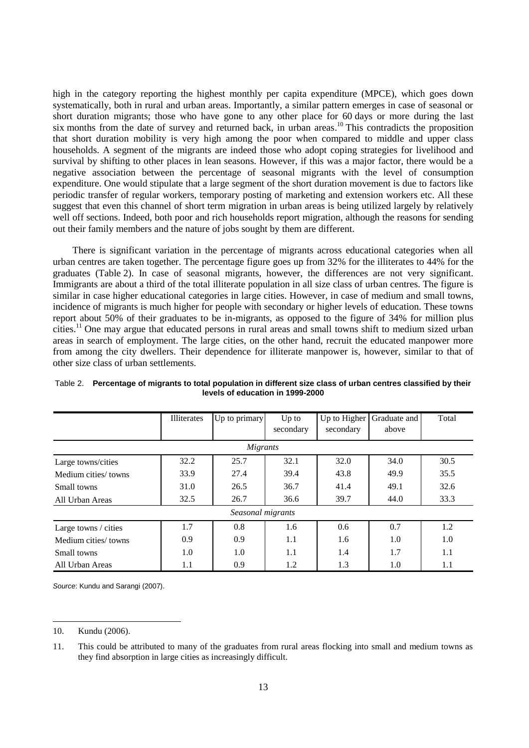high in the category reporting the highest monthly per capita expenditure (MPCE), which goes down systematically, both in rural and urban areas. Importantly, a similar pattern emerges in case of seasonal or short duration migrants; those who have gone to any other place for 60 days or more during the last six months from the date of survey and returned back, in urban areas.[10] This contradicts the proposition that short duration mobility is very high among the poor when compared to middle and upper class households. A segment of the migrants are indeed those who adopt coping strategies for livelihood and survival by shifting to other places in lean seasons. However, if this was a major factor, there would be a negative association between the percentage of seasonal migrants with the level of consumption expenditure. One would stipulate that a large segment of the short duration movement is due to factors like periodic transfer of regular workers, temporary posting of marketing and extension workers etc. All these suggest that even this channel of short term migration in urban areas is being utilized largely by relatively well off sections. Indeed, both poor and rich households report migration, although the reasons for sending out their family members and the nature of jobs sought by them are different.

There is significant variation in the percentage of migrants across educational categories when all urban centres are taken together. The percentage figure goes up from 32% for the illiterates to 44% for the graduates (Table 2). In case of seasonal migrants, however, the differences are not very significant. Immigrants are about a third of the total illiterate population in all size class of urban centres. The figure is similar in case higher educational categories in large cities. However, in case of medium and small towns, incidence of migrants is much higher for people with secondary or higher levels of education. These towns report about 50% of their graduates to be in-migrants, as opposed to the figure of 34% for million plus cities.[11] One may argue that educated persons in rural areas and small towns shift to medium sized urban areas in search of employment. The large cities, on the other hand, recruit the educated manpower more from among the city dwellers. Their dependence for illiterate manpower is, however, similar to that of other size class of urban settlements.

Table 2. **Percentage of migrants to total population in different size class of urban centres classified by their levels of education in 1999-2000**

| | Illiterates | Up to primary | Up to secondary | Up to Higher secondary | Graduate and above | Total |
|---|---|---|---|---|---|---|
| *Migrants* | | | | | | |
| Large towns/cities | 32.2 | 25.7 | 32.1 | 32.0 | 34.0 | 30.5 |
| Medium cities/ towns | 33.9 | 27.4 | 39.4 | 43.8 | 49.9 | 35.5 |
| Small towns | 31.0 | 26.5 | 36.7 | 41.4 | 49.1 | 32.6 |
| All Urban Areas | 32.5 | 26.7 | 36.6 | 39.7 | 44.0 | 33.3 |
| *Seasonal migrants* | | | | | | |
| Large towns / cities | 1.7 | 0.8 | 1.6 | 0.6 | 0.7 | 1.2 |
| Medium cities/ towns | 0.9 | 0.9 | 1.1 | 1.6 | 1.0 | 1.0 |
| Small towns | 1.0 | 1.0 | 1.1 | 1.4 | 1.7 | 1.1 |
| All Urban Areas | 1.1 | 0.9 | 1.2 | 1.3 | 1.0 | 1.1 |

*Source*: Kundu and Sarangi (2007).

10. Kundu (2006).

11. This could be attributed to many of the graduates from rural areas flocking into small and medium towns as they find absorption in large cities as increasingly difficult.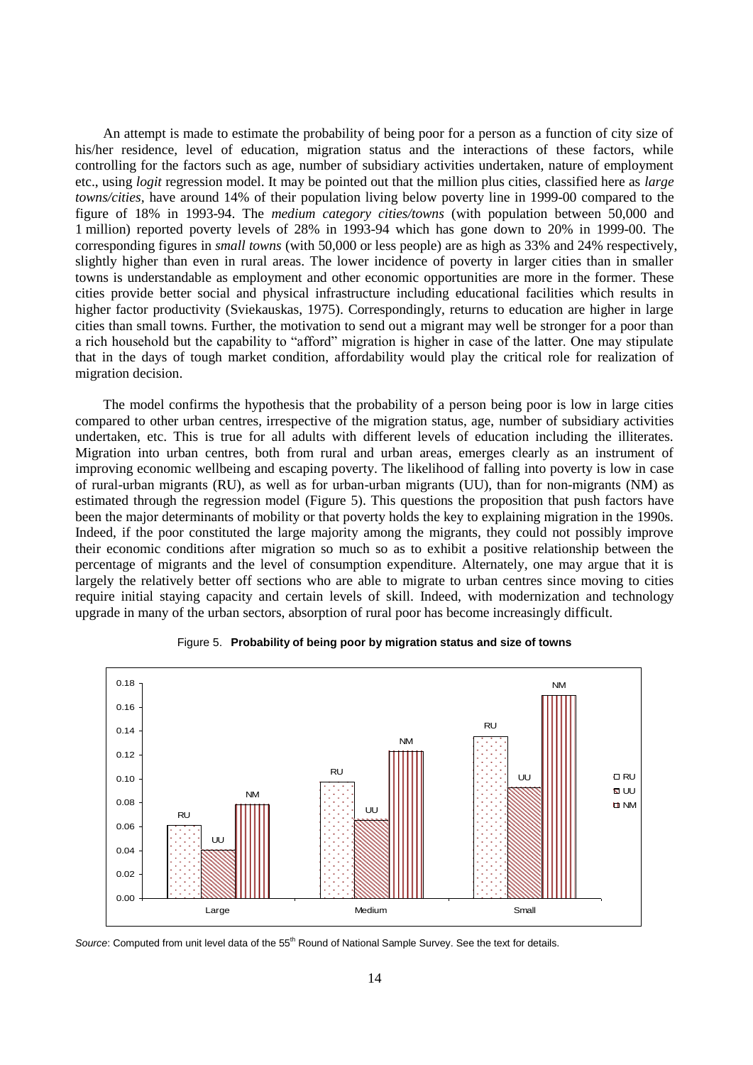An attempt is made to estimate the probability of being poor for a person as a function of city size of his/her residence, level of education, migration status and the interactions of these factors, while controlling for the factors such as age, number of subsidiary activities undertaken, nature of employment etc., using *logit* regression model. It may be pointed out that the million plus cities, classified here as *large towns/cities*, have around 14% of their population living below poverty line in 1999-00 compared to the figure of 18% in 1993-94. The *medium category cities/towns* (with population between 50,000 and 1 million) reported poverty levels of 28% in 1993-94 which has gone down to 20% in 1999-00. The corresponding figures in *small towns* (with 50,000 or less people) are as high as 33% and 24% respectively, slightly higher than even in rural areas. The lower incidence of poverty in larger cities than in smaller towns is understandable as employment and other economic opportunities are more in the former. These cities provide better social and physical infrastructure including educational facilities which results in higher factor productivity (Sviekauskas, 1975). Correspondingly, returns to education are higher in large cities than small towns. Further, the motivation to send out a migrant may well be stronger for a poor than a rich household but the capability to "afford" migration is higher in case of the latter. One may stipulate that in the days of tough market condition, affordability would play the critical role for realization of migration decision.

The model confirms the hypothesis that the probability of a person being poor is low in large cities compared to other urban centres, irrespective of the migration status, age, number of subsidiary activities undertaken, etc. This is true for all adults with different levels of education including the illiterates. Migration into urban centres, both from rural and urban areas, emerges clearly as an instrument of improving economic wellbeing and escaping poverty. The likelihood of falling into poverty is low in case of rural-urban migrants (RU), as well as for urban-urban migrants (UU), than for non-migrants (NM) as estimated through the regression model (Figure 5). This questions the proposition that push factors have been the major determinants of mobility or that poverty holds the key to explaining migration in the 1990s. Indeed, if the poor constituted the large majority among the migrants, they could not possibly improve their economic conditions after migration so much so as to exhibit a positive relationship between the percentage of migrants and the level of consumption expenditure. Alternately, one may argue that it is largely the relatively better off sections who are able to migrate to urban centres since moving to cities require initial staying capacity and certain levels of skill. Indeed, with modernization and technology upgrade in many of the urban sectors, absorption of rural poor has become increasingly difficult.

Figure 5. **Probability of being poor by migration status and size of towns**

*Source*: Computed from unit level data of the 55[th] Round of National Sample Survey. See the text for details.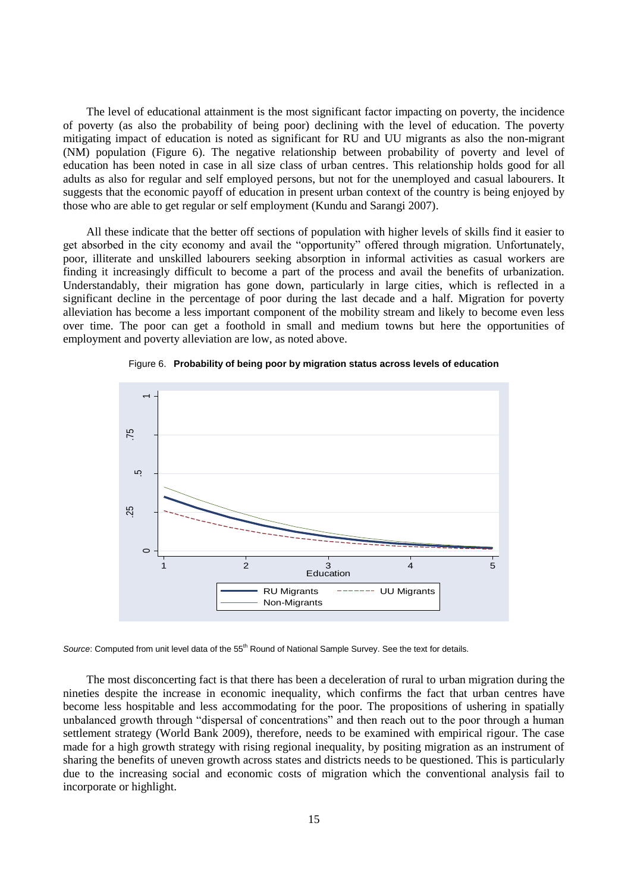The level of educational attainment is the most significant factor impacting on poverty, the incidence of poverty (as also the probability of being poor) declining with the level of education. The poverty mitigating impact of education is noted as significant for RU and UU migrants as also the non-migrant (NM) population (Figure 6). The negative relationship between probability of poverty and level of education has been noted in case in all size class of urban centres. This relationship holds good for all adults as also for regular and self employed persons, but not for the unemployed and casual labourers. It suggests that the economic payoff of education in present urban context of the country is being enjoyed by those who are able to get regular or self employment (Kundu and Sarangi 2007).

All these indicate that the better off sections of population with higher levels of skills find it easier to get absorbed in the city economy and avail the "opportunity" offered through migration. Unfortunately, poor, illiterate and unskilled labourers seeking absorption in informal activities as casual workers are finding it increasingly difficult to become a part of the process and avail the benefits of urbanization. Understandably, their migration has gone down, particularly in large cities, which is reflected in a significant decline in the percentage of poor during the last decade and a half. Migration for poverty alleviation has become a less important component of the mobility stream and likely to become even less over time. The poor can get a foothold in small and medium towns but here the opportunities of employment and poverty alleviation are low, as noted above.

Figure 6. **Probability of being poor by migration status across levels of education**

*Source*: Computed from unit level data of the 55th Round of National Sample Survey. See the text for details.

The most disconcerting fact is that there has been a deceleration of rural to urban migration during the nineties despite the increase in economic inequality, which confirms the fact that urban centres have become less hospitable and less accommodating for the poor. The propositions of ushering in spatially unbalanced growth through "dispersal of concentrations" and then reach out to the poor through a human settlement strategy (World Bank 2009), therefore, needs to be examined with empirical rigour. The case made for a high growth strategy with rising regional inequality, by positing migration as an instrument of sharing the benefits of uneven growth across states and districts needs to be questioned. This is particularly due to the increasing social and economic costs of migration which the conventional analysis fail to incorporate or highlight.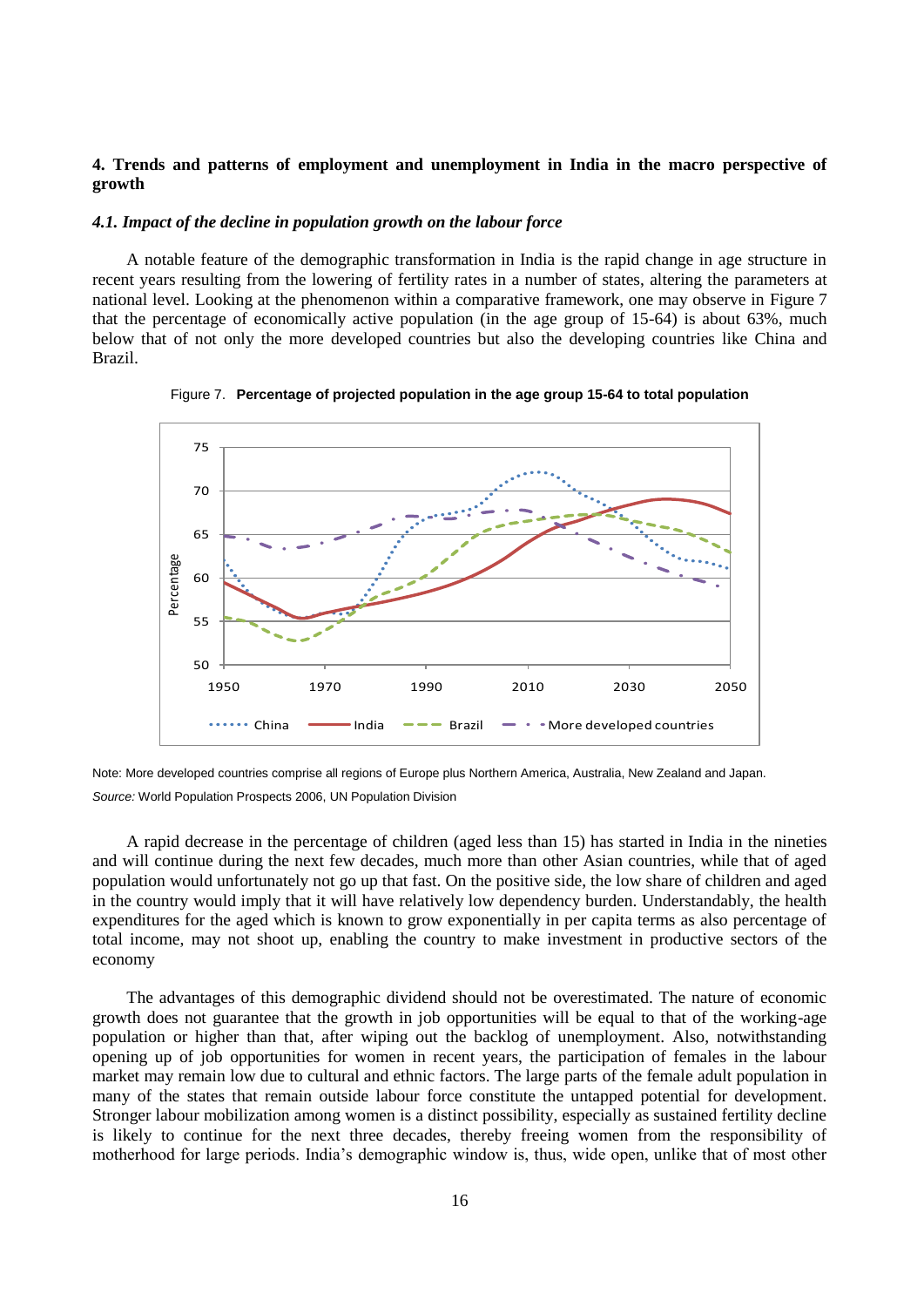## 4. Trends and patterns of employment and unemployment in India in the macro perspective of growth

### *4.1. Impact of the decline in population growth on the labour force*

A notable feature of the demographic transformation in India is the rapid change in age structure in recent years resulting from the lowering of fertility rates in a number of states, altering the parameters at national level. Looking at the phenomenon within a comparative framework, one may observe in Figure 7 that the percentage of economically active population (in the age group of 15-64) is about 63%, much below that of not only the more developed countries but also the developing countries like China and Brazil.

Figure 7. **Percentage of projected population in the age group 15-64 to total population**

Note: More developed countries comprise all regions of Europe plus Northern America, Australia, New Zealand and Japan.

*Source:* World Population Prospects 2006, UN Population Division

A rapid decrease in the percentage of children (aged less than 15) has started in India in the nineties and will continue during the next few decades, much more than other Asian countries, while that of aged population would unfortunately not go up that fast. On the positive side, the low share of children and aged in the country would imply that it will have relatively low dependency burden. Understandably, the health expenditures for the aged which is known to grow exponentially in per capita terms as also percentage of total income, may not shoot up, enabling the country to make investment in productive sectors of the economy

The advantages of this demographic dividend should not be overestimated. The nature of economic growth does not guarantee that the growth in job opportunities will be equal to that of the working-age population or higher than that, after wiping out the backlog of unemployment. Also, notwithstanding opening up of job opportunities for women in recent years, the participation of females in the labour market may remain low due to cultural and ethnic factors. The large parts of the female adult population in many of the states that remain outside labour force constitute the untapped potential for development. Stronger labour mobilization among women is a distinct possibility, especially as sustained fertility decline is likely to continue for the next three decades, thereby freeing women from the responsibility of motherhood for large periods. India's demographic window is, thus, wide open, unlike that of most other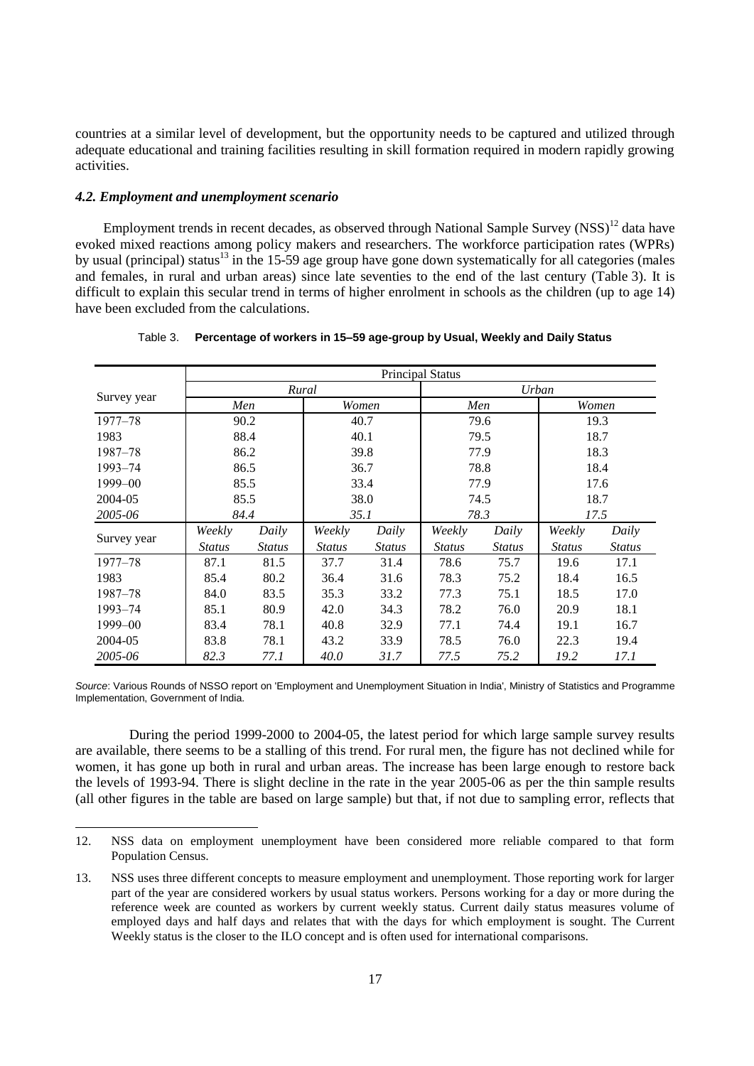countries at a similar level of development, but the opportunity needs to be captured and utilized through adequate educational and training facilities resulting in skill formation required in modern rapidly growing activities.

### *4.2. Employment and unemployment scenario*

Employment trends in recent decades, as observed through National Sample Survey (NSS)[12] data have evoked mixed reactions among policy makers and researchers. The workforce participation rates (WPRs) by usual (principal) status[13] in the 15-59 age group have gone down systematically for all categories (males and females, in rural and urban areas) since late seventies to the end of the last century (Table 3). It is difficult to explain this secular trend in terms of higher enrolment in schools as the children (up to age 14) have been excluded from the calculations.

Table 3. **Percentage of workers in 15–59 age-group by Usual, Weekly and Daily Status**

| Survey year | Principal Status | | | | | | | |
|---|---|---|---|---|---|---|---|---|
| | *Rural* | | | | *Urban* | | | |
| | *Men* | | *Women* | | *Men* | | *Women* | |
| 1977–78 | 90.2 | | 40.7 | | 79.6 | | 19.3 | |
| 1983 | 88.4 | | 40.1 | | 79.5 | | 18.7 | |
| 1987–78 | 86.2 | | 39.8 | | 77.9 | | 18.3 | |
| 1993–74 | 86.5 | | 36.7 | | 78.8 | | 18.4 | |
| 1999–00 | 85.5 | | 33.4 | | 77.9 | | 17.6 | |
| 2004-05 | 85.5 | | 38.0 | | 74.5 | | 18.7 | |
| *2005-06* | *84.4* | | *35.1* | | *78.3* | | *17.5* | |
| Survey year | *Weekly Status* | *Daily Status* | *Weekly Status* | *Daily Status* | *Weekly Status* | *Daily Status* | *Weekly Status* | *Daily Status* |
| 1977–78 | 87.1 | 81.5 | 37.7 | 31.4 | 78.6 | 75.7 | 19.6 | 17.1 |
| 1983 | 85.4 | 80.2 | 36.4 | 31.6 | 78.3 | 75.2 | 18.4 | 16.5 |
| 1987–78 | 84.0 | 83.5 | 35.3 | 33.2 | 77.3 | 75.1 | 18.5 | 17.0 |
| 1993–74 | 85.1 | 80.9 | 42.0 | 34.3 | 78.2 | 76.0 | 20.9 | 18.1 |
| 1999–00 | 83.4 | 78.1 | 40.8 | 32.9 | 77.1 | 74.4 | 19.1 | 16.7 |
| 2004-05 | 83.8 | 78.1 | 43.2 | 33.9 | 78.5 | 76.0 | 22.3 | 19.4 |
| *2005-06* | *82.3* | *77.1* | *40.0* | *31.7* | *77.5* | *75.2* | *19.2* | *17.1* |

*Source*: Various Rounds of NSSO report on 'Employment and Unemployment Situation in India', Ministry of Statistics and Programme Implementation, Government of India.

During the period 1999-2000 to 2004-05, the latest period for which large sample survey results are available, there seems to be a stalling of this trend. For rural men, the figure has not declined while for women, it has gone up both in rural and urban areas. The increase has been large enough to restore back the levels of 1993-94. There is slight decline in the rate in the year 2005-06 as per the thin sample results (all other figures in the table are based on large sample) but that, if not due to sampling error, reflects that

---

12. NSS data on employment unemployment have been considered more reliable compared to that form Population Census.

13. NSS uses three different concepts to measure employment and unemployment. Those reporting work for larger part of the year are considered workers by usual status workers. Persons working for a day or more during the reference week are counted as workers by current weekly status. Current daily status measures volume of employed days and half days and relates that with the days for which employment is sought. The Current Weekly status is the closer to the ILO concept and is often used for international comparisons.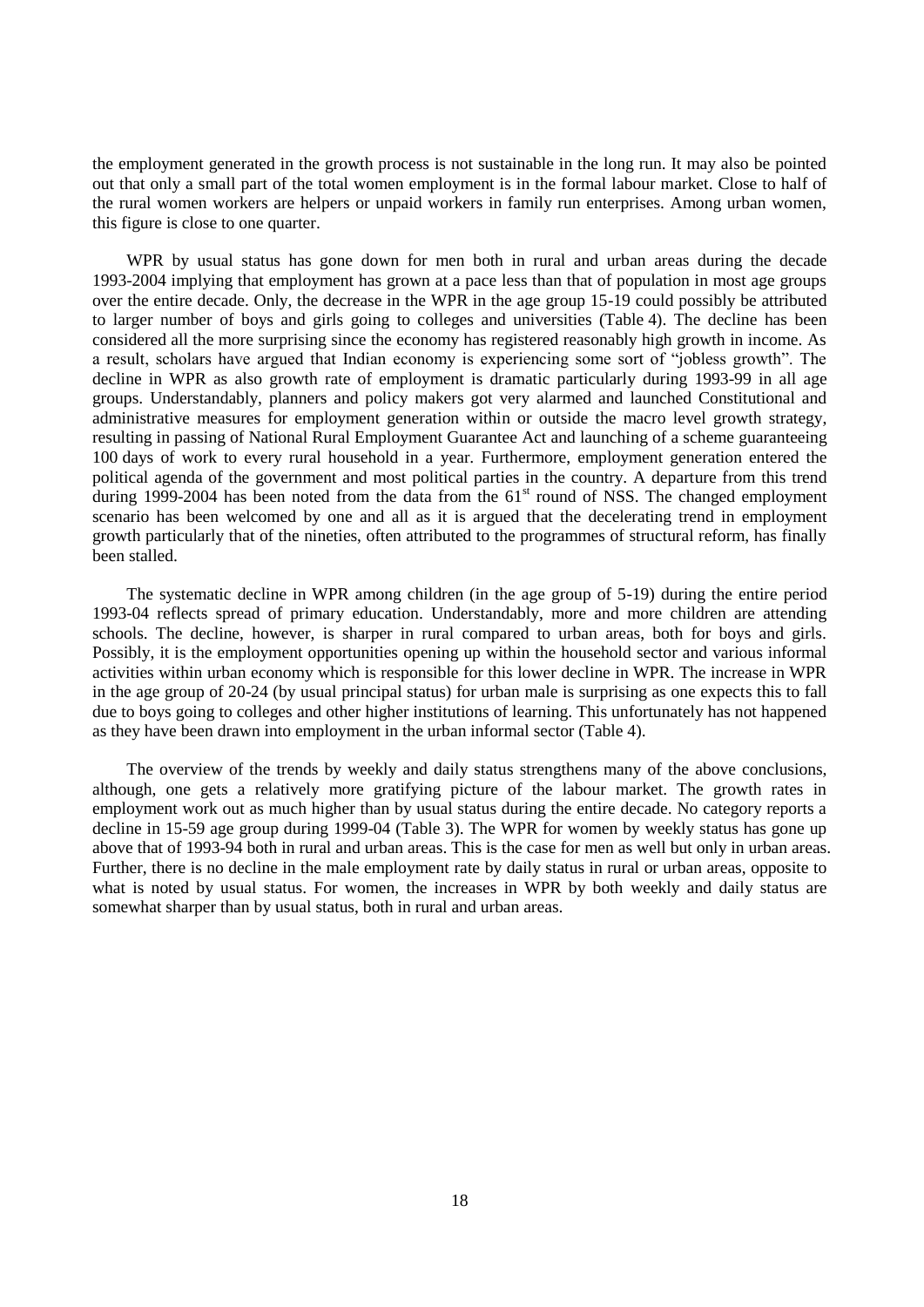the employment generated in the growth process is not sustainable in the long run. It may also be pointed out that only a small part of the total women employment is in the formal labour market. Close to half of the rural women workers are helpers or unpaid workers in family run enterprises. Among urban women, this figure is close to one quarter.

WPR by usual status has gone down for men both in rural and urban areas during the decade 1993-2004 implying that employment has grown at a pace less than that of population in most age groups over the entire decade. Only, the decrease in the WPR in the age group 15-19 could possibly be attributed to larger number of boys and girls going to colleges and universities (Table 4). The decline has been considered all the more surprising since the economy has registered reasonably high growth in income. As a result, scholars have argued that Indian economy is experiencing some sort of "jobless growth". The decline in WPR as also growth rate of employment is dramatic particularly during 1993-99 in all age groups. Understandably, planners and policy makers got very alarmed and launched Constitutional and administrative measures for employment generation within or outside the macro level growth strategy, resulting in passing of National Rural Employment Guarantee Act and launching of a scheme guaranteeing 100 days of work to every rural household in a year. Furthermore, employment generation entered the political agenda of the government and most political parties in the country. A departure from this trend during 1999-2004 has been noted from the data from the 61st round of NSS. The changed employment scenario has been welcomed by one and all as it is argued that the decelerating trend in employment growth particularly that of the nineties, often attributed to the programmes of structural reform, has finally been stalled.

The systematic decline in WPR among children (in the age group of 5-19) during the entire period 1993-04 reflects spread of primary education. Understandably, more and more children are attending schools. The decline, however, is sharper in rural compared to urban areas, both for boys and girls. Possibly, it is the employment opportunities opening up within the household sector and various informal activities within urban economy which is responsible for this lower decline in WPR. The increase in WPR in the age group of 20-24 (by usual principal status) for urban male is surprising as one expects this to fall due to boys going to colleges and other higher institutions of learning. This unfortunately has not happened as they have been drawn into employment in the urban informal sector (Table 4).

The overview of the trends by weekly and daily status strengthens many of the above conclusions, although, one gets a relatively more gratifying picture of the labour market. The growth rates in employment work out as much higher than by usual status during the entire decade. No category reports a decline in 15-59 age group during 1999-04 (Table 3). The WPR for women by weekly status has gone up above that of 1993-94 both in rural and urban areas. This is the case for men as well but only in urban areas. Further, there is no decline in the male employment rate by daily status in rural or urban areas, opposite to what is noted by usual status. For women, the increases in WPR by both weekly and daily status are somewhat sharper than by usual status, both in rural and urban areas.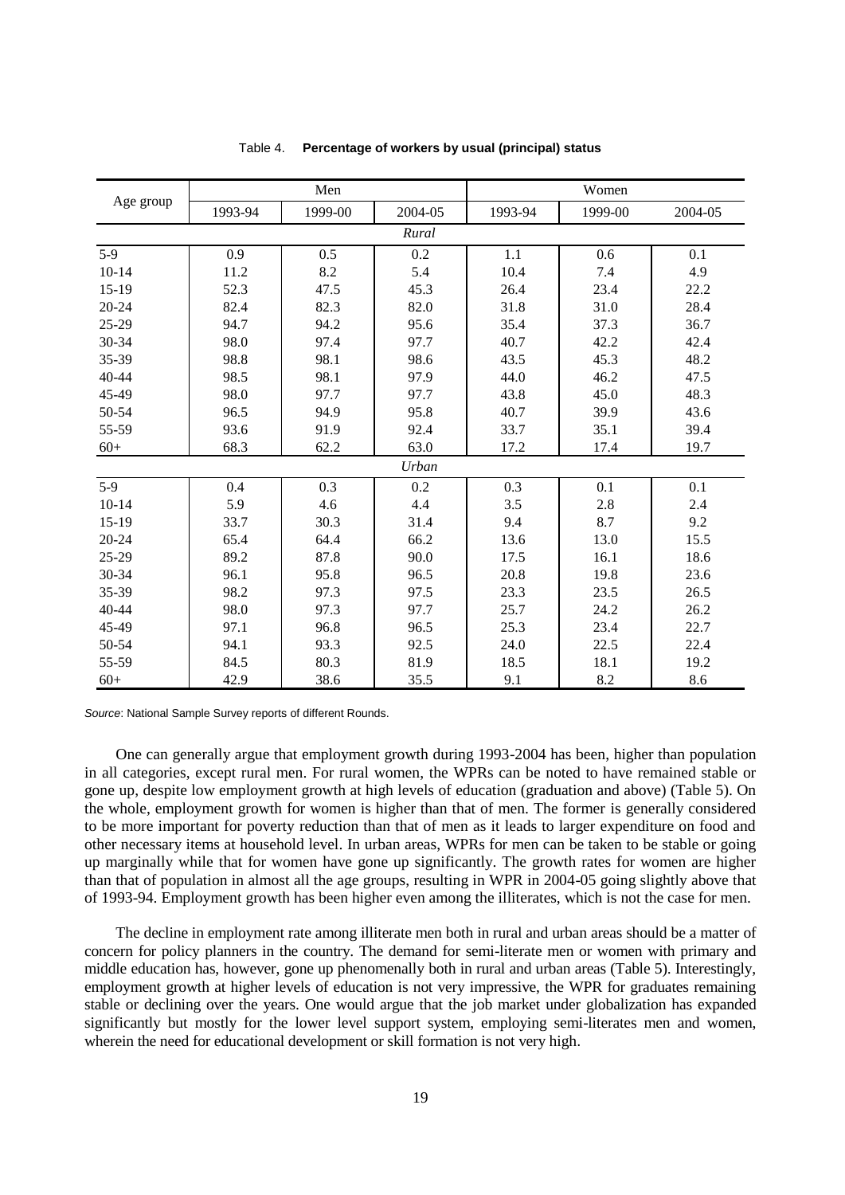Table 4. **Percentage of workers by usual (principal) status**

| Age group | Men | | | Women | | |
|---|---|---|---|---|---|---|
| | 1993-94 | 1999-00 | 2004-05 | 1993-94 | 1999-00 | 2004-05 |
| *Rural* | | | | | | |
| 5-9 | 0.9 | 0.5 | 0.2 | 1.1 | 0.6 | 0.1 |
| 10-14 | 11.2 | 8.2 | 5.4 | 10.4 | 7.4 | 4.9 |
| 15-19 | 52.3 | 47.5 | 45.3 | 26.4 | 23.4 | 22.2 |
| 20-24 | 82.4 | 82.3 | 82.0 | 31.8 | 31.0 | 28.4 |
| 25-29 | 94.7 | 94.2 | 95.6 | 35.4 | 37.3 | 36.7 |
| 30-34 | 98.0 | 97.4 | 97.7 | 40.7 | 42.2 | 42.4 |
| 35-39 | 98.8 | 98.1 | 98.6 | 43.5 | 45.3 | 48.2 |
| 40-44 | 98.5 | 98.1 | 97.9 | 44.0 | 46.2 | 47.5 |
| 45-49 | 98.0 | 97.7 | 97.7 | 43.8 | 45.0 | 48.3 |
| 50-54 | 96.5 | 94.9 | 95.8 | 40.7 | 39.9 | 43.6 |
| 55-59 | 93.6 | 91.9 | 92.4 | 33.7 | 35.1 | 39.4 |
| 60+ | 68.3 | 62.2 | 63.0 | 17.2 | 17.4 | 19.7 |
| *Urban* | | | | | | |
| 5-9 | 0.4 | 0.3 | 0.2 | 0.3 | 0.1 | 0.1 |
| 10-14 | 5.9 | 4.6 | 4.4 | 3.5 | 2.8 | 2.4 |
| 15-19 | 33.7 | 30.3 | 31.4 | 9.4 | 8.7 | 9.2 |
| 20-24 | 65.4 | 64.4 | 66.2 | 13.6 | 13.0 | 15.5 |
| 25-29 | 89.2 | 87.8 | 90.0 | 17.5 | 16.1 | 18.6 |
| 30-34 | 96.1 | 95.8 | 96.5 | 20.8 | 19.8 | 23.6 |
| 35-39 | 98.2 | 97.3 | 97.5 | 23.3 | 23.5 | 26.5 |
| 40-44 | 98.0 | 97.3 | 97.7 | 25.7 | 24.2 | 26.2 |
| 45-49 | 97.1 | 96.8 | 96.5 | 25.3 | 23.4 | 22.7 |
| 50-54 | 94.1 | 93.3 | 92.5 | 24.0 | 22.5 | 22.4 |
| 55-59 | 84.5 | 80.3 | 81.9 | 18.5 | 18.1 | 19.2 |
| 60+ | 42.9 | 38.6 | 35.5 | 9.1 | 8.2 | 8.6 |

*Source*: National Sample Survey reports of different Rounds.

One can generally argue that employment growth during 1993-2004 has been, higher than population in all categories, except rural men. For rural women, the WPRs can be noted to have remained stable or gone up, despite low employment growth at high levels of education (graduation and above) (Table 5). On the whole, employment growth for women is higher than that of men. The former is generally considered to be more important for poverty reduction than that of men as it leads to larger expenditure on food and other necessary items at household level. In urban areas, WPRs for men can be taken to be stable or going up marginally while that for women have gone up significantly. The growth rates for women are higher than that of population in almost all the age groups, resulting in WPR in 2004-05 going slightly above that of 1993-94. Employment growth has been higher even among the illiterates, which is not the case for men.

The decline in employment rate among illiterate men both in rural and urban areas should be a matter of concern for policy planners in the country. The demand for semi-literate men or women with primary and middle education has, however, gone up phenomenally both in rural and urban areas (Table 5). Interestingly, employment growth at higher levels of education is not very impressive, the WPR for graduates remaining stable or declining over the years. One would argue that the job market under globalization has expanded significantly but mostly for the lower level support system, employing semi-literates men and women, wherein the need for educational development or skill formation is not very high.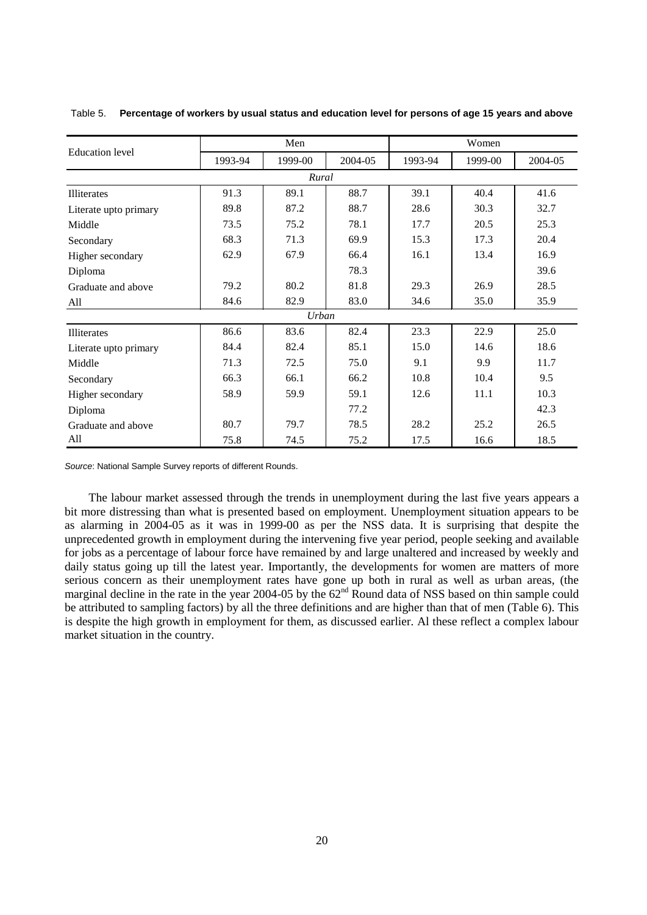Table 5. **Percentage of workers by usual status and education level for persons of age 15 years and above**

| Education level | Men | | | Women | | |
|---|---|---|---|---|---|---|
| | 1993-94 | 1999-00 | 2004-05 | 1993-94 | 1999-00 | 2004-05 |
| | | | *Rural* | | | |
| Illiterates | 91.3 | 89.1 | 88.7 | 39.1 | 40.4 | 41.6 |
| Literate upto primary | 89.8 | 87.2 | 88.7 | 28.6 | 30.3 | 32.7 |
| Middle | 73.5 | 75.2 | 78.1 | 17.7 | 20.5 | 25.3 |
| Secondary | 68.3 | 71.3 | 69.9 | 15.3 | 17.3 | 20.4 |
| Higher secondary | 62.9 | 67.9 | 66.4 | 16.1 | 13.4 | 16.9 |
| Diploma | | | 78.3 | | | 39.6 |
| Graduate and above | 79.2 | 80.2 | 81.8 | 29.3 | 26.9 | 28.5 |
| All | 84.6 | 82.9 | 83.0 | 34.6 | 35.0 | 35.9 |
| | | | *Urban* | | | |
| Illiterates | 86.6 | 83.6 | 82.4 | 23.3 | 22.9 | 25.0 |
| Literate upto primary | 84.4 | 82.4 | 85.1 | 15.0 | 14.6 | 18.6 |
| Middle | 71.3 | 72.5 | 75.0 | 9.1 | 9.9 | 11.7 |
| Secondary | 66.3 | 66.1 | 66.2 | 10.8 | 10.4 | 9.5 |
| Higher secondary | 58.9 | 59.9 | 59.1 | 12.6 | 11.1 | 10.3 |
| Diploma | | | 77.2 | | | 42.3 |
| Graduate and above | 80.7 | 79.7 | 78.5 | 28.2 | 25.2 | 26.5 |
| All | 75.8 | 74.5 | 75.2 | 17.5 | 16.6 | 18.5 |

*Source*: National Sample Survey reports of different Rounds.

The labour market assessed through the trends in unemployment during the last five years appears a bit more distressing than what is presented based on employment. Unemployment situation appears to be as alarming in 2004-05 as it was in 1999-00 as per the NSS data. It is surprising that despite the unprecedented growth in employment during the intervening five year period, people seeking and available for jobs as a percentage of labour force have remained by and large unaltered and increased by weekly and daily status going up till the latest year. Importantly, the developments for women are matters of more serious concern as their unemployment rates have gone up both in rural as well as urban areas, (the marginal decline in the rate in the year 2004-05 by the 62[nd] Round data of NSS based on thin sample could be attributed to sampling factors) by all the three definitions and are higher than that of men (Table 6). This is despite the high growth in employment for them, as discussed earlier. Al these reflect a complex labour market situation in the country.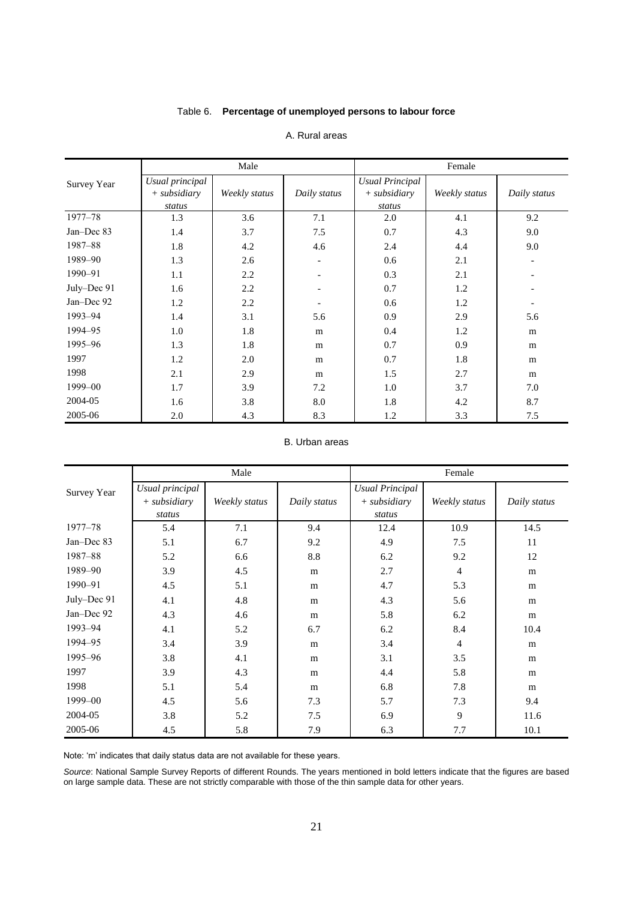Table 6. **Percentage of unemployed persons to labour force**

A. Rural areas

| Survey Year | Male | | | Female | | |
|---|---|---|---|---|---|---|
| | *Usual principal + subsidiary status* | *Weekly status* | *Daily status* | *Usual Principal + subsidiary status* | *Weekly status* | *Daily status* |
| 1977–78 | 1.3 | 3.6 | 7.1 | 2.0 | 4.1 | 9.2 |
| Jan–Dec 83 | 1.4 | 3.7 | 7.5 | 0.7 | 4.3 | 9.0 |
| 1987–88 | 1.8 | 4.2 | 4.6 | 2.4 | 4.4 | 9.0 |
| 1989–90 | 1.3 | 2.6 | - | 0.6 | 2.1 | - |
| 1990–91 | 1.1 | 2.2 | - | 0.3 | 2.1 | - |
| July–Dec 91 | 1.6 | 2.2 | - | 0.7 | 1.2 | - |
| Jan–Dec 92 | 1.2 | 2.2 | - | 0.6 | 1.2 | - |
| 1993–94 | 1.4 | 3.1 | 5.6 | 0.9 | 2.9 | 5.6 |
| 1994–95 | 1.0 | 1.8 | m | 0.4 | 1.2 | m |
| 1995–96 | 1.3 | 1.8 | m | 0.7 | 0.9 | m |
| 1997 | 1.2 | 2.0 | m | 0.7 | 1.8 | m |
| 1998 | 2.1 | 2.9 | m | 1.5 | 2.7 | m |
| 1999–00 | 1.7 | 3.9 | 7.2 | 1.0 | 3.7 | 7.0 |
| 2004-05 | 1.6 | 3.8 | 8.0 | 1.8 | 4.2 | 8.7 |
| 2005-06 | 2.0 | 4.3 | 8.3 | 1.2 | 3.3 | 7.5 |

B. Urban areas

| Survey Year | Male | | | Female | | |
|---|---|---|---|---|---|---|
| | *Usual principal + subsidiary status* | *Weekly status* | *Daily status* | *Usual Principal + subsidiary status* | *Weekly status* | *Daily status* |
| 1977–78 | 5.4 | 7.1 | 9.4 | 12.4 | 10.9 | 14.5 |
| Jan–Dec 83 | 5.1 | 6.7 | 9.2 | 4.9 | 7.5 | 11 |
| 1987–88 | 5.2 | 6.6 | 8.8 | 6.2 | 9.2 | 12 |
| 1989–90 | 3.9 | 4.5 | m | 2.7 | 4 | m |
| 1990–91 | 4.5 | 5.1 | m | 4.7 | 5.3 | m |
| July–Dec 91 | 4.1 | 4.8 | m | 4.3 | 5.6 | m |
| Jan–Dec 92 | 4.3 | 4.6 | m | 5.8 | 6.2 | m |
| 1993–94 | 4.1 | 5.2 | 6.7 | 6.2 | 8.4 | 10.4 |
| 1994–95 | 3.4 | 3.9 | m | 3.4 | 4 | m |
| 1995–96 | 3.8 | 4.1 | m | 3.1 | 3.5 | m |
| 1997 | 3.9 | 4.3 | m | 4.4 | 5.8 | m |
| 1998 | 5.1 | 5.4 | m | 6.8 | 7.8 | m |
| 1999–00 | 4.5 | 5.6 | 7.3 | 5.7 | 7.3 | 9.4 |
| 2004-05 | 3.8 | 5.2 | 7.5 | 6.9 | 9 | 11.6 |
| 2005-06 | 4.5 | 5.8 | 7.9 | 6.3 | 7.7 | 10.1 |

Note: 'm' indicates that daily status data are not available for these years.

*Source*: National Sample Survey Reports of different Rounds. The years mentioned in bold letters indicate that the figures are based on large sample data. These are not strictly comparable with those of the thin sample data for other years.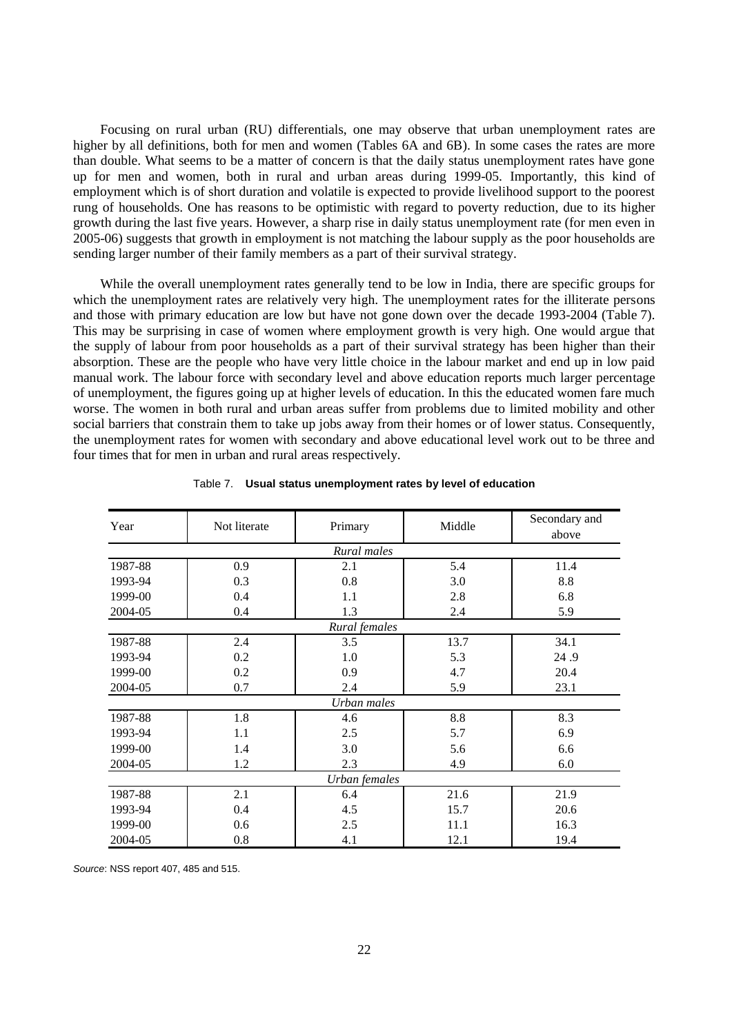Focusing on rural urban (RU) differentials, one may observe that urban unemployment rates are higher by all definitions, both for men and women (Tables 6A and 6B). In some cases the rates are more than double. What seems to be a matter of concern is that the daily status unemployment rates have gone up for men and women, both in rural and urban areas during 1999-05. Importantly, this kind of employment which is of short duration and volatile is expected to provide livelihood support to the poorest rung of households. One has reasons to be optimistic with regard to poverty reduction, due to its higher growth during the last five years. However, a sharp rise in daily status unemployment rate (for men even in 2005-06) suggests that growth in employment is not matching the labour supply as the poor households are sending larger number of their family members as a part of their survival strategy.

While the overall unemployment rates generally tend to be low in India, there are specific groups for which the unemployment rates are relatively very high. The unemployment rates for the illiterate persons and those with primary education are low but have not gone down over the decade 1993-2004 (Table 7). This may be surprising in case of women where employment growth is very high. One would argue that the supply of labour from poor households as a part of their survival strategy has been higher than their absorption. These are the people who have very little choice in the labour market and end up in low paid manual work. The labour force with secondary level and above education reports much larger percentage of unemployment, the figures going up at higher levels of education. In this the educated women fare much worse. The women in both rural and urban areas suffer from problems due to limited mobility and other social barriers that constrain them to take up jobs away from their homes or of lower status. Consequently, the unemployment rates for women with secondary and above educational level work out to be three and four times that for men in urban and rural areas respectively.

Table 7. **Usual status unemployment rates by level of education**

| Year | Not literate | Primary | Middle | Secondary and above |
|---|---|---|---|---|
| | | *Rural males* | | |
| 1987-88 | 0.9 | 2.1 | 5.4 | 11.4 |
| 1993-94 | 0.3 | 0.8 | 3.0 | 8.8 |
| 1999-00 | 0.4 | 1.1 | 2.8 | 6.8 |
| 2004-05 | 0.4 | 1.3 | 2.4 | 5.9 |
| | | *Rural females* | | |
| 1987-88 | 2.4 | 3.5 | 13.7 | 34.1 |
| 1993-94 | 0.2 | 1.0 | 5.3 | 24 .9 |
| 1999-00 | 0.2 | 0.9 | 4.7 | 20.4 |
| 2004-05 | 0.7 | 2.4 | 5.9 | 23.1 |
| | | *Urban males* | | |
| 1987-88 | 1.8 | 4.6 | 8.8 | 8.3 |
| 1993-94 | 1.1 | 2.5 | 5.7 | 6.9 |
| 1999-00 | 1.4 | 3.0 | 5.6 | 6.6 |
| 2004-05 | 1.2 | 2.3 | 4.9 | 6.0 |
| | | *Urban females* | | |
| 1987-88 | 2.1 | 6.4 | 21.6 | 21.9 |
| 1993-94 | 0.4 | 4.5 | 15.7 | 20.6 |
| 1999-00 | 0.6 | 2.5 | 11.1 | 16.3 |
| 2004-05 | 0.8 | 4.1 | 12.1 | 19.4 |

*Source*: NSS report 407, 485 and 515.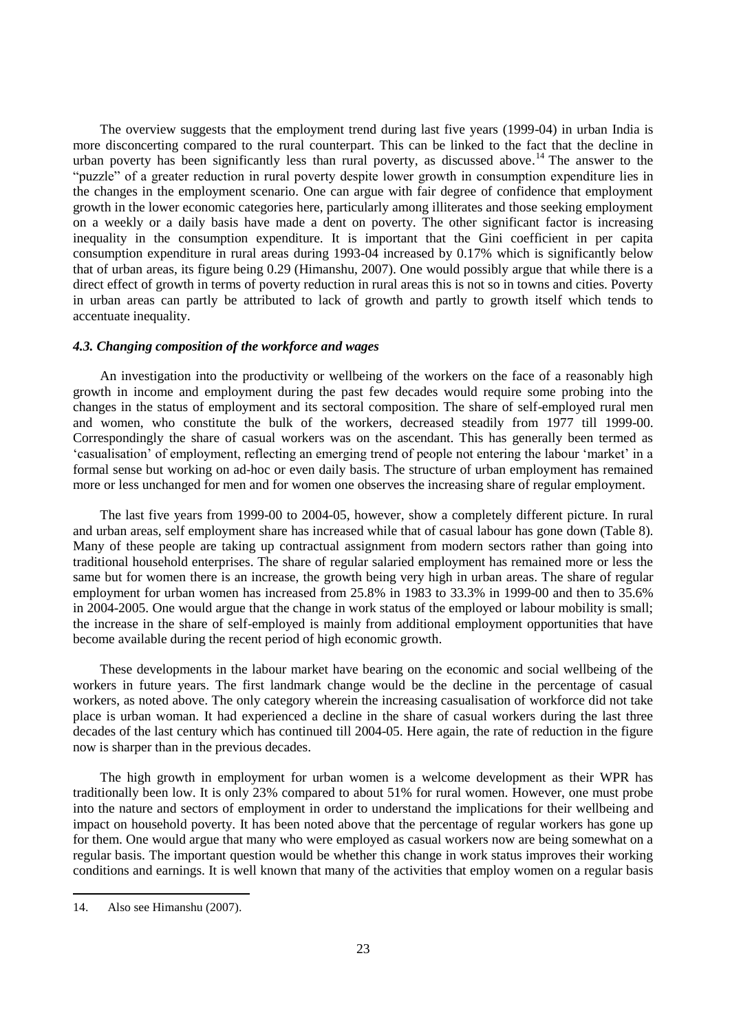The overview suggests that the employment trend during last five years (1999-04) in urban India is more disconcerting compared to the rural counterpart. This can be linked to the fact that the decline in urban poverty has been significantly less than rural poverty, as discussed above.[14] The answer to the "puzzle" of a greater reduction in rural poverty despite lower growth in consumption expenditure lies in the changes in the employment scenario. One can argue with fair degree of confidence that employment growth in the lower economic categories here, particularly among illiterates and those seeking employment on a weekly or a daily basis have made a dent on poverty. The other significant factor is increasing inequality in the consumption expenditure. It is important that the Gini coefficient in per capita consumption expenditure in rural areas during 1993-04 increased by 0.17% which is significantly below that of urban areas, its figure being 0.29 (Himanshu, 2007). One would possibly argue that while there is a direct effect of growth in terms of poverty reduction in rural areas this is not so in towns and cities. Poverty in urban areas can partly be attributed to lack of growth and partly to growth itself which tends to accentuate inequality.

### *4.3. Changing composition of the workforce and wages*

An investigation into the productivity or wellbeing of the workers on the face of a reasonably high growth in income and employment during the past few decades would require some probing into the changes in the status of employment and its sectoral composition. The share of self-employed rural men and women, who constitute the bulk of the workers, decreased steadily from 1977 till 1999-00. Correspondingly the share of casual workers was on the ascendant. This has generally been termed as 'casualisation' of employment, reflecting an emerging trend of people not entering the labour 'market' in a formal sense but working on ad-hoc or even daily basis. The structure of urban employment has remained more or less unchanged for men and for women one observes the increasing share of regular employment.

The last five years from 1999-00 to 2004-05, however, show a completely different picture. In rural and urban areas, self employment share has increased while that of casual labour has gone down (Table 8). Many of these people are taking up contractual assignment from modern sectors rather than going into traditional household enterprises. The share of regular salaried employment has remained more or less the same but for women there is an increase, the growth being very high in urban areas. The share of regular employment for urban women has increased from 25.8% in 1983 to 33.3% in 1999-00 and then to 35.6% in 2004-2005. One would argue that the change in work status of the employed or labour mobility is small; the increase in the share of self-employed is mainly from additional employment opportunities that have become available during the recent period of high economic growth.

These developments in the labour market have bearing on the economic and social wellbeing of the workers in future years. The first landmark change would be the decline in the percentage of casual workers, as noted above. The only category wherein the increasing casualisation of workforce did not take place is urban woman. It had experienced a decline in the share of casual workers during the last three decades of the last century which has continued till 2004-05. Here again, the rate of reduction in the figure now is sharper than in the previous decades.

The high growth in employment for urban women is a welcome development as their WPR has traditionally been low. It is only 23% compared to about 51% for rural women. However, one must probe into the nature and sectors of employment in order to understand the implications for their wellbeing and impact on household poverty. It has been noted above that the percentage of regular workers has gone up for them. One would argue that many who were employed as casual workers now are being somewhat on a regular basis. The important question would be whether this change in work status improves their working conditions and earnings. It is well known that many of the activities that employ women on a regular basis

---

14. Also see Himanshu (2007).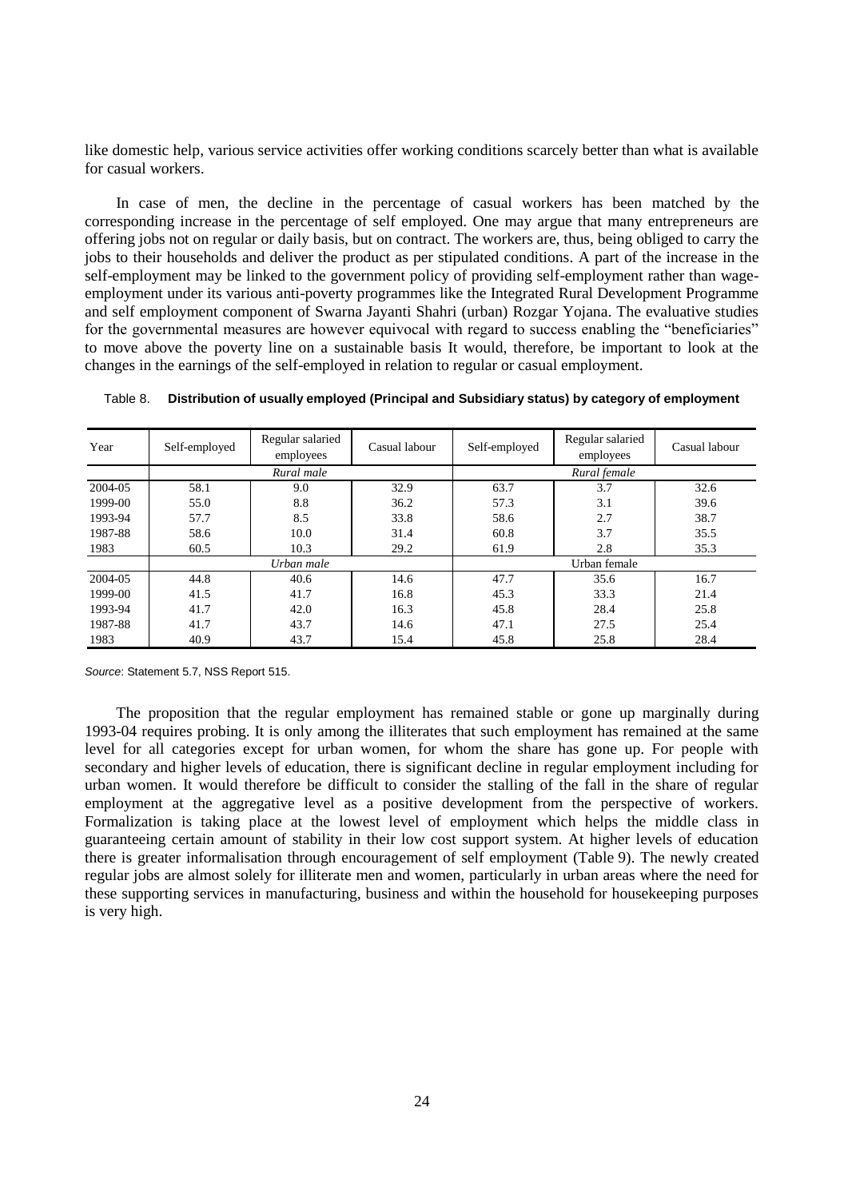like domestic help, various service activities offer working conditions scarcely better than what is available for casual workers.

In case of men, the decline in the percentage of casual workers has been matched by the corresponding increase in the percentage of self employed. One may argue that many entrepreneurs are offering jobs not on regular or daily basis, but on contract. The workers are, thus, being obliged to carry the jobs to their households and deliver the product as per stipulated conditions. A part of the increase in the self-employment may be linked to the government policy of providing self-employment rather than wage-employment under its various anti-poverty programmes like the Integrated Rural Development Programme and self employment component of Swarna Jayanti Shahri (urban) Rozgar Yojana. The evaluative studies for the governmental measures are however equivocal with regard to success enabling the "beneficiaries" to move above the poverty line on a sustainable basis It would, therefore, be important to look at the changes in the earnings of the self-employed in relation to regular or casual employment.

Table 8. **Distribution of usually employed (Principal and Subsidiary status) by category of employment**

| Year | Self-employed | Regular salaried employees | Casual labour | Self-employed | Regular salaried employees | Casual labour |
|---|---|---|---|---|---|---|
| | *Rural male* | | | *Rural female* | | |
| 2004-05 | 58.1 | 9.0 | 32.9 | 63.7 | 3.7 | 32.6 |
| 1999-00 | 55.0 | 8.8 | 36.2 | 57.3 | 3.1 | 39.6 |
| 1993-94 | 57.7 | 8.5 | 33.8 | 58.6 | 2.7 | 38.7 |
| 1987-88 | 58.6 | 10.0 | 31.4 | 60.8 | 3.7 | 35.5 |
| 1983 | 60.5 | 10.3 | 29.2 | 61.9 | 2.8 | 35.3 |
| | *Urban male* | | | Urban female | | |
| 2004-05 | 44.8 | 40.6 | 14.6 | 47.7 | 35.6 | 16.7 |
| 1999-00 | 41.5 | 41.7 | 16.8 | 45.3 | 33.3 | 21.4 |
| 1993-94 | 41.7 | 42.0 | 16.3 | 45.8 | 28.4 | 25.8 |
| 1987-88 | 41.7 | 43.7 | 14.6 | 47.1 | 27.5 | 25.4 |
| 1983 | 40.9 | 43.7 | 15.4 | 45.8 | 25.8 | 28.4 |

*Source*: Statement 5.7, NSS Report 515.

The proposition that the regular employment has remained stable or gone up marginally during 1993-04 requires probing. It is only among the illiterates that such employment has remained at the same level for all categories except for urban women, for whom the share has gone up. For people with secondary and higher levels of education, there is significant decline in regular employment including for urban women. It would therefore be difficult to consider the stalling of the fall in the share of regular employment at the aggregative level as a positive development from the perspective of workers. Formalization is taking place at the lowest level of employment which helps the middle class in guaranteeing certain amount of stability in their low cost support system. At higher levels of education there is greater informalisation through encouragement of self employment (Table 9). The newly created regular jobs are almost solely for illiterate men and women, particularly in urban areas where the need for these supporting services in manufacturing, business and within the household for housekeeping purposes is very high.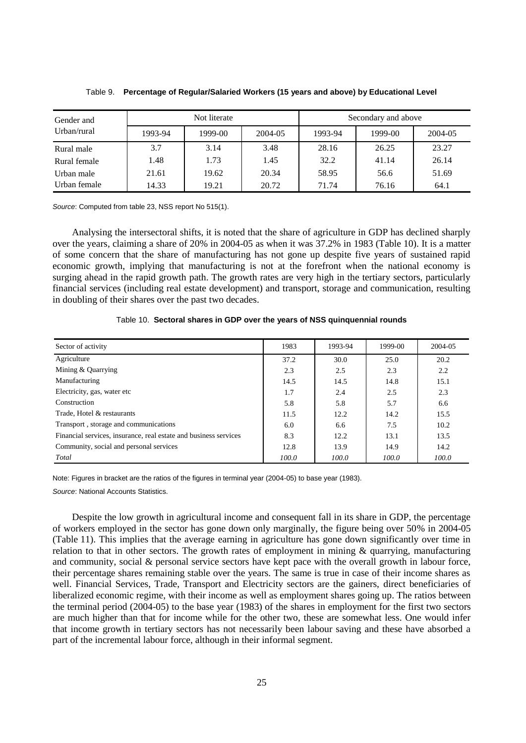Table 9. **Percentage of Regular/Salaried Workers (15 years and above) by Educational Level**

| Gender and Urban/rural | Not literate | | | Secondary and above | | |
|---|---|---|---|---|---|---|
| | 1993-94 | 1999-00 | 2004-05 | 1993-94 | 1999-00 | 2004-05 |
| Rural male | 3.7 | 3.14 | 3.48 | 28.16 | 26.25 | 23.27 |
| Rural female | 1.48 | 1.73 | 1.45 | 32.2 | 41.14 | 26.14 |
| Urban male | 21.61 | 19.62 | 20.34 | 58.95 | 56.6 | 51.69 |
| Urban female | 14.33 | 19.21 | 20.72 | 71.74 | 76.16 | 64.1 |

*Source*: Computed from table 23, NSS report No 515(1).

Analysing the intersectoral shifts, it is noted that the share of agriculture in GDP has declined sharply over the years, claiming a share of 20% in 2004-05 as when it was 37.2% in 1983 (Table 10). It is a matter of some concern that the share of manufacturing has not gone up despite five years of sustained rapid economic growth, implying that manufacturing is not at the forefront when the national economy is surging ahead in the rapid growth path. The growth rates are very high in the tertiary sectors, particularly financial services (including real estate development) and transport, storage and communication, resulting in doubling of their shares over the past two decades.

Table 10. **Sectoral shares in GDP over the years of NSS quinquennial rounds**

| Sector of activity | 1983 | 1993-94 | 1999-00 | 2004-05 |
|---|---|---|---|---|
| Agriculture | 37.2 | 30.0 | 25.0 | 20.2 |
| Mining & Quarrying | 2.3 | 2.5 | 2.3 | 2.2 |
| Manufacturing | 14.5 | 14.5 | 14.8 | 15.1 |
| Electricity, gas, water etc | 1.7 | 2.4 | 2.5 | 2.3 |
| Construction | 5.8 | 5.8 | 5.7 | 6.6 |
| Trade, Hotel & restaurants | 11.5 | 12.2 | 14.2 | 15.5 |
| Transport , storage and communications | 6.0 | 6.6 | 7.5 | 10.2 |
| Financial services, insurance, real estate and business services | 8.3 | 12.2 | 13.1 | 13.5 |
| Community, social and personal services | 12.8 | 13.9 | 14.9 | 14.2 |
| *Total* | *100.0* | *100.0* | *100.0* | *100.0* |

Note: Figures in bracket are the ratios of the figures in terminal year (2004-05) to base year (1983).

*Source*: National Accounts Statistics.

Despite the low growth in agricultural income and consequent fall in its share in GDP, the percentage of workers employed in the sector has gone down only marginally, the figure being over 50% in 2004-05 (Table 11). This implies that the average earning in agriculture has gone down significantly over time in relation to that in other sectors. The growth rates of employment in mining & quarrying, manufacturing and community, social & personal service sectors have kept pace with the overall growth in labour force, their percentage shares remaining stable over the years. The same is true in case of their income shares as well. Financial Services, Trade, Transport and Electricity sectors are the gainers, direct beneficiaries of liberalized economic regime, with their income as well as employment shares going up. The ratios between the terminal period (2004-05) to the base year (1983) of the shares in employment for the first two sectors are much higher than that for income while for the other two, these are somewhat less. One would infer that income growth in tertiary sectors has not necessarily been labour saving and these have absorbed a part of the incremental labour force, although in their informal segment.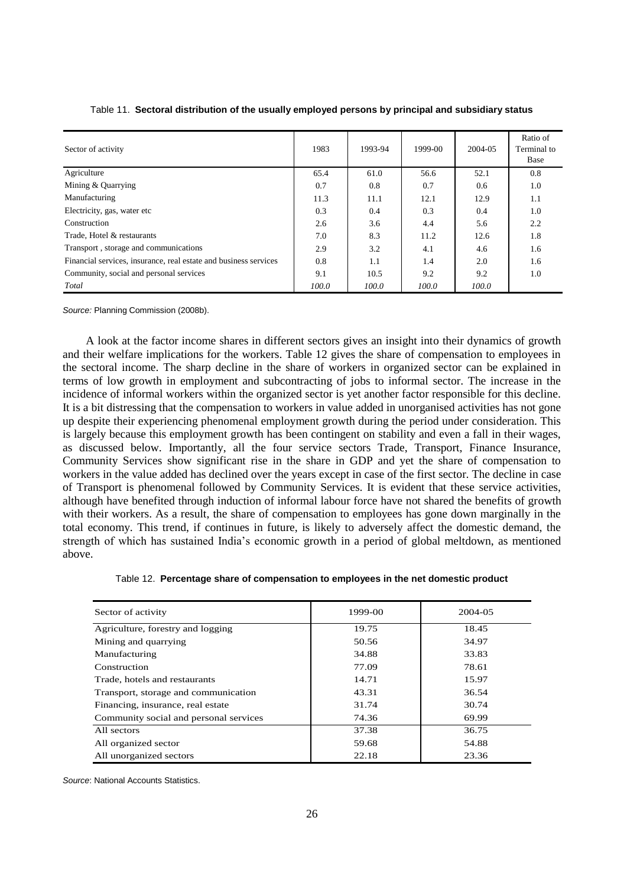Table 11. **Sectoral distribution of the usually employed persons by principal and subsidiary status**

| Sector of activity | 1983 | 1993-94 | 1999-00 | 2004-05 | Ratio of Terminal to Base |
|---|---|---|---|---|---|
| Agriculture | 65.4 | 61.0 | 56.6 | 52.1 | 0.8 |
| Mining & Quarrying | 0.7 | 0.8 | 0.7 | 0.6 | 1.0 |
| Manufacturing | 11.3 | 11.1 | 12.1 | 12.9 | 1.1 |
| Electricity, gas, water etc | 0.3 | 0.4 | 0.3 | 0.4 | 1.0 |
| Construction | 2.6 | 3.6 | 4.4 | 5.6 | 2.2 |
| Trade, Hotel & restaurants | 7.0 | 8.3 | 11.2 | 12.6 | 1.8 |
| Transport , storage and communications | 2.9 | 3.2 | 4.1 | 4.6 | 1.6 |
| Financial services, insurance, real estate and business services | 0.8 | 1.1 | 1.4 | 2.0 | 1.6 |
| Community, social and personal services | 9.1 | 10.5 | 9.2 | 9.2 | 1.0 |
| *Total* | *100.0* | *100.0* | *100.0* | *100.0* | |

*Source:* Planning Commission (2008b).

A look at the factor income shares in different sectors gives an insight into their dynamics of growth and their welfare implications for the workers. Table 12 gives the share of compensation to employees in the sectoral income. The sharp decline in the share of workers in organized sector can be explained in terms of low growth in employment and subcontracting of jobs to informal sector. The increase in the incidence of informal workers within the organized sector is yet another factor responsible for this decline. It is a bit distressing that the compensation to workers in value added in unorganised activities has not gone up despite their experiencing phenomenal employment growth during the period under consideration. This is largely because this employment growth has been contingent on stability and even a fall in their wages, as discussed below. Importantly, all the four service sectors Trade, Transport, Finance Insurance, Community Services show significant rise in the share in GDP and yet the share of compensation to workers in the value added has declined over the years except in case of the first sector. The decline in case of Transport is phenomenal followed by Community Services. It is evident that these service activities, although have benefited through induction of informal labour force have not shared the benefits of growth with their workers. As a result, the share of compensation to employees has gone down marginally in the total economy. This trend, if continues in future, is likely to adversely affect the domestic demand, the strength of which has sustained India's economic growth in a period of global meltdown, as mentioned above.

Table 12. **Percentage share of compensation to employees in the net domestic product**

| Sector of activity | 1999-00 | 2004-05 |
|---|---|---|
| Agriculture, forestry and logging | 19.75 | 18.45 |
| Mining and quarrying | 50.56 | 34.97 |
| Manufacturing | 34.88 | 33.83 |
| Construction | 77.09 | 78.61 |
| Trade, hotels and restaurants | 14.71 | 15.97 |
| Transport, storage and communication | 43.31 | 36.54 |
| Financing, insurance, real estate | 31.74 | 30.74 |
| Community social and personal services | 74.36 | 69.99 |
| All sectors | 37.38 | 36.75 |
| All organized sector | 59.68 | 54.88 |
| All unorganized sectors | 22.18 | 23.36 |

*Source*: National Accounts Statistics.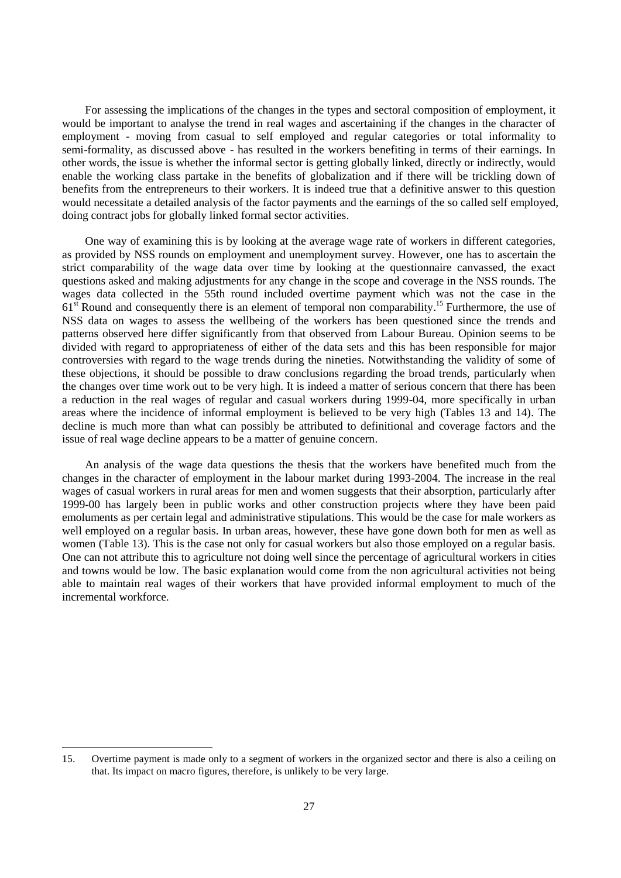For assessing the implications of the changes in the types and sectoral composition of employment, it would be important to analyse the trend in real wages and ascertaining if the changes in the character of employment - moving from casual to self employed and regular categories or total informality to semi-formality, as discussed above - has resulted in the workers benefiting in terms of their earnings. In other words, the issue is whether the informal sector is getting globally linked, directly or indirectly, would enable the working class partake in the benefits of globalization and if there will be trickling down of benefits from the entrepreneurs to their workers. It is indeed true that a definitive answer to this question would necessitate a detailed analysis of the factor payments and the earnings of the so called self employed, doing contract jobs for globally linked formal sector activities.

One way of examining this is by looking at the average wage rate of workers in different categories, as provided by NSS rounds on employment and unemployment survey. However, one has to ascertain the strict comparability of the wage data over time by looking at the questionnaire canvassed, the exact questions asked and making adjustments for any change in the scope and coverage in the NSS rounds. The wages data collected in the 55th round included overtime payment which was not the case in the 61st Round and consequently there is an element of temporal non comparability.[15] Furthermore, the use of NSS data on wages to assess the wellbeing of the workers has been questioned since the trends and patterns observed here differ significantly from that observed from Labour Bureau. Opinion seems to be divided with regard to appropriateness of either of the data sets and this has been responsible for major controversies with regard to the wage trends during the nineties. Notwithstanding the validity of some of these objections, it should be possible to draw conclusions regarding the broad trends, particularly when the changes over time work out to be very high. It is indeed a matter of serious concern that there has been a reduction in the real wages of regular and casual workers during 1999-04, more specifically in urban areas where the incidence of informal employment is believed to be very high (Tables 13 and 14). The decline is much more than what can possibly be attributed to definitional and coverage factors and the issue of real wage decline appears to be a matter of genuine concern.

An analysis of the wage data questions the thesis that the workers have benefited much from the changes in the character of employment in the labour market during 1993-2004. The increase in the real wages of casual workers in rural areas for men and women suggests that their absorption, particularly after 1999-00 has largely been in public works and other construction projects where they have been paid emoluments as per certain legal and administrative stipulations. This would be the case for male workers as well employed on a regular basis. In urban areas, however, these have gone down both for men as well as women (Table 13). This is the case not only for casual workers but also those employed on a regular basis. One can not attribute this to agriculture not doing well since the percentage of agricultural workers in cities and towns would be low. The basic explanation would come from the non agricultural activities not being able to maintain real wages of their workers that have provided informal employment to much of the incremental workforce.

---

15. Overtime payment is made only to a segment of workers in the organized sector and there is also a ceiling on that. Its impact on macro figures, therefore, is unlikely to be very large.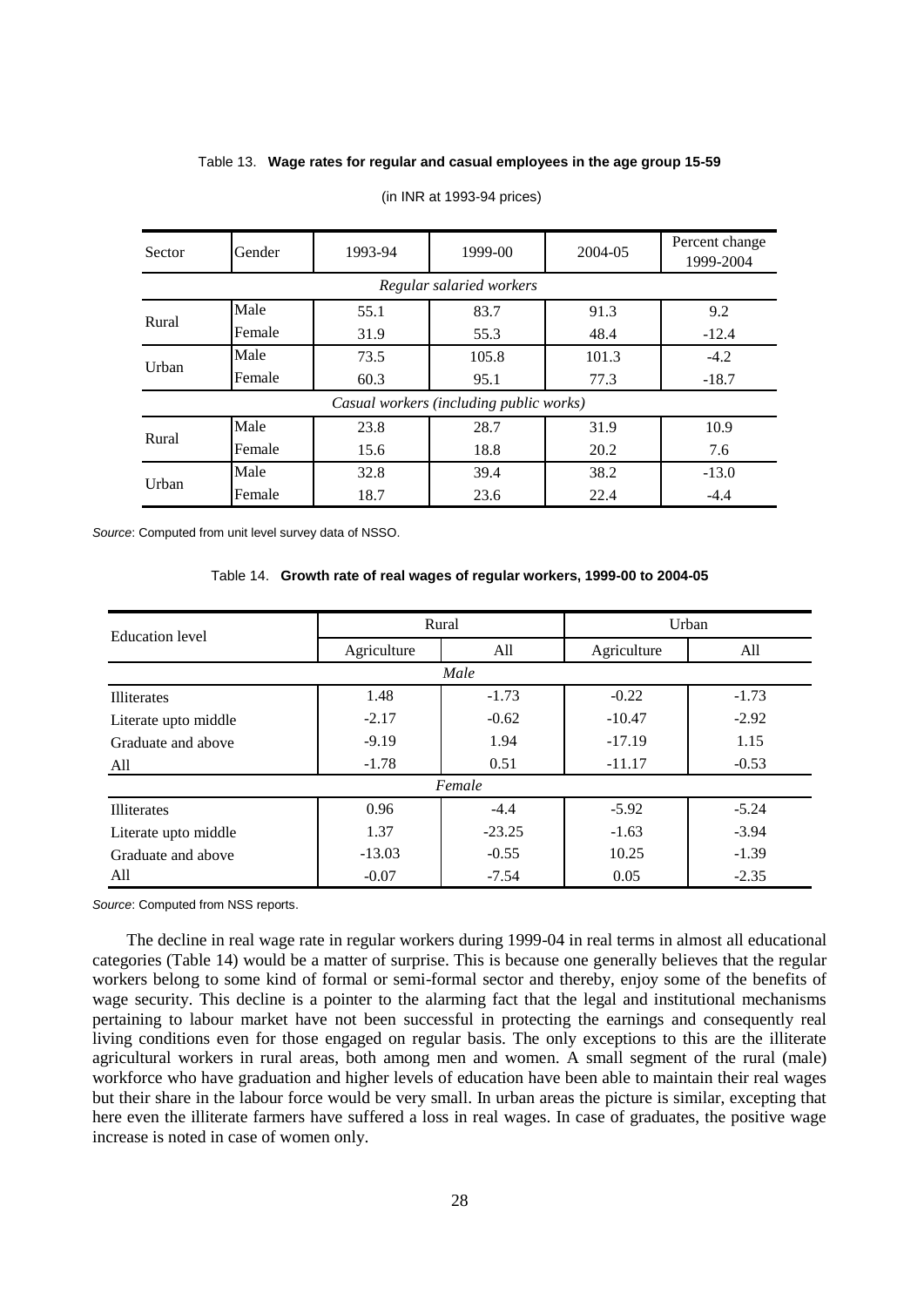Table 13. **Wage rates for regular and casual employees in the age group 15-59**

(in INR at 1993-94 prices)

| Sector | Gender | 1993-94 | 1999-00 | 2004-05 | Percent change 1999-2004 |
|---|---|---|---|---|---|
| *Regular salaried workers* | | | | | |
| Rural | Male | 55.1 | 83.7 | 91.3 | 9.2 |
| | Female | 31.9 | 55.3 | 48.4 | -12.4 |
| Urban | Male | 73.5 | 105.8 | 101.3 | -4.2 |
| | Female | 60.3 | 95.1 | 77.3 | -18.7 |
| *Casual workers (including public works)* | | | | | |
| Rural | Male | 23.8 | 28.7 | 31.9 | 10.9 |
| | Female | 15.6 | 18.8 | 20.2 | 7.6 |
| Urban | Male | 32.8 | 39.4 | 38.2 | -13.0 |
| | Female | 18.7 | 23.6 | 22.4 | -4.4 |

*Source*: Computed from unit level survey data of NSSO.

Table 14. **Growth rate of real wages of regular workers, 1999-00 to 2004-05**

| Education level | Rural | | Urban | |
|---|---|---|---|---|
| | Agriculture | All | Agriculture | All |
| *Male* | | | | |
| Illiterates | 1.48 | -1.73 | -0.22 | -1.73 |
| Literate upto middle | -2.17 | -0.62 | -10.47 | -2.92 |
| Graduate and above | -9.19 | 1.94 | -17.19 | 1.15 |
| All | -1.78 | 0.51 | -11.17 | -0.53 |
| *Female* | | | | |
| Illiterates | 0.96 | -4.4 | -5.92 | -5.24 |
| Literate upto middle | 1.37 | -23.25 | -1.63 | -3.94 |
| Graduate and above | -13.03 | -0.55 | 10.25 | -1.39 |
| All | -0.07 | -7.54 | 0.05 | -2.35 |

*Source*: Computed from NSS reports.

The decline in real wage rate in regular workers during 1999-04 in real terms in almost all educational categories (Table 14) would be a matter of surprise. This is because one generally believes that the regular workers belong to some kind of formal or semi-formal sector and thereby, enjoy some of the benefits of wage security. This decline is a pointer to the alarming fact that the legal and institutional mechanisms pertaining to labour market have not been successful in protecting the earnings and consequently real living conditions even for those engaged on regular basis. The only exceptions to this are the illiterate agricultural workers in rural areas, both among men and women. A small segment of the rural (male) workforce who have graduation and higher levels of education have been able to maintain their real wages but their share in the labour force would be very small. In urban areas the picture is similar, excepting that here even the illiterate farmers have suffered a loss in real wages. In case of graduates, the positive wage increase is noted in case of women only.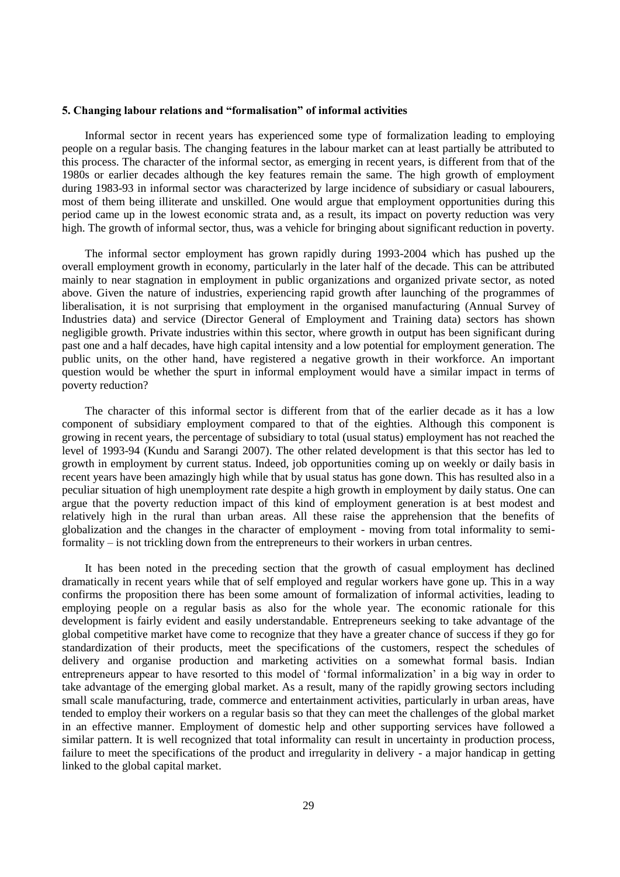### 5. Changing labour relations and "formalisation" of informal activities

Informal sector in recent years has experienced some type of formalization leading to employing people on a regular basis. The changing features in the labour market can at least partially be attributed to this process. The character of the informal sector, as emerging in recent years, is different from that of the 1980s or earlier decades although the key features remain the same. The high growth of employment during 1983-93 in informal sector was characterized by large incidence of subsidiary or casual labourers, most of them being illiterate and unskilled. One would argue that employment opportunities during this period came up in the lowest economic strata and, as a result, its impact on poverty reduction was very high. The growth of informal sector, thus, was a vehicle for bringing about significant reduction in poverty.

The informal sector employment has grown rapidly during 1993-2004 which has pushed up the overall employment growth in economy, particularly in the later half of the decade. This can be attributed mainly to near stagnation in employment in public organizations and organized private sector, as noted above. Given the nature of industries, experiencing rapid growth after launching of the programmes of liberalisation, it is not surprising that employment in the organised manufacturing (Annual Survey of Industries data) and service (Director General of Employment and Training data) sectors has shown negligible growth. Private industries within this sector, where growth in output has been significant during past one and a half decades, have high capital intensity and a low potential for employment generation. The public units, on the other hand, have registered a negative growth in their workforce. An important question would be whether the spurt in informal employment would have a similar impact in terms of poverty reduction?

The character of this informal sector is different from that of the earlier decade as it has a low component of subsidiary employment compared to that of the eighties. Although this component is growing in recent years, the percentage of subsidiary to total (usual status) employment has not reached the level of 1993-94 (Kundu and Sarangi 2007). The other related development is that this sector has led to growth in employment by current status. Indeed, job opportunities coming up on weekly or daily basis in recent years have been amazingly high while that by usual status has gone down. This has resulted also in a peculiar situation of high unemployment rate despite a high growth in employment by daily status. One can argue that the poverty reduction impact of this kind of employment generation is at best modest and relatively high in the rural than urban areas. All these raise the apprehension that the benefits of globalization and the changes in the character of employment - moving from total informality to semi-formality – is not trickling down from the entrepreneurs to their workers in urban centres.

It has been noted in the preceding section that the growth of casual employment has declined dramatically in recent years while that of self employed and regular workers have gone up. This in a way confirms the proposition there has been some amount of formalization of informal activities, leading to employing people on a regular basis as also for the whole year. The economic rationale for this development is fairly evident and easily understandable. Entrepreneurs seeking to take advantage of the global competitive market have come to recognize that they have a greater chance of success if they go for standardization of their products, meet the specifications of the customers, respect the schedules of delivery and organise production and marketing activities on a somewhat formal basis. Indian entrepreneurs appear to have resorted to this model of 'formal informalization' in a big way in order to take advantage of the emerging global market. As a result, many of the rapidly growing sectors including small scale manufacturing, trade, commerce and entertainment activities, particularly in urban areas, have tended to employ their workers on a regular basis so that they can meet the challenges of the global market in an effective manner. Employment of domestic help and other supporting services have followed a similar pattern. It is well recognized that total informality can result in uncertainty in production process, failure to meet the specifications of the product and irregularity in delivery - a major handicap in getting linked to the global capital market.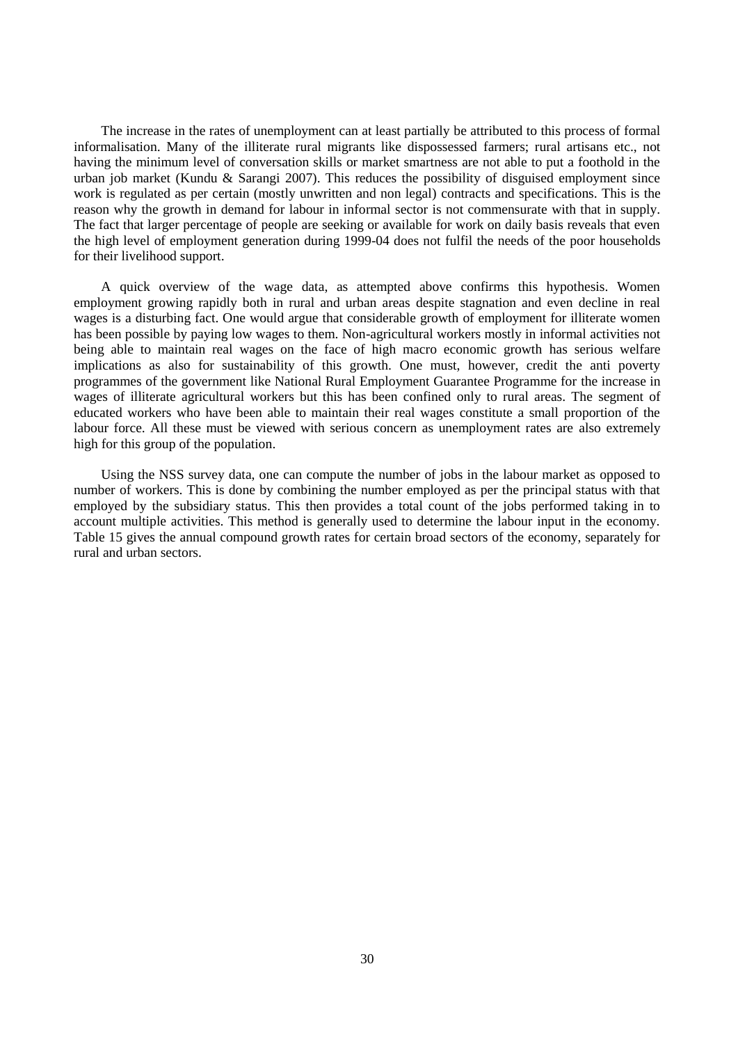The increase in the rates of unemployment can at least partially be attributed to this process of formal informalisation. Many of the illiterate rural migrants like dispossessed farmers; rural artisans etc., not having the minimum level of conversation skills or market smartness are not able to put a foothold in the urban job market (Kundu & Sarangi 2007). This reduces the possibility of disguised employment since work is regulated as per certain (mostly unwritten and non legal) contracts and specifications. This is the reason why the growth in demand for labour in informal sector is not commensurate with that in supply. The fact that larger percentage of people are seeking or available for work on daily basis reveals that even the high level of employment generation during 1999-04 does not fulfil the needs of the poor households for their livelihood support.

A quick overview of the wage data, as attempted above confirms this hypothesis. Women employment growing rapidly both in rural and urban areas despite stagnation and even decline in real wages is a disturbing fact. One would argue that considerable growth of employment for illiterate women has been possible by paying low wages to them. Non-agricultural workers mostly in informal activities not being able to maintain real wages on the face of high macro economic growth has serious welfare implications as also for sustainability of this growth. One must, however, credit the anti poverty programmes of the government like National Rural Employment Guarantee Programme for the increase in wages of illiterate agricultural workers but this has been confined only to rural areas. The segment of educated workers who have been able to maintain their real wages constitute a small proportion of the labour force. All these must be viewed with serious concern as unemployment rates are also extremely high for this group of the population.

Using the NSS survey data, one can compute the number of jobs in the labour market as opposed to number of workers. This is done by combining the number employed as per the principal status with that employed by the subsidiary status. This then provides a total count of the jobs performed taking in to account multiple activities. This method is generally used to determine the labour input in the economy. Table 15 gives the annual compound growth rates for certain broad sectors of the economy, separately for rural and urban sectors.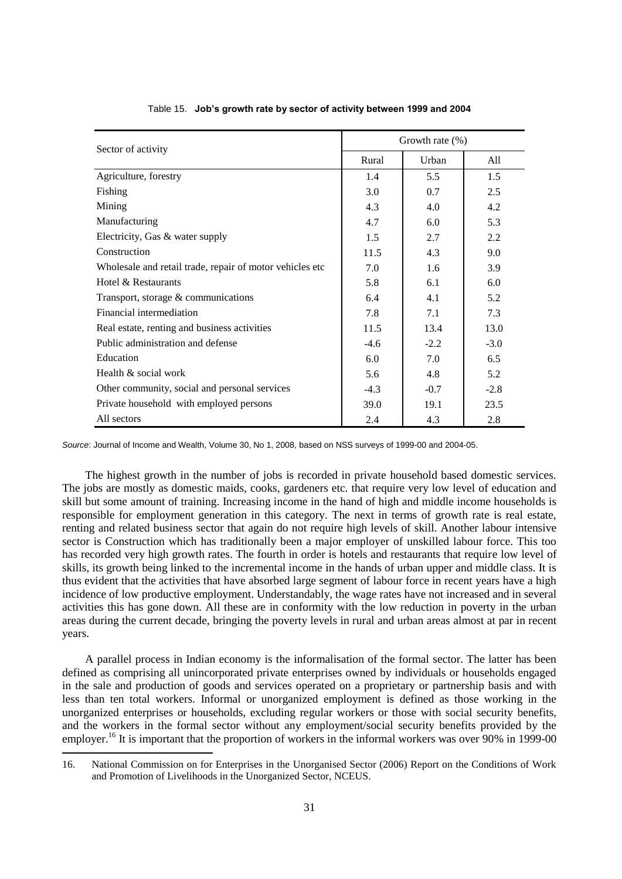Table 15. **Job's growth rate by sector of activity between 1999 and 2004**

| Sector of activity | Growth rate (%) | | |
|---|---|---|---|
| | Rural | Urban | All |
| Agriculture, forestry | 1.4 | 5.5 | 1.5 |
| Fishing | 3.0 | 0.7 | 2.5 |
| Mining | 4.3 | 4.0 | 4.2 |
| Manufacturing | 4.7 | 6.0 | 5.3 |
| Electricity, Gas & water supply | 1.5 | 2.7 | 2.2 |
| Construction | 11.5 | 4.3 | 9.0 |
| Wholesale and retail trade, repair of motor vehicles etc | 7.0 | 1.6 | 3.9 |
| Hotel & Restaurants | 5.8 | 6.1 | 6.0 |
| Transport, storage & communications | 6.4 | 4.1 | 5.2 |
| Financial intermediation | 7.8 | 7.1 | 7.3 |
| Real estate, renting and business activities | 11.5 | 13.4 | 13.0 |
| Public administration and defense | -4.6 | -2.2 | -3.0 |
| Education | 6.0 | 7.0 | 6.5 |
| Health & social work | 5.6 | 4.8 | 5.2 |
| Other community, social and personal services | -4.3 | -0.7 | -2.8 |
| Private household with employed persons | 39.0 | 19.1 | 23.5 |
| All sectors | 2.4 | 4.3 | 2.8 |

*Source*: Journal of Income and Wealth, Volume 30, No 1, 2008, based on NSS surveys of 1999-00 and 2004-05.

The highest growth in the number of jobs is recorded in private household based domestic services. The jobs are mostly as domestic maids, cooks, gardeners etc. that require very low level of education and skill but some amount of training. Increasing income in the hand of high and middle income households is responsible for employment generation in this category. The next in terms of growth rate is real estate, renting and related business sector that again do not require high levels of skill. Another labour intensive sector is Construction which has traditionally been a major employer of unskilled labour force. This too has recorded very high growth rates. The fourth in order is hotels and restaurants that require low level of skills, its growth being linked to the incremental income in the hands of urban upper and middle class. It is thus evident that the activities that have absorbed large segment of labour force in recent years have a high incidence of low productive employment. Understandably, the wage rates have not increased and in several activities this has gone down. All these are in conformity with the low reduction in poverty in the urban areas during the current decade, bringing the poverty levels in rural and urban areas almost at par in recent years.

A parallel process in Indian economy is the informalisation of the formal sector. The latter has been defined as comprising all unincorporated private enterprises owned by individuals or households engaged in the sale and production of goods and services operated on a proprietary or partnership basis and with less than ten total workers. Informal or unorganized employment is defined as those working in the unorganized enterprises or households, excluding regular workers or those with social security benefits, and the workers in the formal sector without any employment/social security benefits provided by the employer.[16] It is important that the proportion of workers in the informal workers was over 90% in 1999-00

16. National Commission on for Enterprises in the Unorganised Sector (2006) Report on the Conditions of Work and Promotion of Livelihoods in the Unorganized Sector, NCEUS.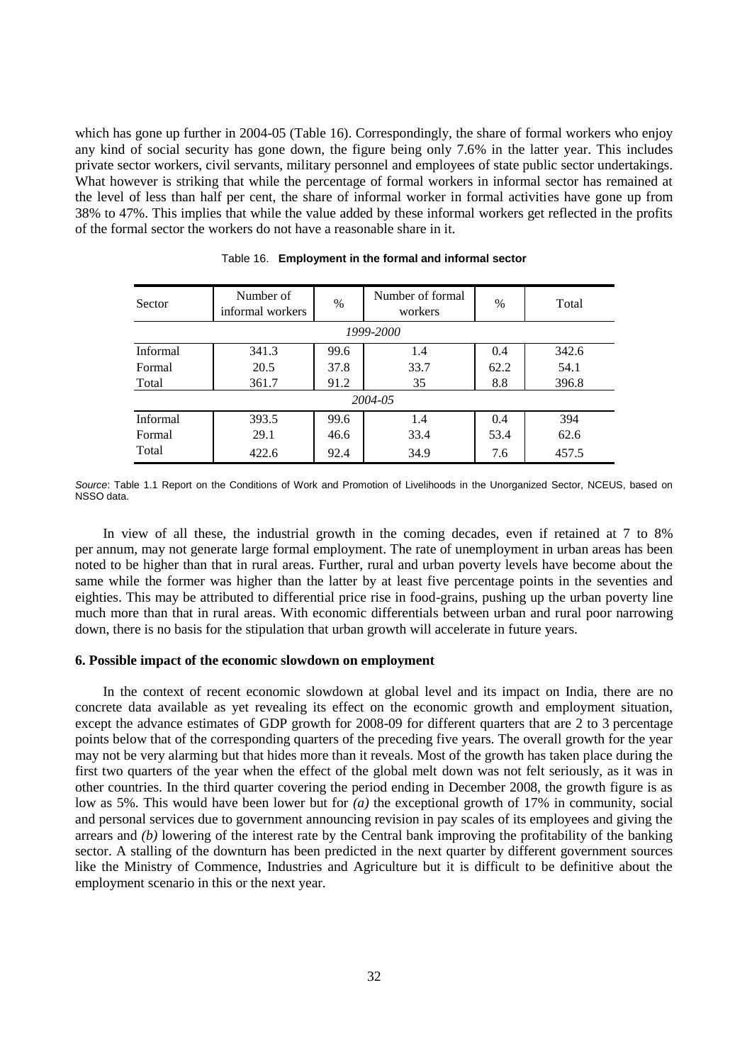which has gone up further in 2004-05 (Table 16). Correspondingly, the share of formal workers who enjoy any kind of social security has gone down, the figure being only 7.6% in the latter year. This includes private sector workers, civil servants, military personnel and employees of state public sector undertakings. What however is striking that while the percentage of formal workers in informal sector has remained at the level of less than half per cent, the share of informal worker in formal activities have gone up from 38% to 47%. This implies that while the value added by these informal workers get reflected in the profits of the formal sector the workers do not have a reasonable share in it.

Table 16. **Employment in the formal and informal sector**

| Sector | Number of informal workers | % | Number of formal workers | % | Total |
|---|---|---|---|---|---|
| | | | *1999-2000* | | |
| Informal | 341.3 | 99.6 | 1.4 | 0.4 | 342.6 |
| Formal | 20.5 | 37.8 | 33.7 | 62.2 | 54.1 |
| Total | 361.7 | 91.2 | 35 | 8.8 | 396.8 |
| | | | *2004-05* | | |
| Informal | 393.5 | 99.6 | 1.4 | 0.4 | 394 |
| Formal | 29.1 | 46.6 | 33.4 | 53.4 | 62.6 |
| Total | 422.6 | 92.4 | 34.9 | 7.6 | 457.5 |

*Source*: Table 1.1 Report on the Conditions of Work and Promotion of Livelihoods in the Unorganized Sector, NCEUS, based on NSSO data.

In view of all these, the industrial growth in the coming decades, even if retained at 7 to 8% per annum, may not generate large formal employment. The rate of unemployment in urban areas has been noted to be higher than that in rural areas. Further, rural and urban poverty levels have become about the same while the former was higher than the latter by at least five percentage points in the seventies and eighties. This may be attributed to differential price rise in food-grains, pushing up the urban poverty line much more than that in rural areas. With economic differentials between urban and rural poor narrowing down, there is no basis for the stipulation that urban growth will accelerate in future years.

### 6. Possible impact of the economic slowdown on employment

In the context of recent economic slowdown at global level and its impact on India, there are no concrete data available as yet revealing its effect on the economic growth and employment situation, except the advance estimates of GDP growth for 2008-09 for different quarters that are 2 to 3 percentage points below that of the corresponding quarters of the preceding five years. The overall growth for the year may not be very alarming but that hides more than it reveals. Most of the growth has taken place during the first two quarters of the year when the effect of the global melt down was not felt seriously, as it was in other countries. In the third quarter covering the period ending in December 2008, the growth figure is as low as 5%. This would have been lower but for *(a)* the exceptional growth of 17% in community, social and personal services due to government announcing revision in pay scales of its employees and giving the arrears and *(b)* lowering of the interest rate by the Central bank improving the profitability of the banking sector. A stalling of the downturn has been predicted in the next quarter by different government sources like the Ministry of Commence, Industries and Agriculture but it is difficult to be definitive about the employment scenario in this or the next year.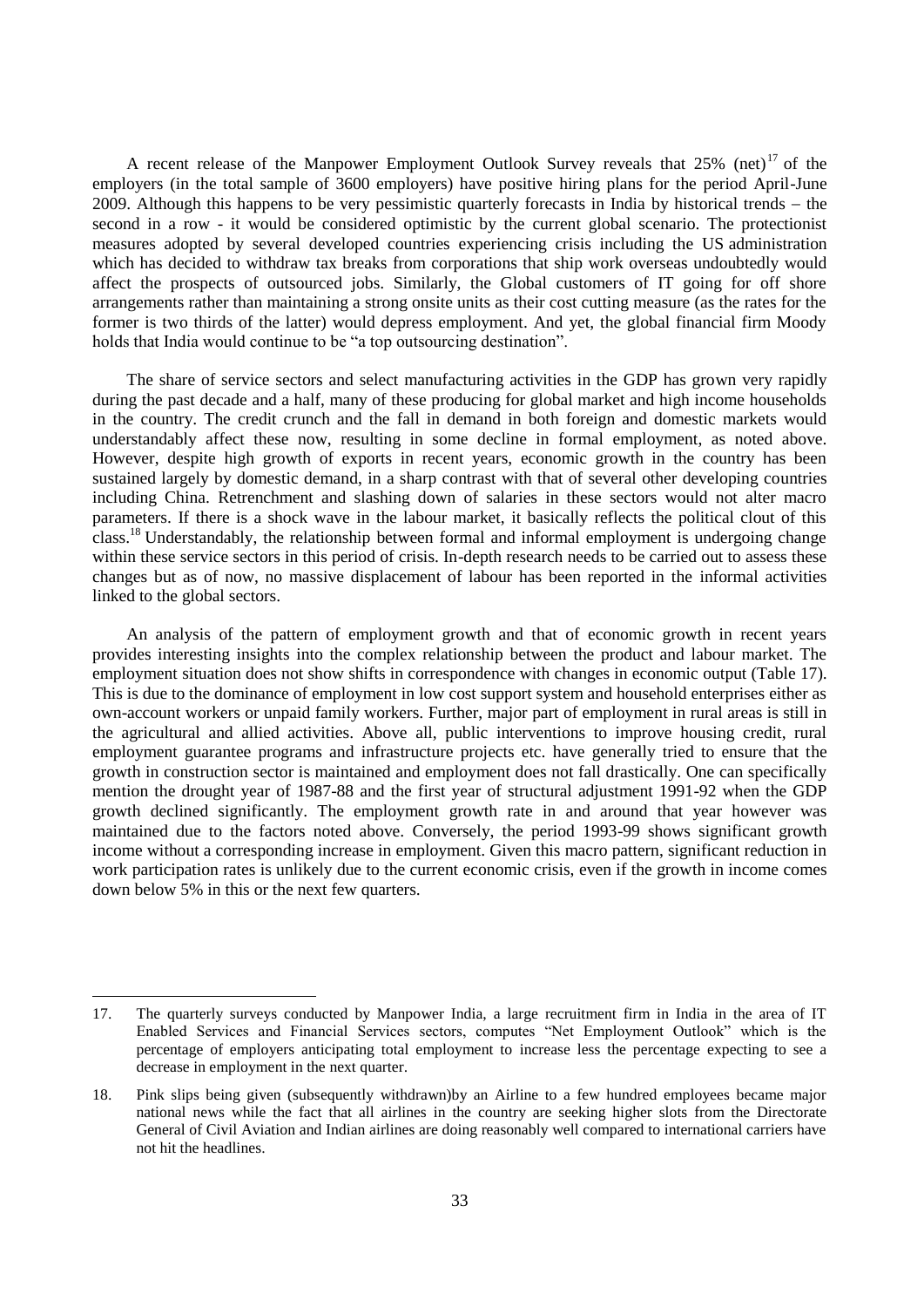A recent release of the Manpower Employment Outlook Survey reveals that 25% (net)[17] of the employers (in the total sample of 3600 employers) have positive hiring plans for the period April-June 2009. Although this happens to be very pessimistic quarterly forecasts in India by historical trends – the second in a row - it would be considered optimistic by the current global scenario. The protectionist measures adopted by several developed countries experiencing crisis including the US administration which has decided to withdraw tax breaks from corporations that ship work overseas undoubtedly would affect the prospects of outsourced jobs. Similarly, the Global customers of IT going for off shore arrangements rather than maintaining a strong onsite units as their cost cutting measure (as the rates for the former is two thirds of the latter) would depress employment. And yet, the global financial firm Moody holds that India would continue to be "a top outsourcing destination".

The share of service sectors and select manufacturing activities in the GDP has grown very rapidly during the past decade and a half, many of these producing for global market and high income households in the country. The credit crunch and the fall in demand in both foreign and domestic markets would understandably affect these now, resulting in some decline in formal employment, as noted above. However, despite high growth of exports in recent years, economic growth in the country has been sustained largely by domestic demand, in a sharp contrast with that of several other developing countries including China. Retrenchment and slashing down of salaries in these sectors would not alter macro parameters. If there is a shock wave in the labour market, it basically reflects the political clout of this class.[18] Understandably, the relationship between formal and informal employment is undergoing change within these service sectors in this period of crisis. In-depth research needs to be carried out to assess these changes but as of now, no massive displacement of labour has been reported in the informal activities linked to the global sectors.

An analysis of the pattern of employment growth and that of economic growth in recent years provides interesting insights into the complex relationship between the product and labour market. The employment situation does not show shifts in correspondence with changes in economic output (Table 17). This is due to the dominance of employment in low cost support system and household enterprises either as own-account workers or unpaid family workers. Further, major part of employment in rural areas is still in the agricultural and allied activities. Above all, public interventions to improve housing credit, rural employment guarantee programs and infrastructure projects etc. have generally tried to ensure that the growth in construction sector is maintained and employment does not fall drastically. One can specifically mention the drought year of 1987-88 and the first year of structural adjustment 1991-92 when the GDP growth declined significantly. The employment growth rate in and around that year however was maintained due to the factors noted above. Conversely, the period 1993-99 shows significant growth income without a corresponding increase in employment. Given this macro pattern, significant reduction in work participation rates is unlikely due to the current economic crisis, even if the growth in income comes down below 5% in this or the next few quarters.

---

17. The quarterly surveys conducted by Manpower India, a large recruitment firm in India in the area of IT Enabled Services and Financial Services sectors, computes "Net Employment Outlook" which is the percentage of employers anticipating total employment to increase less the percentage expecting to see a decrease in employment in the next quarter.

18. Pink slips being given (subsequently withdrawn)by an Airline to a few hundred employees became major national news while the fact that all airlines in the country are seeking higher slots from the Directorate General of Civil Aviation and Indian airlines are doing reasonably well compared to international carriers have not hit the headlines.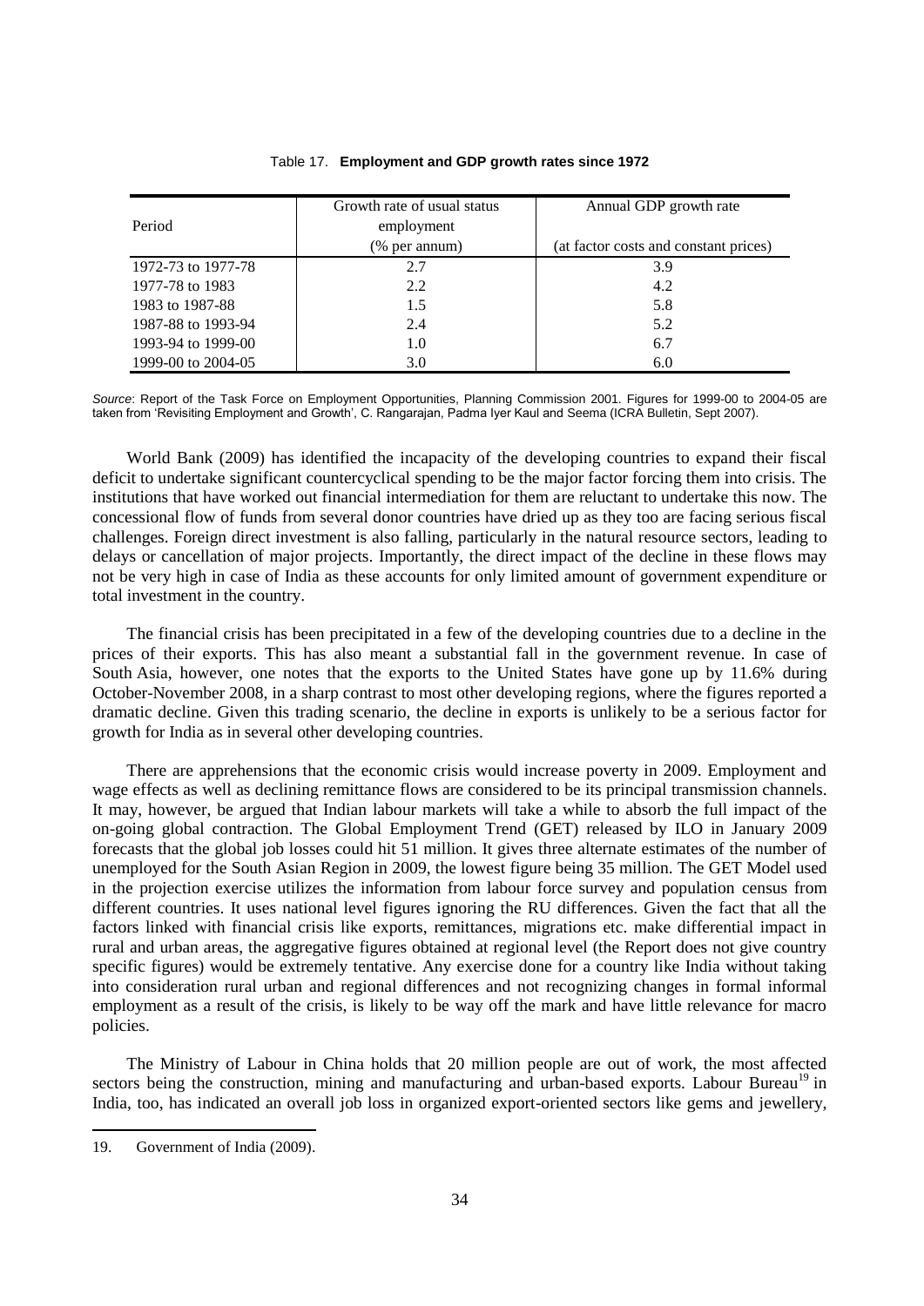Table 17. **Employment and GDP growth rates since 1972**

| Period | Growth rate of usual status employment (% per annum) | Annual GDP growth rate (at factor costs and constant prices) |
|---|---|---|
| 1972-73 to 1977-78 | 2.7 | 3.9 |
| 1977-78 to 1983 | 2.2 | 4.2 |
| 1983 to 1987-88 | 1.5 | 5.8 |
| 1987-88 to 1993-94 | 2.4 | 5.2 |
| 1993-94 to 1999-00 | 1.0 | 6.7 |
| 1999-00 to 2004-05 | 3.0 | 6.0 |

*Source*: Report of the Task Force on Employment Opportunities, Planning Commission 2001. Figures for 1999-00 to 2004-05 are taken from 'Revisiting Employment and Growth', C. Rangarajan, Padma Iyer Kaul and Seema (ICRA Bulletin, Sept 2007).

World Bank (2009) has identified the incapacity of the developing countries to expand their fiscal deficit to undertake significant countercyclical spending to be the major factor forcing them into crisis. The institutions that have worked out financial intermediation for them are reluctant to undertake this now. The concessional flow of funds from several donor countries have dried up as they too are facing serious fiscal challenges. Foreign direct investment is also falling, particularly in the natural resource sectors, leading to delays or cancellation of major projects. Importantly, the direct impact of the decline in these flows may not be very high in case of India as these accounts for only limited amount of government expenditure or total investment in the country.

The financial crisis has been precipitated in a few of the developing countries due to a decline in the prices of their exports. This has also meant a substantial fall in the government revenue. In case of South Asia, however, one notes that the exports to the United States have gone up by 11.6% during October-November 2008, in a sharp contrast to most other developing regions, where the figures reported a dramatic decline. Given this trading scenario, the decline in exports is unlikely to be a serious factor for growth for India as in several other developing countries.

There are apprehensions that the economic crisis would increase poverty in 2009. Employment and wage effects as well as declining remittance flows are considered to be its principal transmission channels. It may, however, be argued that Indian labour markets will take a while to absorb the full impact of the on-going global contraction. The Global Employment Trend (GET) released by ILO in January 2009 forecasts that the global job losses could hit 51 million. It gives three alternate estimates of the number of unemployed for the South Asian Region in 2009, the lowest figure being 35 million. The GET Model used in the projection exercise utilizes the information from labour force survey and population census from different countries. It uses national level figures ignoring the RU differences. Given the fact that all the factors linked with financial crisis like exports, remittances, migrations etc. make differential impact in rural and urban areas, the aggregative figures obtained at regional level (the Report does not give country specific figures) would be extremely tentative. Any exercise done for a country like India without taking into consideration rural urban and regional differences and not recognizing changes in formal informal employment as a result of the crisis, is likely to be way off the mark and have little relevance for macro policies.

The Ministry of Labour in China holds that 20 million people are out of work, the most affected sectors being the construction, mining and manufacturing and urban-based exports. Labour Bureau[19] in India, too, has indicated an overall job loss in organized export-oriented sectors like gems and jewellery,

19. Government of India (2009).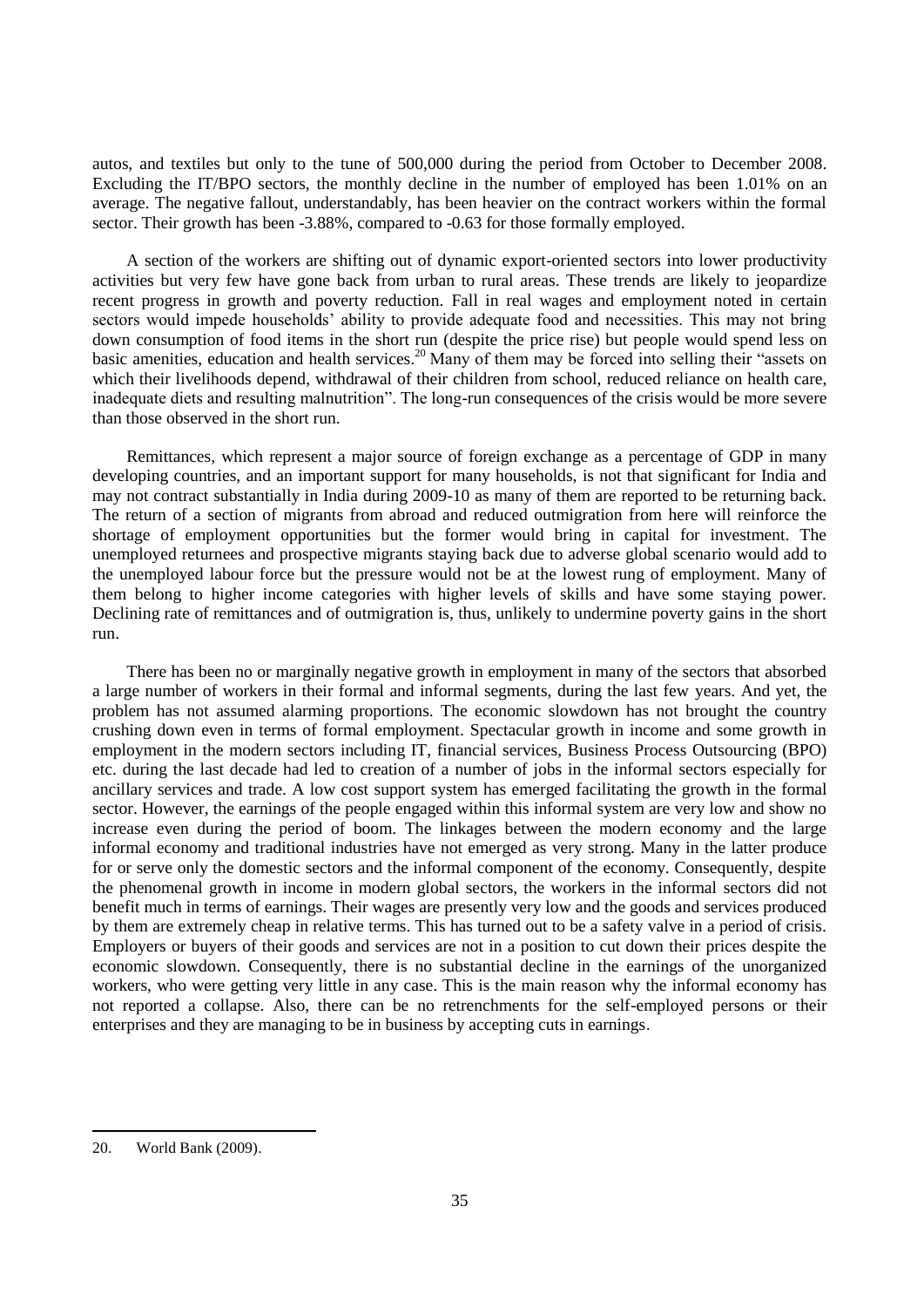autos, and textiles but only to the tune of 500,000 during the period from October to December 2008. Excluding the IT/BPO sectors, the monthly decline in the number of employed has been 1.01% on an average. The negative fallout, understandably, has been heavier on the contract workers within the formal sector. Their growth has been -3.88%, compared to -0.63 for those formally employed.

A section of the workers are shifting out of dynamic export-oriented sectors into lower productivity activities but very few have gone back from urban to rural areas. These trends are likely to jeopardize recent progress in growth and poverty reduction. Fall in real wages and employment noted in certain sectors would impede households' ability to provide adequate food and necessities. This may not bring down consumption of food items in the short run (despite the price rise) but people would spend less on basic amenities, education and health services.[20] Many of them may be forced into selling their "assets on which their livelihoods depend, withdrawal of their children from school, reduced reliance on health care, inadequate diets and resulting malnutrition". The long-run consequences of the crisis would be more severe than those observed in the short run.

Remittances, which represent a major source of foreign exchange as a percentage of GDP in many developing countries, and an important support for many households, is not that significant for India and may not contract substantially in India during 2009-10 as many of them are reported to be returning back. The return of a section of migrants from abroad and reduced outmigration from here will reinforce the shortage of employment opportunities but the former would bring in capital for investment. The unemployed returnees and prospective migrants staying back due to adverse global scenario would add to the unemployed labour force but the pressure would not be at the lowest rung of employment. Many of them belong to higher income categories with higher levels of skills and have some staying power. Declining rate of remittances and of outmigration is, thus, unlikely to undermine poverty gains in the short run.

There has been no or marginally negative growth in employment in many of the sectors that absorbed a large number of workers in their formal and informal segments, during the last few years. And yet, the problem has not assumed alarming proportions. The economic slowdown has not brought the country crushing down even in terms of formal employment. Spectacular growth in income and some growth in employment in the modern sectors including IT, financial services, Business Process Outsourcing (BPO) etc. during the last decade had led to creation of a number of jobs in the informal sectors especially for ancillary services and trade. A low cost support system has emerged facilitating the growth in the formal sector. However, the earnings of the people engaged within this informal system are very low and show no increase even during the period of boom. The linkages between the modern economy and the large informal economy and traditional industries have not emerged as very strong. Many in the latter produce for or serve only the domestic sectors and the informal component of the economy. Consequently, despite the phenomenal growth in income in modern global sectors, the workers in the informal sectors did not benefit much in terms of earnings. Their wages are presently very low and the goods and services produced by them are extremely cheap in relative terms. This has turned out to be a safety valve in a period of crisis. Employers or buyers of their goods and services are not in a position to cut down their prices despite the economic slowdown. Consequently, there is no substantial decline in the earnings of the unorganized workers, who were getting very little in any case. This is the main reason why the informal economy has not reported a collapse. Also, there can be no retrenchments for the self-employed persons or their enterprises and they are managing to be in business by accepting cuts in earnings.

---

20. World Bank (2009).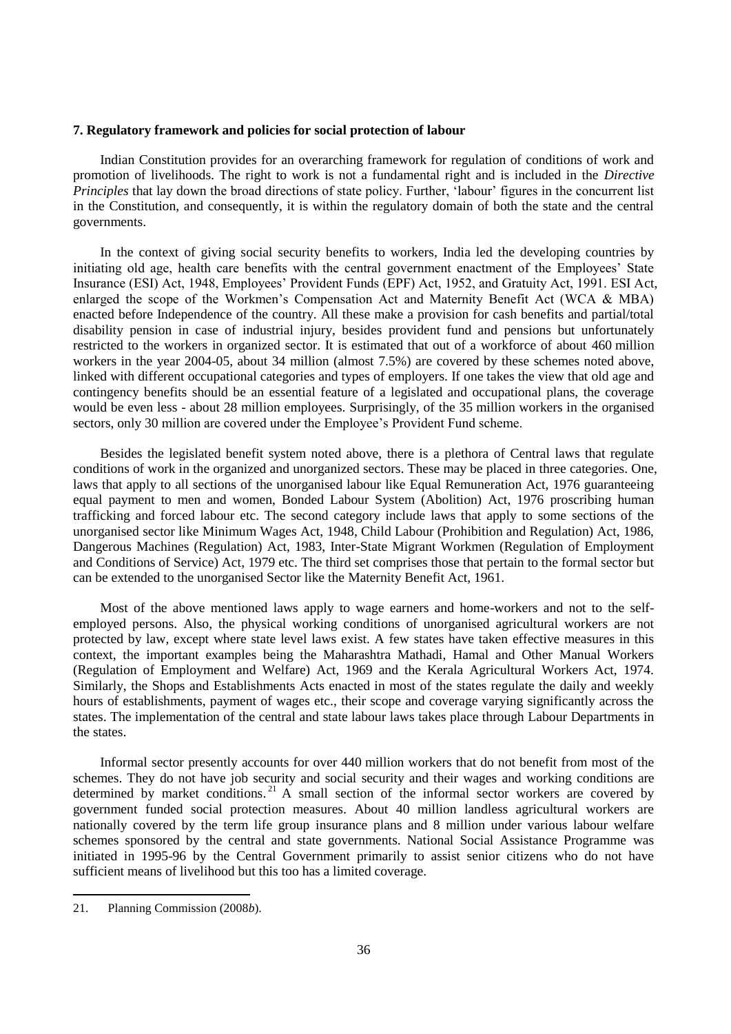**7. Regulatory framework and policies for social protection of labour**

Indian Constitution provides for an overarching framework for regulation of conditions of work and promotion of livelihoods. The right to work is not a fundamental right and is included in the *Directive Principles* that lay down the broad directions of state policy. Further, 'labour' figures in the concurrent list in the Constitution, and consequently, it is within the regulatory domain of both the state and the central governments.

In the context of giving social security benefits to workers, India led the developing countries by initiating old age, health care benefits with the central government enactment of the Employees' State Insurance (ESI) Act, 1948, Employees' Provident Funds (EPF) Act, 1952, and Gratuity Act, 1991. ESI Act, enlarged the scope of the Workmen's Compensation Act and Maternity Benefit Act (WCA & MBA) enacted before Independence of the country. All these make a provision for cash benefits and partial/total disability pension in case of industrial injury, besides provident fund and pensions but unfortunately restricted to the workers in organized sector. It is estimated that out of a workforce of about 460 million workers in the year 2004-05, about 34 million (almost 7.5%) are covered by these schemes noted above, linked with different occupational categories and types of employers. If one takes the view that old age and contingency benefits should be an essential feature of a legislated and occupational plans, the coverage would be even less - about 28 million employees. Surprisingly, of the 35 million workers in the organised sectors, only 30 million are covered under the Employee's Provident Fund scheme.

Besides the legislated benefit system noted above, there is a plethora of Central laws that regulate conditions of work in the organized and unorganized sectors. These may be placed in three categories. One, laws that apply to all sections of the unorganised labour like Equal Remuneration Act, 1976 guaranteeing equal payment to men and women, Bonded Labour System (Abolition) Act, 1976 proscribing human trafficking and forced labour etc. The second category include laws that apply to some sections of the unorganised sector like Minimum Wages Act, 1948, Child Labour (Prohibition and Regulation) Act, 1986, Dangerous Machines (Regulation) Act, 1983, Inter-State Migrant Workmen (Regulation of Employment and Conditions of Service) Act, 1979 etc. The third set comprises those that pertain to the formal sector but can be extended to the unorganised Sector like the Maternity Benefit Act, 1961.

Most of the above mentioned laws apply to wage earners and home-workers and not to the self-employed persons. Also, the physical working conditions of unorganised agricultural workers are not protected by law, except where state level laws exist. A few states have taken effective measures in this context, the important examples being the Maharashtra Mathadi, Hamal and Other Manual Workers (Regulation of Employment and Welfare) Act, 1969 and the Kerala Agricultural Workers Act, 1974. Similarly, the Shops and Establishments Acts enacted in most of the states regulate the daily and weekly hours of establishments, payment of wages etc., their scope and coverage varying significantly across the states. The implementation of the central and state labour laws takes place through Labour Departments in the states.

Informal sector presently accounts for over 440 million workers that do not benefit from most of the schemes. They do not have job security and social security and their wages and working conditions are determined by market conditions.[21] A small section of the informal sector workers are covered by government funded social protection measures. About 40 million landless agricultural workers are nationally covered by the term life group insurance plans and 8 million under various labour welfare schemes sponsored by the central and state governments. National Social Assistance Programme was initiated in 1995-96 by the Central Government primarily to assist senior citizens who do not have sufficient means of livelihood but this too has a limited coverage.

21. Planning Commission (2008*b*).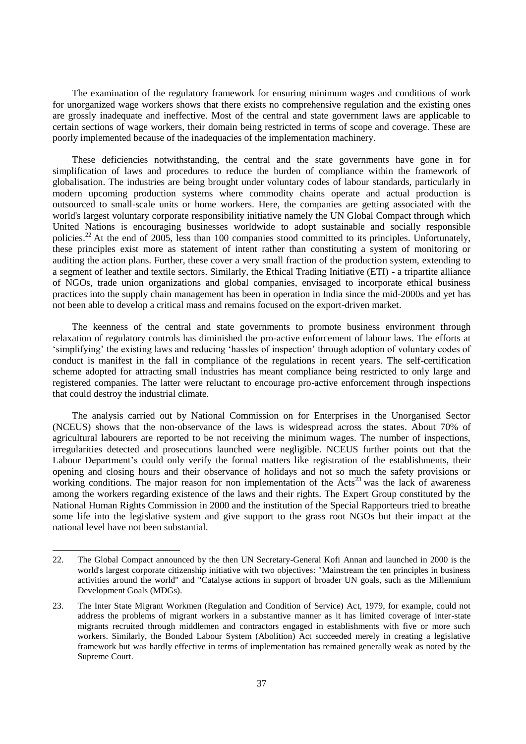The examination of the regulatory framework for ensuring minimum wages and conditions of work for unorganized wage workers shows that there exists no comprehensive regulation and the existing ones are grossly inadequate and ineffective. Most of the central and state government laws are applicable to certain sections of wage workers, their domain being restricted in terms of scope and coverage. These are poorly implemented because of the inadequacies of the implementation machinery.

These deficiencies notwithstanding, the central and the state governments have gone in for simplification of laws and procedures to reduce the burden of compliance within the framework of globalisation. The industries are being brought under voluntary codes of labour standards, particularly in modern upcoming production systems where commodity chains operate and actual production is outsourced to small-scale units or home workers. Here, the companies are getting associated with the world's largest voluntary corporate responsibility initiative namely the UN Global Compact through which United Nations is encouraging businesses worldwide to adopt sustainable and socially responsible policies.[22] At the end of 2005, less than 100 companies stood committed to its principles. Unfortunately, these principles exist more as statement of intent rather than constituting a system of monitoring or auditing the action plans. Further, these cover a very small fraction of the production system, extending to a segment of leather and textile sectors. Similarly, the Ethical Trading Initiative (ETI) - a tripartite alliance of NGOs, trade union organizations and global companies, envisaged to incorporate ethical business practices into the supply chain management has been in operation in India since the mid-2000s and yet has not been able to develop a critical mass and remains focused on the export-driven market.

The keenness of the central and state governments to promote business environment through relaxation of regulatory controls has diminished the pro-active enforcement of labour laws. The efforts at 'simplifying' the existing laws and reducing 'hassles of inspection' through adoption of voluntary codes of conduct is manifest in the fall in compliance of the regulations in recent years. The self-certification scheme adopted for attracting small industries has meant compliance being restricted to only large and registered companies. The latter were reluctant to encourage pro-active enforcement through inspections that could destroy the industrial climate.

The analysis carried out by National Commission on for Enterprises in the Unorganised Sector (NCEUS) shows that the non-observance of the laws is widespread across the states. About 70% of agricultural labourers are reported to be not receiving the minimum wages. The number of inspections, irregularities detected and prosecutions launched were negligible. NCEUS further points out that the Labour Department's could only verify the formal matters like registration of the establishments, their opening and closing hours and their observance of holidays and not so much the safety provisions or working conditions. The major reason for non implementation of the Acts[23] was the lack of awareness among the workers regarding existence of the laws and their rights. The Expert Group constituted by the National Human Rights Commission in 2000 and the institution of the Special Rapporteurs tried to breathe some life into the legislative system and give support to the grass root NGOs but their impact at the national level have not been substantial.

---

22. The Global Compact announced by the then UN Secretary-General Kofi Annan and launched in 2000 is the world's largest corporate citizenship initiative with two objectives: "Mainstream the ten principles in business activities around the world" and "Catalyse actions in support of broader UN goals, such as the Millennium Development Goals (MDGs).

23. The Inter State Migrant Workmen (Regulation and Condition of Service) Act, 1979, for example, could not address the problems of migrant workers in a substantive manner as it has limited coverage of inter-state migrants recruited through middlemen and contractors engaged in establishments with five or more such workers. Similarly, the Bonded Labour System (Abolition) Act succeeded merely in creating a legislative framework but was hardly effective in terms of implementation has remained generally weak as noted by the Supreme Court.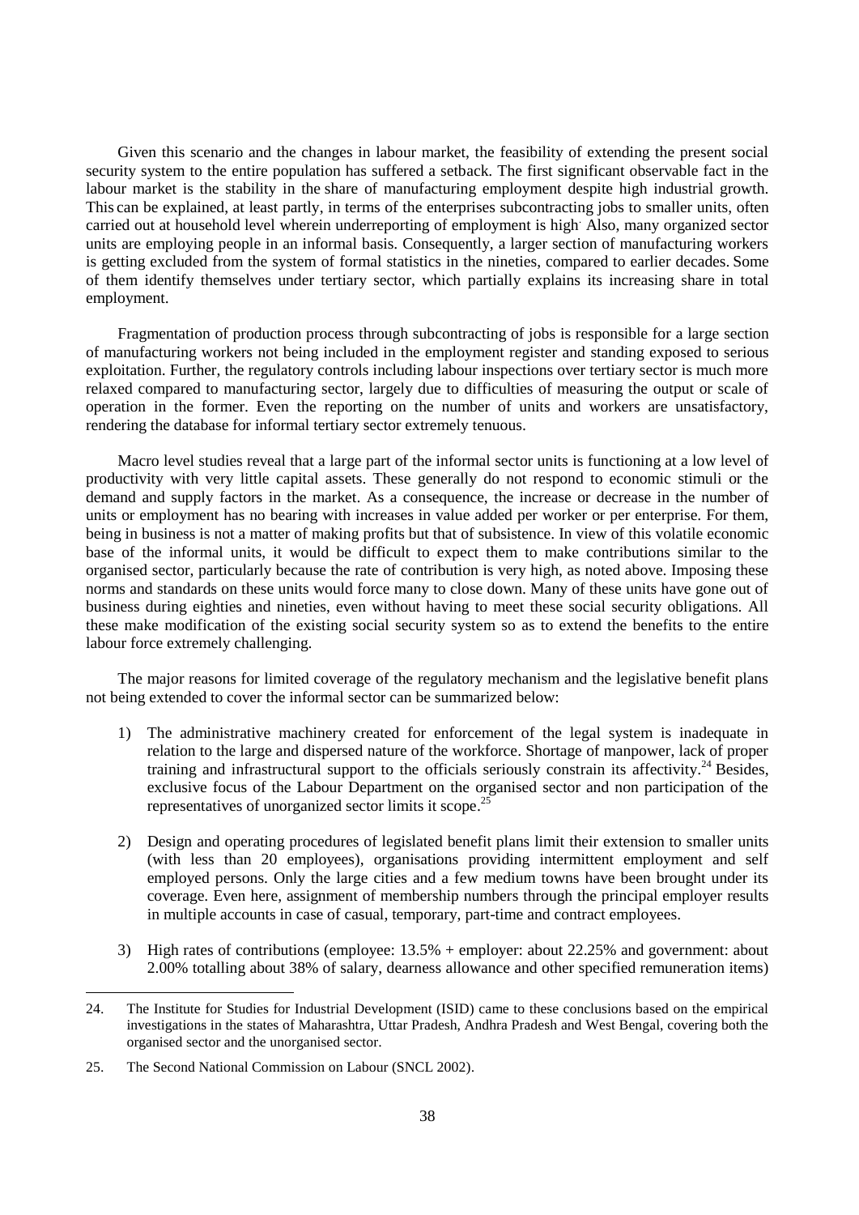Given this scenario and the changes in labour market, the feasibility of extending the present social security system to the entire population has suffered a setback. The first significant observable fact in the labour market is the stability in the share of manufacturing employment despite high industrial growth. This can be explained, at least partly, in terms of the enterprises subcontracting jobs to smaller units, often carried out at household level wherein underreporting of employment is high. Also, many organized sector units are employing people in an informal basis. Consequently, a larger section of manufacturing workers is getting excluded from the system of formal statistics in the nineties, compared to earlier decades. Some of them identify themselves under tertiary sector, which partially explains its increasing share in total employment.

Fragmentation of production process through subcontracting of jobs is responsible for a large section of manufacturing workers not being included in the employment register and standing exposed to serious exploitation. Further, the regulatory controls including labour inspections over tertiary sector is much more relaxed compared to manufacturing sector, largely due to difficulties of measuring the output or scale of operation in the former. Even the reporting on the number of units and workers are unsatisfactory, rendering the database for informal tertiary sector extremely tenuous.

Macro level studies reveal that a large part of the informal sector units is functioning at a low level of productivity with very little capital assets. These generally do not respond to economic stimuli or the demand and supply factors in the market. As a consequence, the increase or decrease in the number of units or employment has no bearing with increases in value added per worker or per enterprise. For them, being in business is not a matter of making profits but that of subsistence. In view of this volatile economic base of the informal units, it would be difficult to expect them to make contributions similar to the organised sector, particularly because the rate of contribution is very high, as noted above. Imposing these norms and standards on these units would force many to close down. Many of these units have gone out of business during eighties and nineties, even without having to meet these social security obligations. All these make modification of the existing social security system so as to extend the benefits to the entire labour force extremely challenging.

The major reasons for limited coverage of the regulatory mechanism and the legislative benefit plans not being extended to cover the informal sector can be summarized below:

1) The administrative machinery created for enforcement of the legal system is inadequate in relation to the large and dispersed nature of the workforce. Shortage of manpower, lack of proper training and infrastructural support to the officials seriously constrain its affectivity.[24] Besides, exclusive focus of the Labour Department on the organised sector and non participation of the representatives of unorganized sector limits it scope.[25]

2) Design and operating procedures of legislated benefit plans limit their extension to smaller units (with less than 20 employees), organisations providing intermittent employment and self employed persons. Only the large cities and a few medium towns have been brought under its coverage. Even here, assignment of membership numbers through the principal employer results in multiple accounts in case of casual, temporary, part-time and contract employees.

3) High rates of contributions (employee: 13.5% + employer: about 22.25% and government: about 2.00% totalling about 38% of salary, dearness allowance and other specified remuneration items)

---

24. The Institute for Studies for Industrial Development (ISID) came to these conclusions based on the empirical investigations in the states of Maharashtra, Uttar Pradesh, Andhra Pradesh and West Bengal, covering both the organised sector and the unorganised sector.

25. The Second National Commission on Labour (SNCL 2002).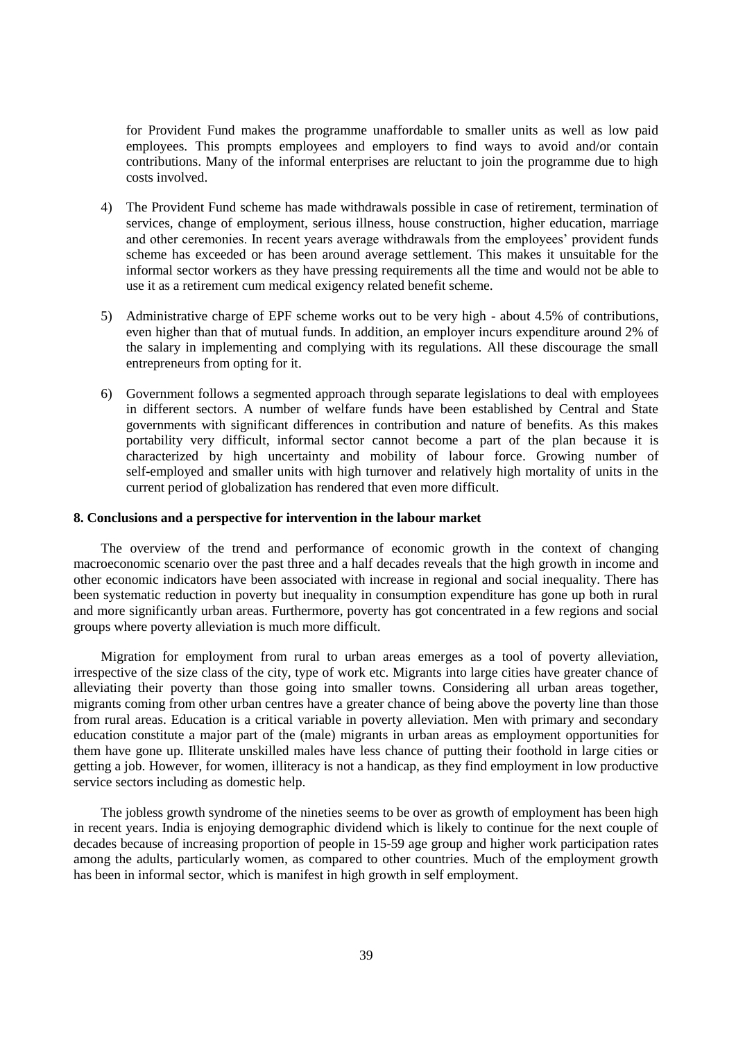for Provident Fund makes the programme unaffordable to smaller units as well as low paid employees. This prompts employees and employers to find ways to avoid and/or contain contributions. Many of the informal enterprises are reluctant to join the programme due to high costs involved.

4) The Provident Fund scheme has made withdrawals possible in case of retirement, termination of services, change of employment, serious illness, house construction, higher education, marriage and other ceremonies. In recent years average withdrawals from the employees' provident funds scheme has exceeded or has been around average settlement. This makes it unsuitable for the informal sector workers as they have pressing requirements all the time and would not be able to use it as a retirement cum medical exigency related benefit scheme.

5) Administrative charge of EPF scheme works out to be very high - about 4.5% of contributions, even higher than that of mutual funds. In addition, an employer incurs expenditure around 2% of the salary in implementing and complying with its regulations. All these discourage the small entrepreneurs from opting for it.

6) Government follows a segmented approach through separate legislations to deal with employees in different sectors. A number of welfare funds have been established by Central and State governments with significant differences in contribution and nature of benefits. As this makes portability very difficult, informal sector cannot become a part of the plan because it is characterized by high uncertainty and mobility of labour force. Growing number of self-employed and smaller units with high turnover and relatively high mortality of units in the current period of globalization has rendered that even more difficult.

## 8. Conclusions and a perspective for intervention in the labour market

The overview of the trend and performance of economic growth in the context of changing macroeconomic scenario over the past three and a half decades reveals that the high growth in income and other economic indicators have been associated with increase in regional and social inequality. There has been systematic reduction in poverty but inequality in consumption expenditure has gone up both in rural and more significantly urban areas. Furthermore, poverty has got concentrated in a few regions and social groups where poverty alleviation is much more difficult.

Migration for employment from rural to urban areas emerges as a tool of poverty alleviation, irrespective of the size class of the city, type of work etc. Migrants into large cities have greater chance of alleviating their poverty than those going into smaller towns. Considering all urban areas together, migrants coming from other urban centres have a greater chance of being above the poverty line than those from rural areas. Education is a critical variable in poverty alleviation. Men with primary and secondary education constitute a major part of the (male) migrants in urban areas as employment opportunities for them have gone up. Illiterate unskilled males have less chance of putting their foothold in large cities or getting a job. However, for women, illiteracy is not a handicap, as they find employment in low productive service sectors including as domestic help.

The jobless growth syndrome of the nineties seems to be over as growth of employment has been high in recent years. India is enjoying demographic dividend which is likely to continue for the next couple of decades because of increasing proportion of people in 15-59 age group and higher work participation rates among the adults, particularly women, as compared to other countries. Much of the employment growth has been in informal sector, which is manifest in high growth in self employment.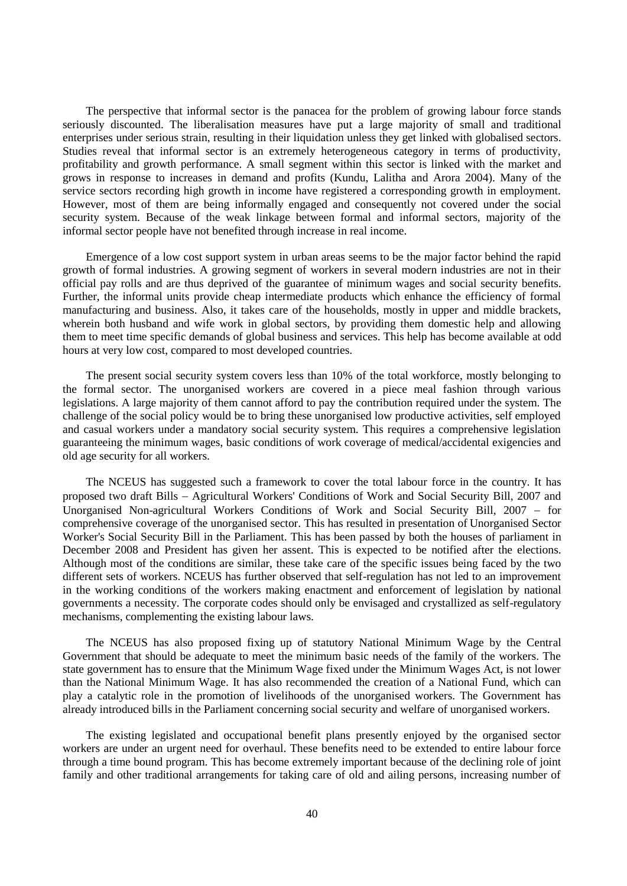The perspective that informal sector is the panacea for the problem of growing labour force stands seriously discounted. The liberalisation measures have put a large majority of small and traditional enterprises under serious strain, resulting in their liquidation unless they get linked with globalised sectors. Studies reveal that informal sector is an extremely heterogeneous category in terms of productivity, profitability and growth performance. A small segment within this sector is linked with the market and grows in response to increases in demand and profits (Kundu, Lalitha and Arora 2004). Many of the service sectors recording high growth in income have registered a corresponding growth in employment. However, most of them are being informally engaged and consequently not covered under the social security system. Because of the weak linkage between formal and informal sectors, majority of the informal sector people have not benefited through increase in real income.

Emergence of a low cost support system in urban areas seems to be the major factor behind the rapid growth of formal industries. A growing segment of workers in several modern industries are not in their official pay rolls and are thus deprived of the guarantee of minimum wages and social security benefits. Further, the informal units provide cheap intermediate products which enhance the efficiency of formal manufacturing and business. Also, it takes care of the households, mostly in upper and middle brackets, wherein both husband and wife work in global sectors, by providing them domestic help and allowing them to meet time specific demands of global business and services. This help has become available at odd hours at very low cost, compared to most developed countries.

The present social security system covers less than 10% of the total workforce, mostly belonging to the formal sector. The unorganised workers are covered in a piece meal fashion through various legislations. A large majority of them cannot afford to pay the contribution required under the system. The challenge of the social policy would be to bring these unorganised low productive activities, self employed and casual workers under a mandatory social security system. This requires a comprehensive legislation guaranteeing the minimum wages, basic conditions of work coverage of medical/accidental exigencies and old age security for all workers.

The NCEUS has suggested such a framework to cover the total labour force in the country. It has proposed two draft Bills – Agricultural Workers' Conditions of Work and Social Security Bill, 2007 and Unorganised Non-agricultural Workers Conditions of Work and Social Security Bill, 2007 – for comprehensive coverage of the unorganised sector. This has resulted in presentation of Unorganised Sector Worker's Social Security Bill in the Parliament. This has been passed by both the houses of parliament in December 2008 and President has given her assent. This is expected to be notified after the elections. Although most of the conditions are similar, these take care of the specific issues being faced by the two different sets of workers. NCEUS has further observed that self-regulation has not led to an improvement in the working conditions of the workers making enactment and enforcement of legislation by national governments a necessity. The corporate codes should only be envisaged and crystallized as self-regulatory mechanisms, complementing the existing labour laws.

The NCEUS has also proposed fixing up of statutory National Minimum Wage by the Central Government that should be adequate to meet the minimum basic needs of the family of the workers. The state government has to ensure that the Minimum Wage fixed under the Minimum Wages Act, is not lower than the National Minimum Wage. It has also recommended the creation of a National Fund, which can play a catalytic role in the promotion of livelihoods of the unorganised workers. The Government has already introduced bills in the Parliament concerning social security and welfare of unorganised workers.

The existing legislated and occupational benefit plans presently enjoyed by the organised sector workers are under an urgent need for overhaul. These benefits need to be extended to entire labour force through a time bound program. This has become extremely important because of the declining role of joint family and other traditional arrangements for taking care of old and ailing persons, increasing number of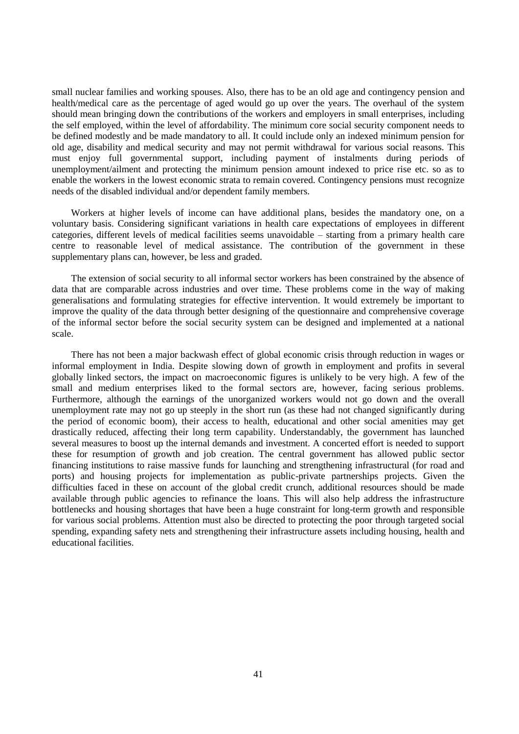small nuclear families and working spouses. Also, there has to be an old age and contingency pension and health/medical care as the percentage of aged would go up over the years. The overhaul of the system should mean bringing down the contributions of the workers and employers in small enterprises, including the self employed, within the level of affordability. The minimum core social security component needs to be defined modestly and be made mandatory to all. It could include only an indexed minimum pension for old age, disability and medical security and may not permit withdrawal for various social reasons. This must enjoy full governmental support, including payment of instalments during periods of unemployment/ailment and protecting the minimum pension amount indexed to price rise etc. so as to enable the workers in the lowest economic strata to remain covered. Contingency pensions must recognize needs of the disabled individual and/or dependent family members.

Workers at higher levels of income can have additional plans, besides the mandatory one, on a voluntary basis. Considering significant variations in health care expectations of employees in different categories, different levels of medical facilities seems unavoidable – starting from a primary health care centre to reasonable level of medical assistance. The contribution of the government in these supplementary plans can, however, be less and graded.

The extension of social security to all informal sector workers has been constrained by the absence of data that are comparable across industries and over time. These problems come in the way of making generalisations and formulating strategies for effective intervention. It would extremely be important to improve the quality of the data through better designing of the questionnaire and comprehensive coverage of the informal sector before the social security system can be designed and implemented at a national scale.

There has not been a major backwash effect of global economic crisis through reduction in wages or informal employment in India. Despite slowing down of growth in employment and profits in several globally linked sectors, the impact on macroeconomic figures is unlikely to be very high. A few of the small and medium enterprises liked to the formal sectors are, however, facing serious problems. Furthermore, although the earnings of the unorganized workers would not go down and the overall unemployment rate may not go up steeply in the short run (as these had not changed significantly during the period of economic boom), their access to health, educational and other social amenities may get drastically reduced, affecting their long term capability. Understandably, the government has launched several measures to boost up the internal demands and investment. A concerted effort is needed to support these for resumption of growth and job creation. The central government has allowed public sector financing institutions to raise massive funds for launching and strengthening infrastructural (for road and ports) and housing projects for implementation as public-private partnerships projects. Given the difficulties faced in these on account of the global credit crunch, additional resources should be made available through public agencies to refinance the loans. This will also help address the infrastructure bottlenecks and housing shortages that have been a huge constraint for long-term growth and responsible for various social problems. Attention must also be directed to protecting the poor through targeted social spending, expanding safety nets and strengthening their infrastructure assets including housing, health and educational facilities.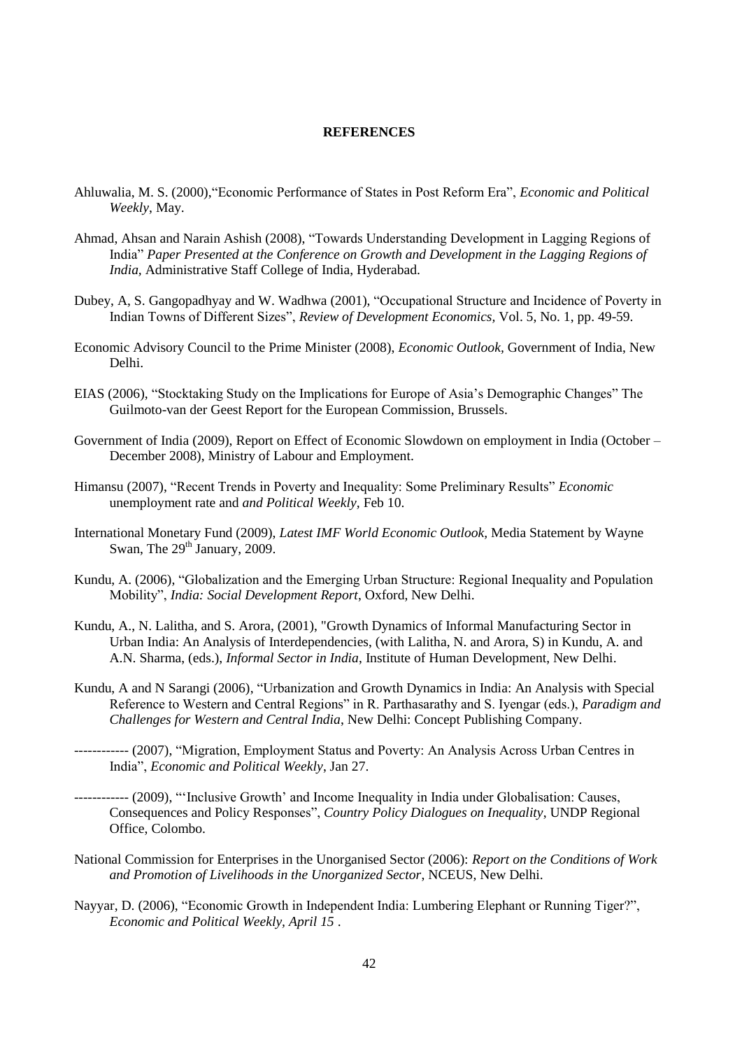**REFERENCES**

Ahluwalia, M. S. (2000),"Economic Performance of States in Post Reform Era", *Economic and Political Weekly*, May.

Ahmad, Ahsan and Narain Ashish (2008), "Towards Understanding Development in Lagging Regions of India" *Paper Presented at the Conference on Growth and Development in the Lagging Regions of India*, Administrative Staff College of India, Hyderabad.

Dubey, A, S. Gangopadhyay and W. Wadhwa (2001), "Occupational Structure and Incidence of Poverty in Indian Towns of Different Sizes", *Review of Development Economics*, Vol. 5, No. 1, pp. 49-59.

Economic Advisory Council to the Prime Minister (2008), *Economic Outlook*, Government of India, New Delhi.

EIAS (2006), "Stocktaking Study on the Implications for Europe of Asia's Demographic Changes" The Guilmoto-van der Geest Report for the European Commission, Brussels.

Government of India (2009), Report on Effect of Economic Slowdown on employment in India (October – December 2008), Ministry of Labour and Employment.

Himansu (2007), "Recent Trends in Poverty and Inequality: Some Preliminary Results" *Economic* unemployment rate and *and Political Weekly*, Feb 10.

International Monetary Fund (2009), *Latest IMF World Economic Outlook*, Media Statement by Wayne Swan, The 29th January, 2009.

Kundu, A. (2006), "Globalization and the Emerging Urban Structure: Regional Inequality and Population Mobility", *India: Social Development Report*, Oxford, New Delhi.

Kundu, A., N. Lalitha, and S. Arora, (2001), "Growth Dynamics of Informal Manufacturing Sector in Urban India: An Analysis of Interdependencies, (with Lalitha, N. and Arora, S) in Kundu, A. and A.N. Sharma, (eds.), *Informal Sector in India*, Institute of Human Development, New Delhi.

Kundu, A and N Sarangi (2006), "Urbanization and Growth Dynamics in India: An Analysis with Special Reference to Western and Central Regions" in R. Parthasarathy and S. Iyengar (eds.), *Paradigm and Challenges for Western and Central India*, New Delhi: Concept Publishing Company.

------------ (2007), "Migration, Employment Status and Poverty: An Analysis Across Urban Centres in India", *Economic and Political Weekly*, Jan 27.

------------ (2009), "'Inclusive Growth' and Income Inequality in India under Globalisation: Causes, Consequences and Policy Responses", *Country Policy Dialogues on Inequality*, UNDP Regional Office, Colombo.

National Commission for Enterprises in the Unorganised Sector (2006): *Report on the Conditions of Work and Promotion of Livelihoods in the Unorganized Sector*, NCEUS, New Delhi.

Nayyar, D. (2006), "Economic Growth in Independent India: Lumbering Elephant or Running Tiger?", *Economic and Political Weekly, April 15* .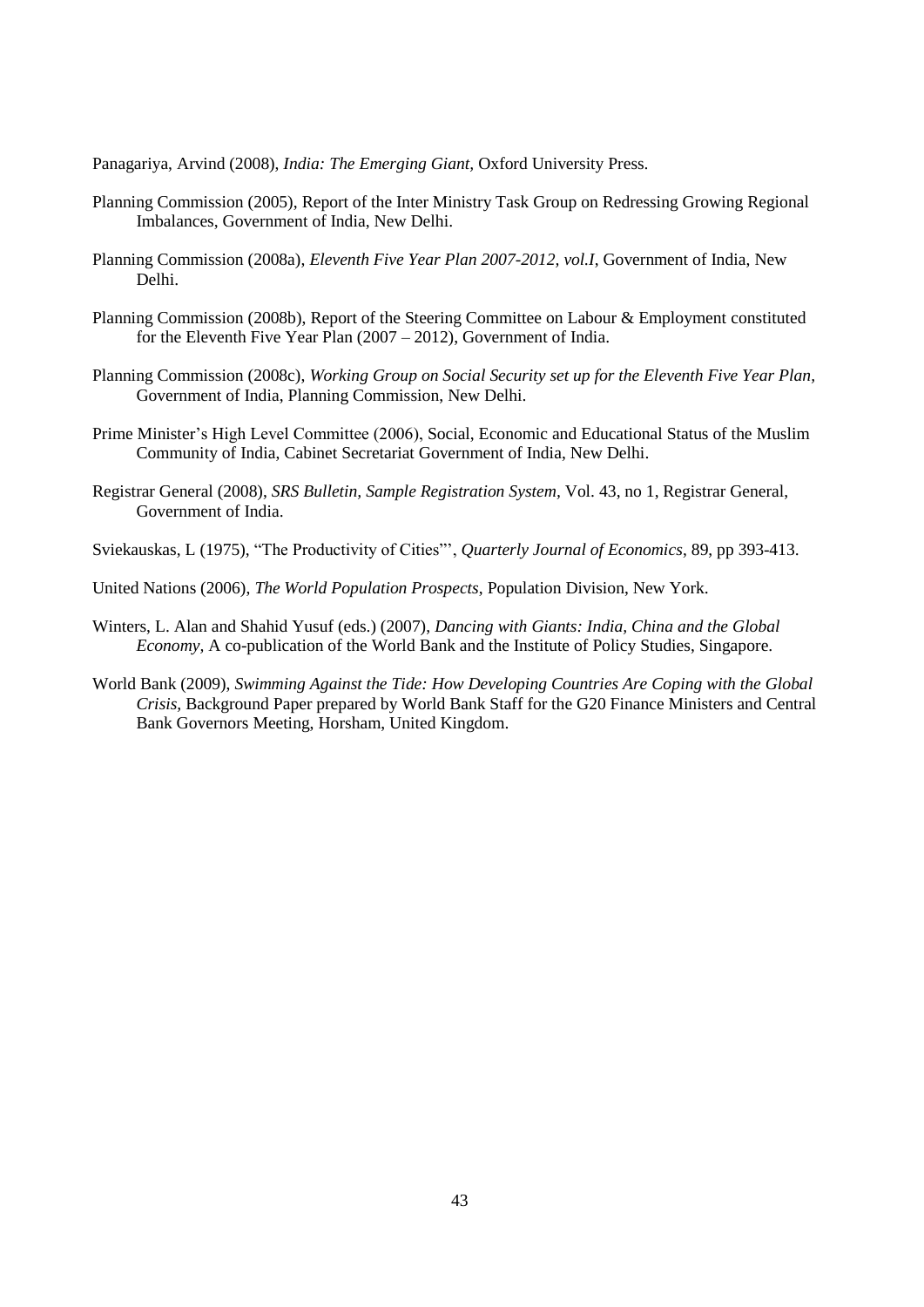Panagariya, Arvind (2008), *India: The Emerging Giant*, Oxford University Press.

Planning Commission (2005), Report of the Inter Ministry Task Group on Redressing Growing Regional Imbalances, Government of India, New Delhi.

Planning Commission (2008a), *Eleventh Five Year Plan 2007-2012, vol.I*, Government of India, New Delhi.

Planning Commission (2008b), Report of the Steering Committee on Labour & Employment constituted for the Eleventh Five Year Plan (2007 – 2012), Government of India.

Planning Commission (2008c), *Working Group on Social Security set up for the Eleventh Five Year Plan*, Government of India, Planning Commission, New Delhi.

Prime Minister's High Level Committee (2006), Social, Economic and Educational Status of the Muslim Community of India, Cabinet Secretariat Government of India, New Delhi.

Registrar General (2008), *SRS Bulletin, Sample Registration System*, Vol. 43, no 1, Registrar General, Government of India.

Sviekauskas, L (1975), "The Productivity of Cities"', *Quarterly Journal of Economics*, 89, pp 393-413.

United Nations (2006), *The World Population Prospects*, Population Division, New York.

Winters, L. Alan and Shahid Yusuf (eds.) (2007), *Dancing with Giants: India, China and the Global Economy*, A co-publication of the World Bank and the Institute of Policy Studies, Singapore.

World Bank (2009), *Swimming Against the Tide: How Developing Countries Are Coping with the Global Crisis*, Background Paper prepared by World Bank Staff for the G20 Finance Ministers and Central Bank Governors Meeting, Horsham, United Kingdom.